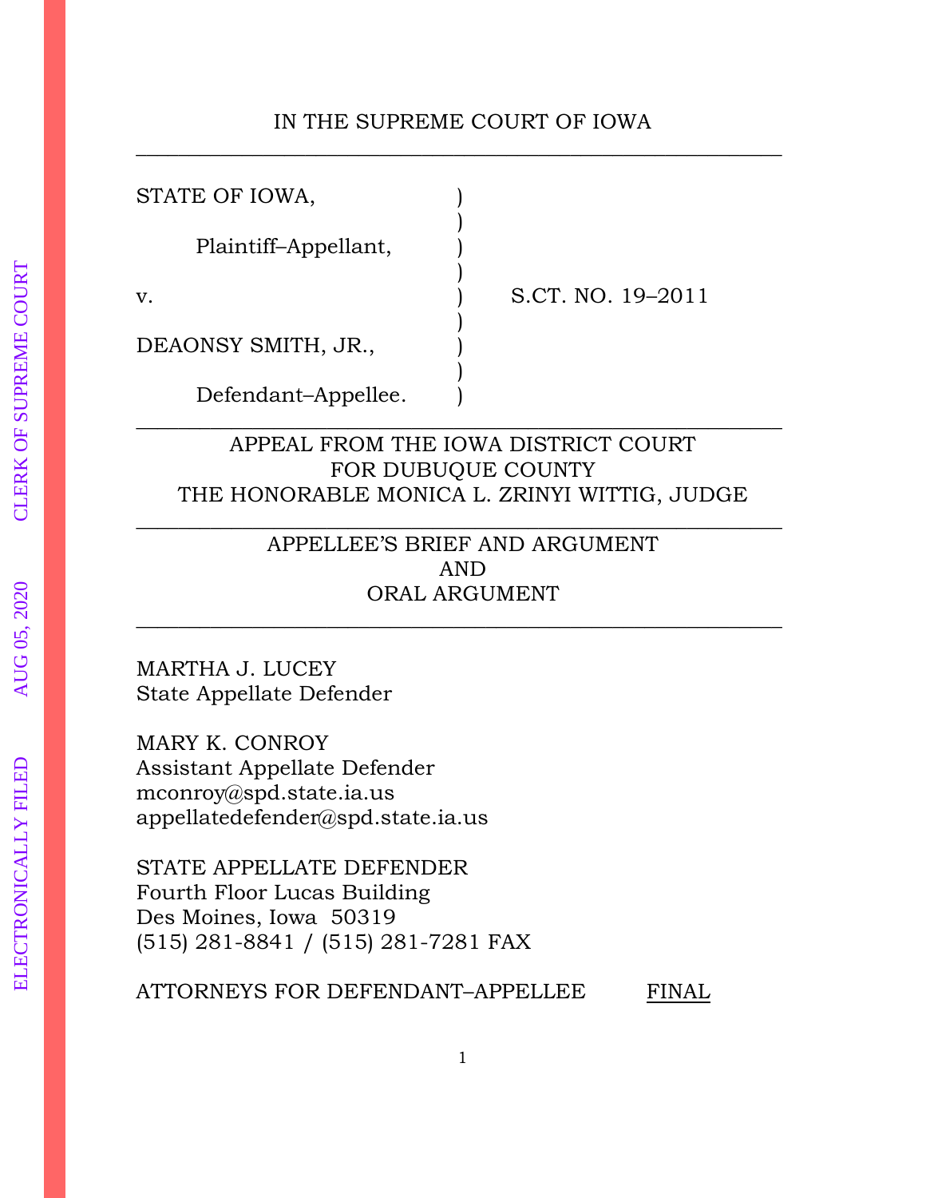IN THE SUPREME COURT OF IOWA

---

STATE OF IOWA, )
)
Plaintiff–Appellant, )
)
v. ) S.CT. NO. 19–2011
)
DEAONSY SMITH, JR., )
)
Defendant–Appellee. )

---

APPEAL FROM THE IOWA DISTRICT COURT
FOR DUBUQUE COUNTY
THE HONORABLE MONICA L. ZRINYI WITTIG, JUDGE

---

APPELLEE'S BRIEF AND ARGUMENT
AND
ORAL ARGUMENT

---

MARTHA J. LUCEY
State Appellate Defender

MARY K. CONROY
Assistant Appellate Defender
mconroy@spd.state.ia.us
appellatedefender@spd.state.ia.us

STATE APPELLATE DEFENDER
Fourth Floor Lucas Building
Des Moines, Iowa 50319
(515) 281-8841 / (515) 281-7281 FAX

ATTORNEYS FOR DEFENDANT–APPELLEE FINAL

ELECTRONICALLY FILED AUG 05, 2020 CLERK OF SUPREME COURT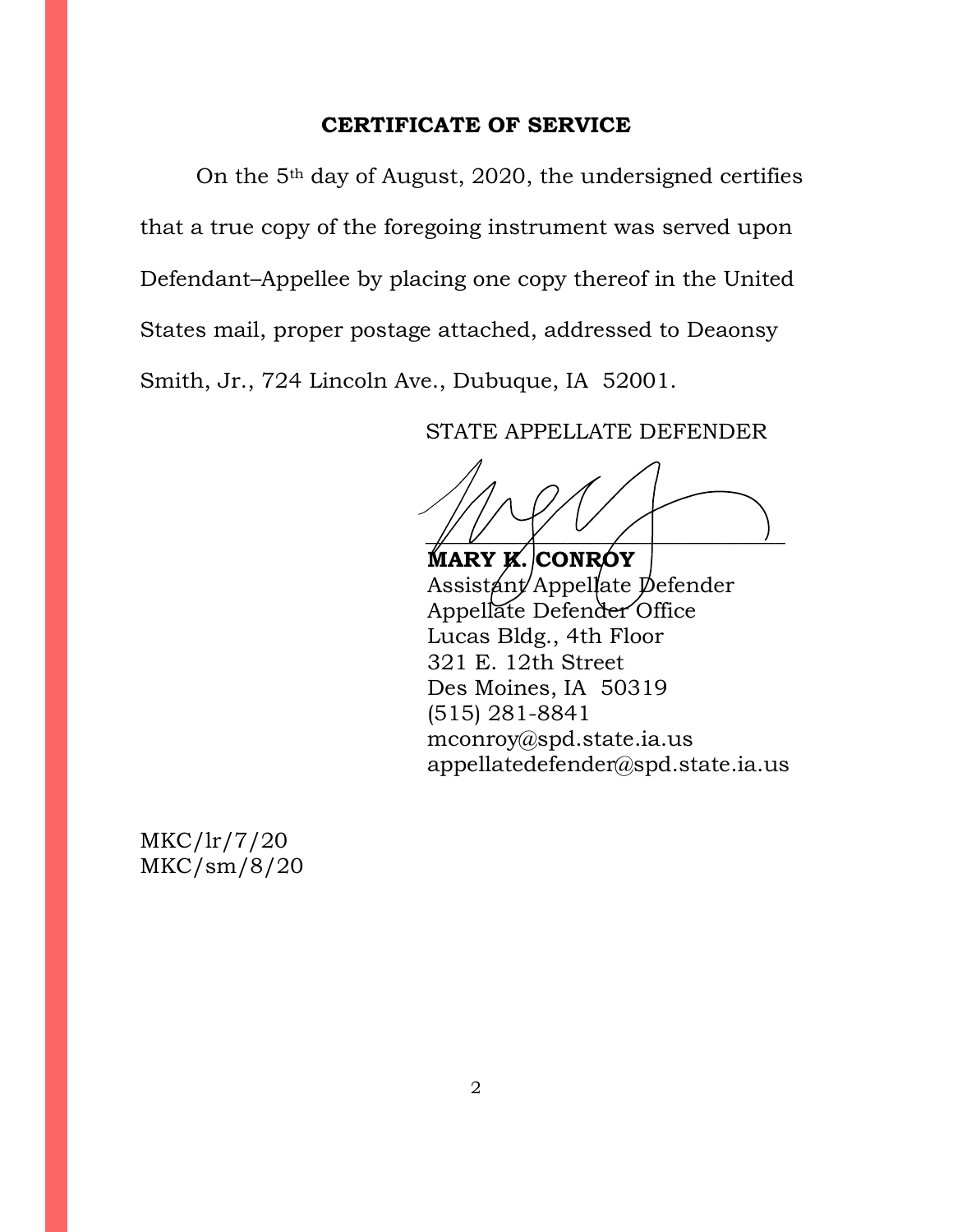## CERTIFICATE OF SERVICE

On the 5th day of August, 2020, the undersigned certifies that a true copy of the foregoing instrument was served upon Defendant–Appellee by placing one copy thereof in the United States mail, proper postage attached, addressed to Deaonsy Smith, Jr., 724 Lincoln Ave., Dubuque, IA 52001.

STATE APPELLATE DEFENDER

**MARY K. CONROY**
Assistant Appellate Defender
Appellate Defender Office
Lucas Bldg., 4th Floor
321 E. 12th Street
Des Moines, IA 50319
(515) 281-8841
mconroy@spd.state.ia.us
appellatedefender@spd.state.ia.us

MKC/lr/7/20
MKC/sm/8/20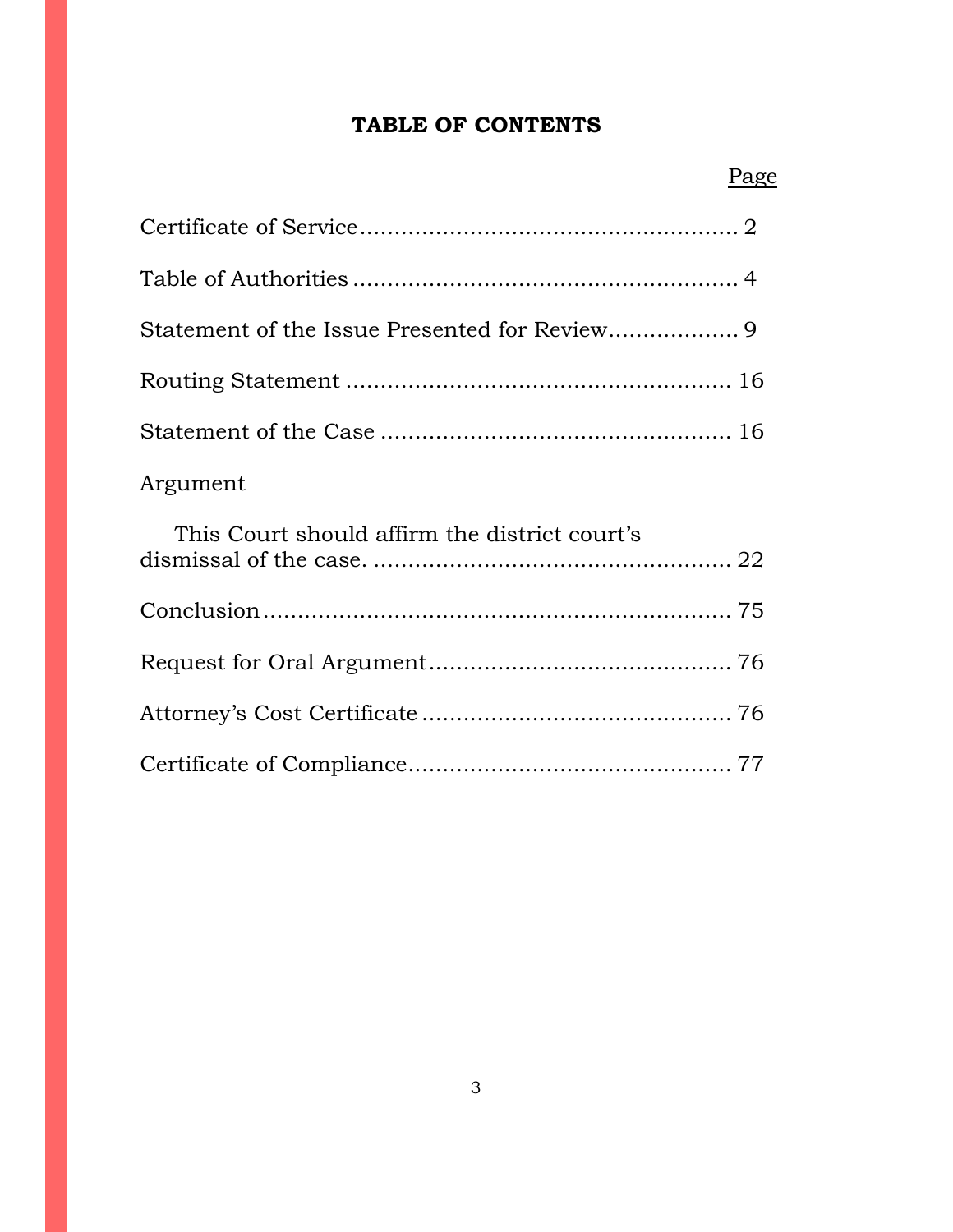# TABLE OF CONTENTS

| | Page |
|---|---|
| Certificate of Service | 2 |
| Table of Authorities | 4 |
| Statement of the Issue Presented for Review | 9 |
| Routing Statement | 16 |
| Statement of the Case | 16 |
| Argument | |
| This Court should affirm the district court's dismissal of the case. | 22 |
| Conclusion | 75 |
| Request for Oral Argument | 76 |
| Attorney's Cost Certificate | 76 |
| Certificate of Compliance | 77 |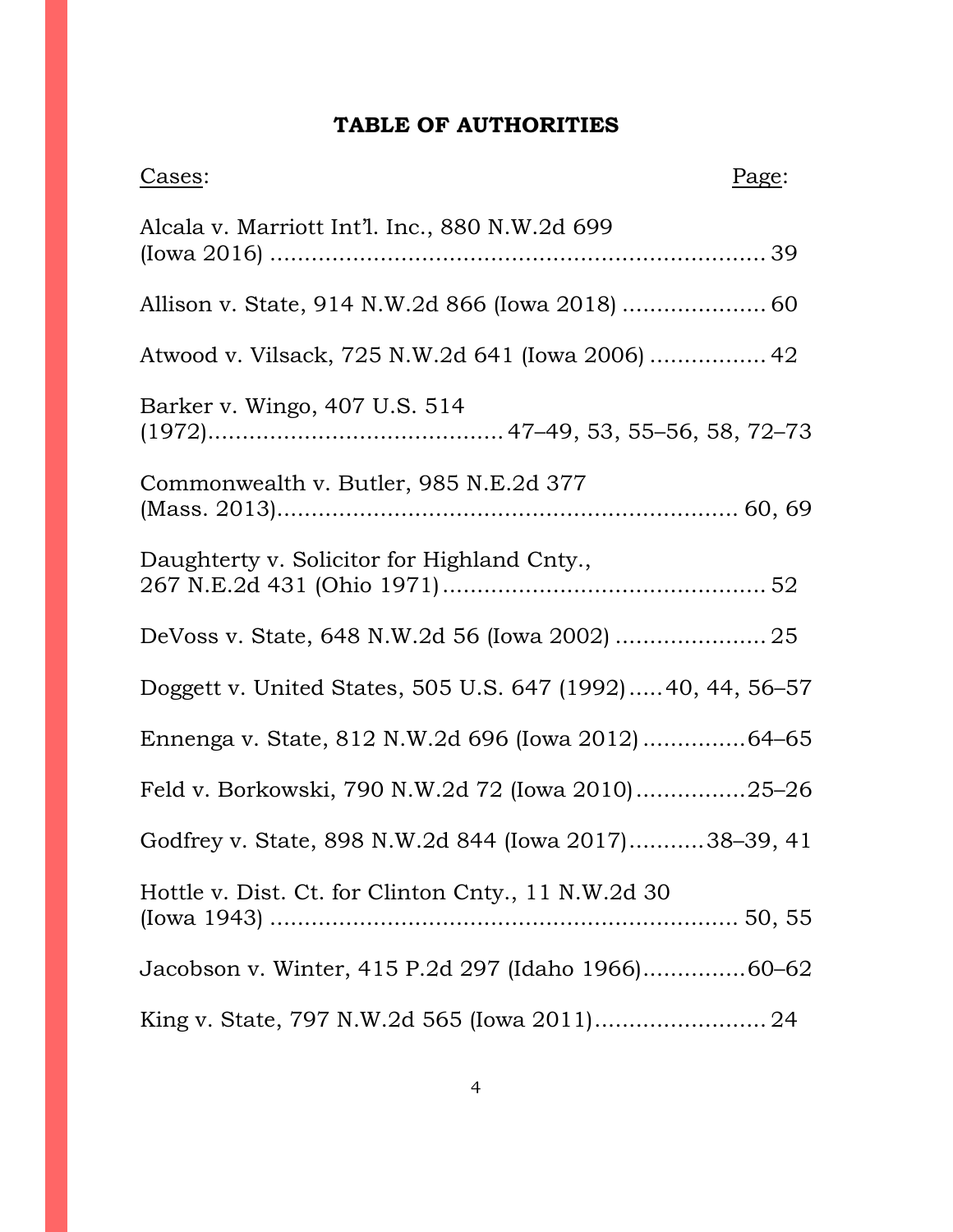# TABLE OF AUTHORITIES

| Cases: | Page: |
| --- | --- |
| Alcala v. Marriott Int'l. Inc., 880 N.W.2d 699 (Iowa 2016) | 39 |
| Allison v. State, 914 N.W.2d 866 (Iowa 2018) | 60 |
| Atwood v. Vilsack, 725 N.W.2d 641 (Iowa 2006) | 42 |
| Barker v. Wingo, 407 U.S. 514 (1972) | 47–49, 53, 55–56, 58, 72–73 |
| Commonwealth v. Butler, 985 N.E.2d 377 (Mass. 2013) | 60, 69 |
| Daughterty v. Solicitor for Highland Cnty., 267 N.E.2d 431 (Ohio 1971) | 52 |
| DeVoss v. State, 648 N.W.2d 56 (Iowa 2002) | 25 |
| Doggett v. United States, 505 U.S. 647 (1992) | 40, 44, 56–57 |
| Ennenga v. State, 812 N.W.2d 696 (Iowa 2012) | 64–65 |
| Feld v. Borkowski, 790 N.W.2d 72 (Iowa 2010) | 25–26 |
| Godfrey v. State, 898 N.W.2d 844 (Iowa 2017) | 38–39, 41 |
| Hottle v. Dist. Ct. for Clinton Cnty., 11 N.W.2d 30 (Iowa 1943) | 50, 55 |
| Jacobson v. Winter, 415 P.2d 297 (Idaho 1966) | 60–62 |
| King v. State, 797 N.W.2d 565 (Iowa 2011) | 24 |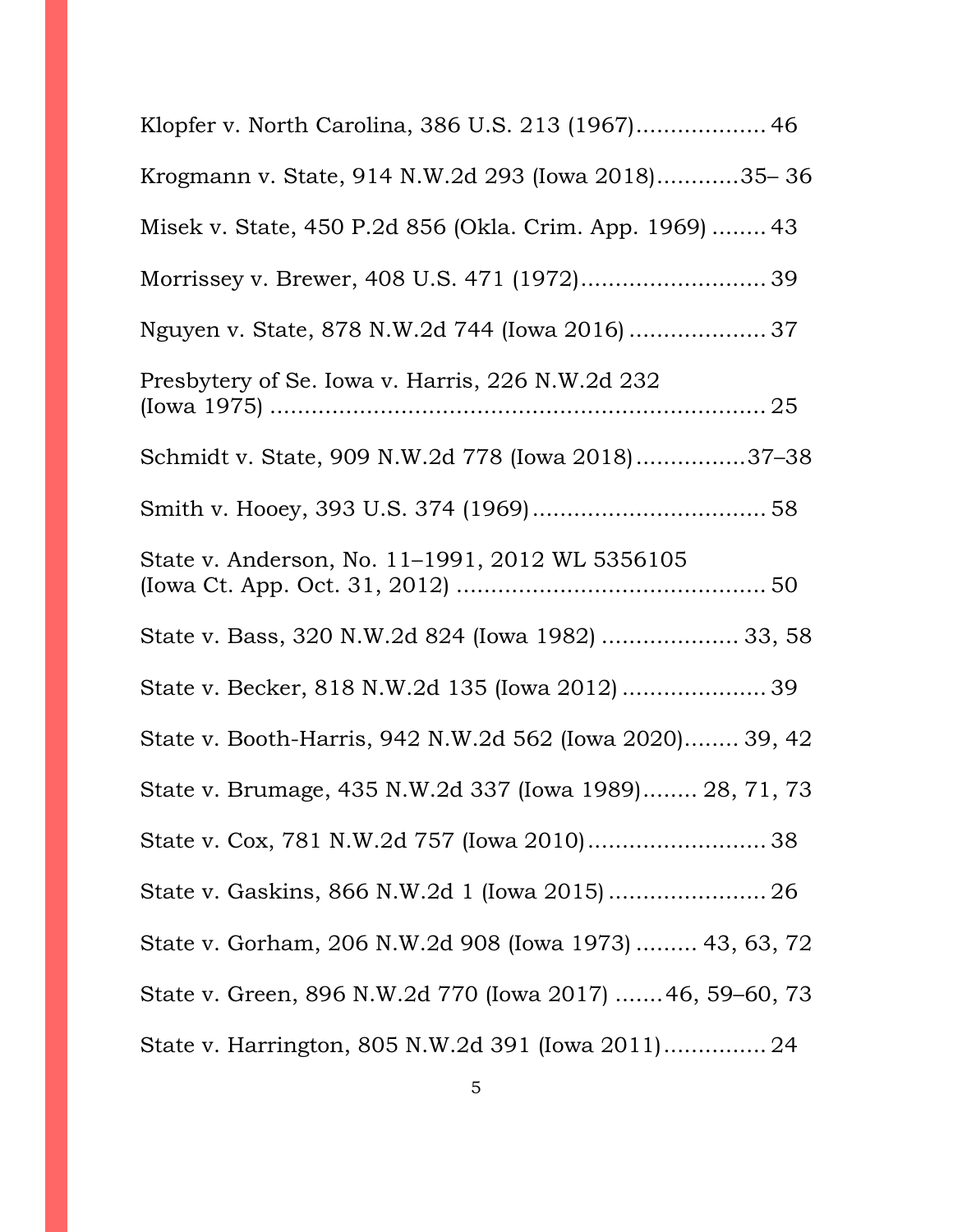Klopfer v. North Carolina, 386 U.S. 213 (1967)................... 46

Krogmann v. State, 914 N.W.2d 293 (Iowa 2018)............35– 36

Misek v. State, 450 P.2d 856 (Okla. Crim. App. 1969) ........ 43

Morrissey v. Brewer, 408 U.S. 471 (1972)........................... 39

Nguyen v. State, 878 N.W.2d 744 (Iowa 2016) .................... 37

Presbytery of Se. Iowa v. Harris, 226 N.W.2d 232 (Iowa 1975) ......................................................................... 25

Schmidt v. State, 909 N.W.2d 778 (Iowa 2018)................37–38

Smith v. Hooey, 393 U.S. 374 (1969).................................. 58

State v. Anderson, No. 11–1991, 2012 WL 5356105 (Iowa Ct. App. Oct. 31, 2012) ............................................. 50

State v. Bass, 320 N.W.2d 824 (Iowa 1982) .................... 33, 58

State v. Becker, 818 N.W.2d 135 (Iowa 2012) ..................... 39

State v. Booth-Harris, 942 N.W.2d 562 (Iowa 2020)........ 39, 42

State v. Brumage, 435 N.W.2d 337 (Iowa 1989)........ 28, 71, 73

State v. Cox, 781 N.W.2d 757 (Iowa 2010).......................... 38

State v. Gaskins, 866 N.W.2d 1 (Iowa 2015) ....................... 26

State v. Gorham, 206 N.W.2d 908 (Iowa 1973) ......... 43, 63, 72

State v. Green, 896 N.W.2d 770 (Iowa 2017) .......46, 59–60, 73

State v. Harrington, 805 N.W.2d 391 (Iowa 2011).............. 24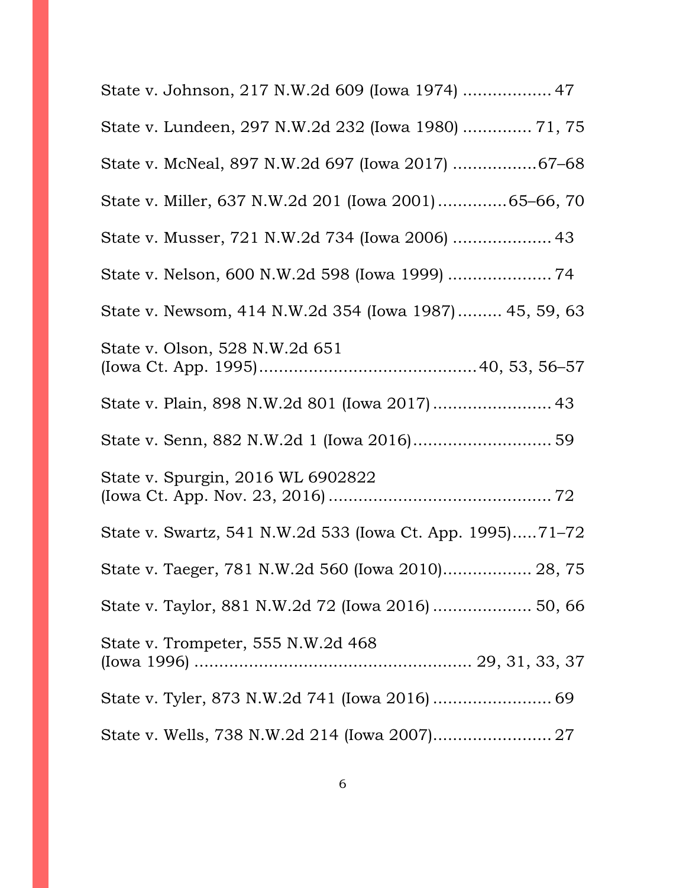State v. Johnson, 217 N.W.2d 609 (Iowa 1974) .................. 47

State v. Lundeen, 297 N.W.2d 232 (Iowa 1980) ............. 71, 75

State v. McNeal, 897 N.W.2d 697 (Iowa 2017) .................67–68

State v. Miller, 637 N.W.2d 201 (Iowa 2001).............65–66, 70

State v. Musser, 721 N.W.2d 734 (Iowa 2006) .................... 43

State v. Nelson, 600 N.W.2d 598 (Iowa 1999) ..................... 74

State v. Newsom, 414 N.W.2d 354 (Iowa 1987)......... 45, 59, 63

State v. Olson, 528 N.W.2d 651 (Iowa Ct. App. 1995)...........................................40, 53, 56–57

State v. Plain, 898 N.W.2d 801 (Iowa 2017)........................ 43

State v. Senn, 882 N.W.2d 1 (Iowa 2016)............................ 59

State v. Spurgin, 2016 WL 6902822 (Iowa Ct. App. Nov. 23, 2016) ............................................. 72

State v. Swartz, 541 N.W.2d 533 (Iowa Ct. App. 1995).....71–72

State v. Taeger, 781 N.W.2d 560 (Iowa 2010).................. 28, 75

State v. Taylor, 881 N.W.2d 72 (Iowa 2016) .................... 50, 66

State v. Trompeter, 555 N.W.2d 468 (Iowa 1996) ....................................................... 29, 31, 33, 37

State v. Tyler, 873 N.W.2d 741 (Iowa 2016) ........................ 69

State v. Wells, 738 N.W.2d 214 (Iowa 2007)........................ 27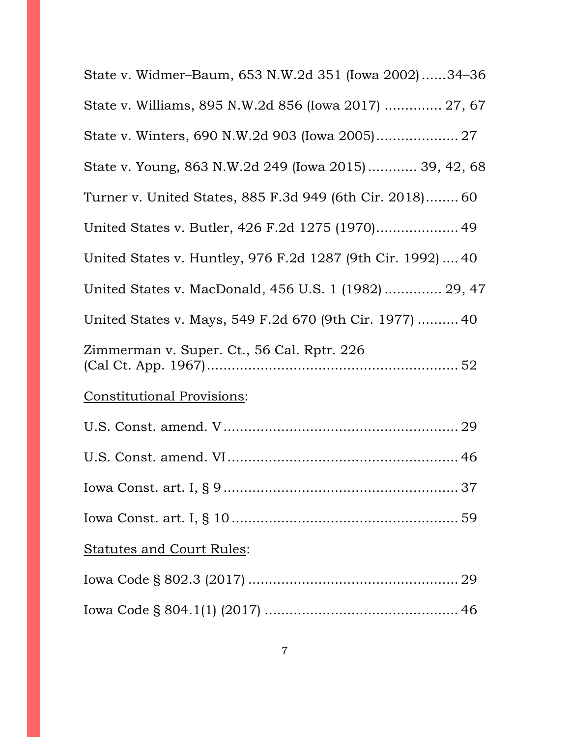State v. Widmer–Baum, 653 N.W.2d 351 (Iowa 2002)......34–36

State v. Williams, 895 N.W.2d 856 (Iowa 2017) ............. 27, 67

State v. Winters, 690 N.W.2d 903 (Iowa 2005).................... 27

State v. Young, 863 N.W.2d 249 (Iowa 2015)............ 39, 42, 68

Turner v. United States, 885 F.3d 949 (6th Cir. 2018)........ 60

United States v. Butler, 426 F.2d 1275 (1970).................... 49

United States v. Huntley, 976 F.2d 1287 (9th Cir. 1992) .... 40

United States v. MacDonald, 456 U.S. 1 (1982) ............. 29, 47

United States v. Mays, 549 F.2d 670 (9th Cir. 1977) .......... 40

Zimmerman v. Super. Ct., 56 Cal. Rptr. 226 (Cal Ct. App. 1967)............................................................ 52

<u>Constitutional Provisions</u>:

U.S. Const. amend. V ........................................................ 29

U.S. Const. amend. VI ....................................................... 46

Iowa Const. art. I, § 9 ......................................................... 37

Iowa Const. art. I, § 10 ....................................................... 59

<u>Statutes and Court Rules</u>:

Iowa Code § 802.3 (2017) ................................................... 29

Iowa Code § 804.1(1) (2017) ............................................... 46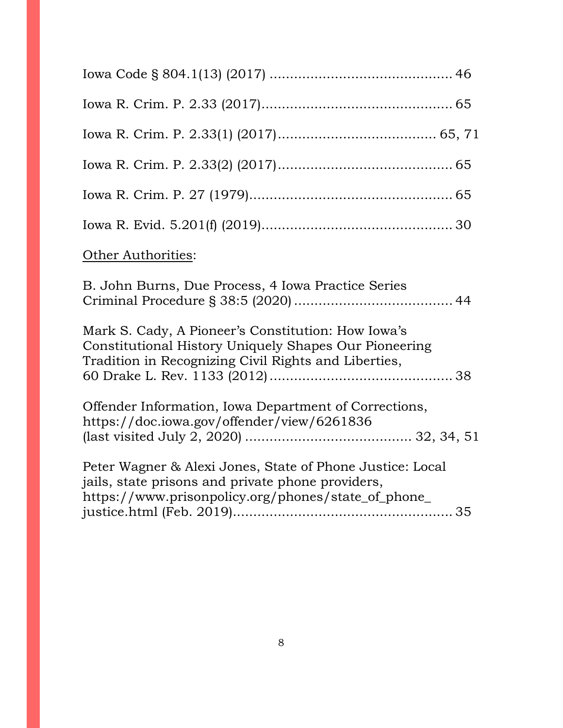Iowa Code § 804.1(13) (2017) ............................................ 46

Iowa R. Crim. P. 2.33 (2017).............................................. 65

Iowa R. Crim. P. 2.33(1) (2017)...................................... 65, 71

Iowa R. Crim. P. 2.33(2) (2017).......................................... 65

Iowa R. Crim. P. 27 (1979)................................................. 65

Iowa R. Evid. 5.201(f) (2019).............................................. 30

<u>Other Authorities</u>:

B. John Burns, Due Process, 4 Iowa Practice Series Criminal Procedure § 38:5 (2020) ...................................... 44

Mark S. Cady, A Pioneer's Constitution: How Iowa's Constitutional History Uniquely Shapes Our Pioneering Tradition in Recognizing Civil Rights and Liberties, 60 Drake L. Rev. 1133 (2012) ............................................ 38

Offender Information, Iowa Department of Corrections, https://doc.iowa.gov/offender/view/6261836 (last visited July 2, 2020) ........................................ 32, 34, 51

Peter Wagner & Alexi Jones, State of Phone Justice: Local jails, state prisons and private phone providers, https://www.prisonpolicy.org/phones/state_of_phone_justice.html (Feb. 2019)..................................................... 35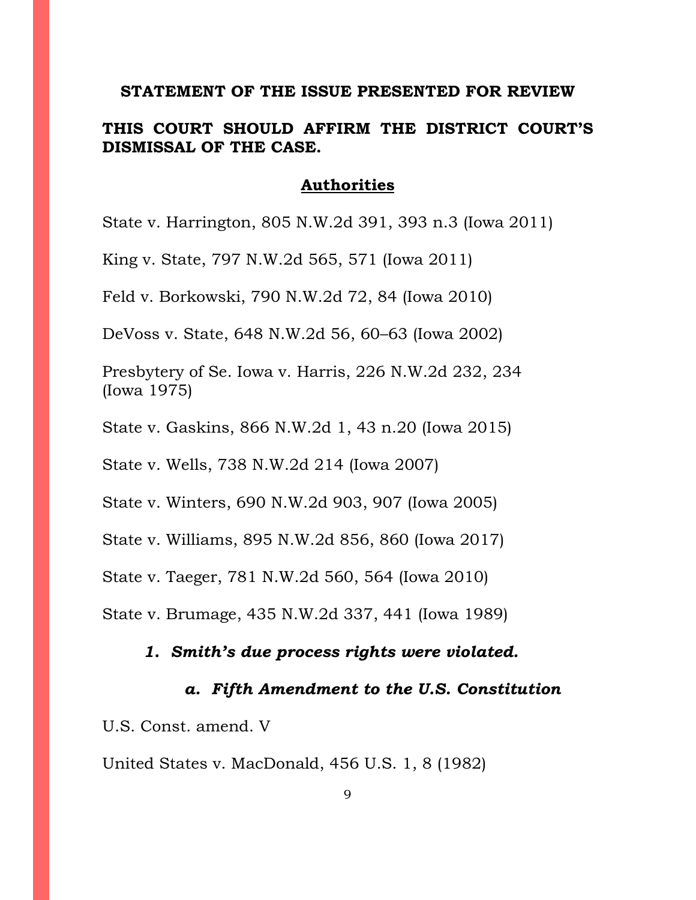## STATEMENT OF THE ISSUE PRESENTED FOR REVIEW

### THIS COURT SHOULD AFFIRM THE DISTRICT COURT'S DISMISSAL OF THE CASE.

**Authorities**

State v. Harrington, 805 N.W.2d 391, 393 n.3 (Iowa 2011)

King v. State, 797 N.W.2d 565, 571 (Iowa 2011)

Feld v. Borkowski, 790 N.W.2d 72, 84 (Iowa 2010)

DeVoss v. State, 648 N.W.2d 56, 60–63 (Iowa 2002)

Presbytery of Se. Iowa v. Harris, 226 N.W.2d 232, 234 (Iowa 1975)

State v. Gaskins, 866 N.W.2d 1, 43 n.20 (Iowa 2015)

State v. Wells, 738 N.W.2d 214 (Iowa 2007)

State v. Winters, 690 N.W.2d 903, 907 (Iowa 2005)

State v. Williams, 895 N.W.2d 856, 860 (Iowa 2017)

State v. Taeger, 781 N.W.2d 560, 564 (Iowa 2010)

State v. Brumage, 435 N.W.2d 337, 441 (Iowa 1989)

***1. Smith's due process rights were violated.***

***a. Fifth Amendment to the U.S. Constitution***

U.S. Const. amend. V

United States v. MacDonald, 456 U.S. 1, 8 (1982)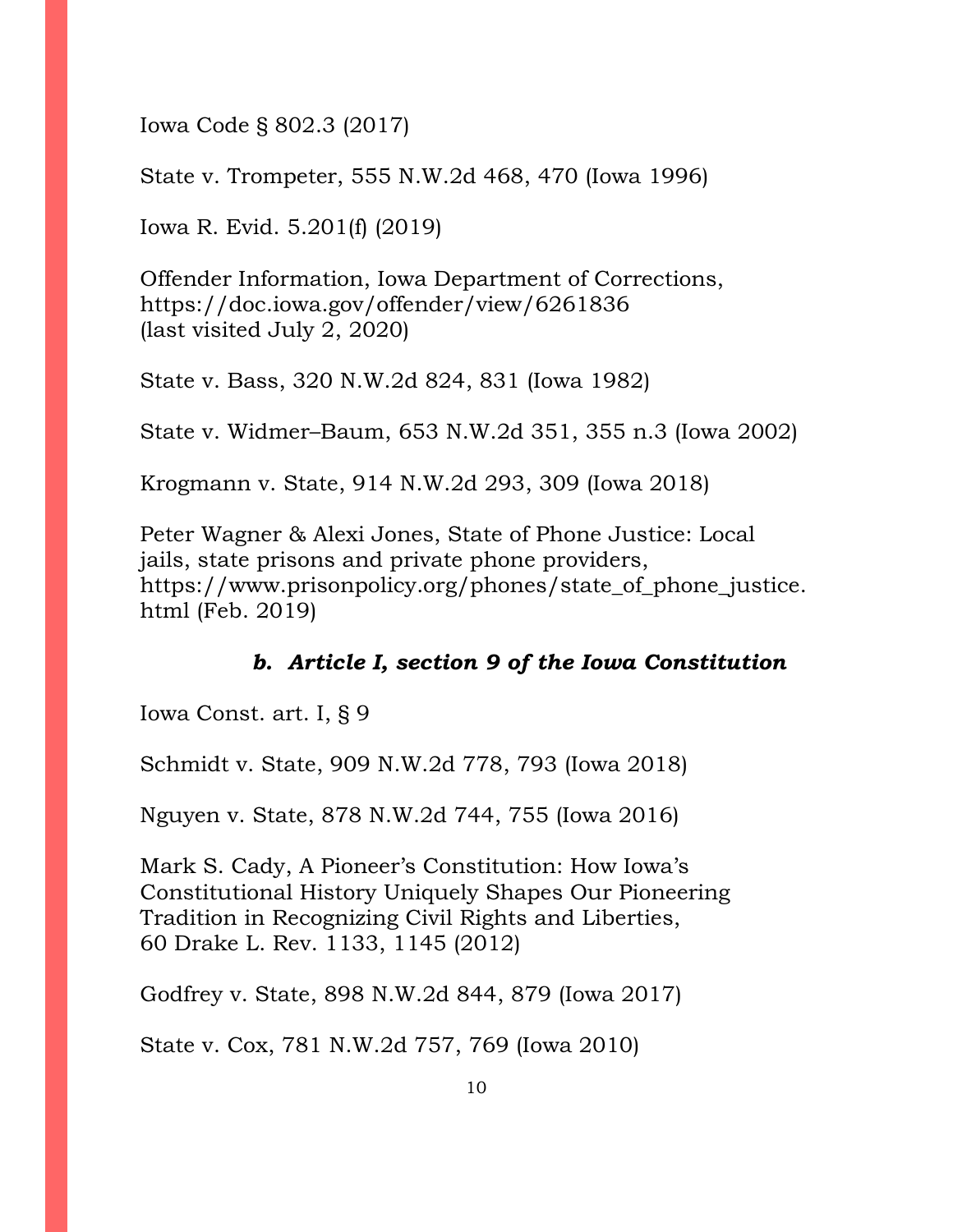Iowa Code § 802.3 (2017)

State v. Trompeter, 555 N.W.2d 468, 470 (Iowa 1996)

Iowa R. Evid. 5.201(f) (2019)

Offender Information, Iowa Department of Corrections, https://doc.iowa.gov/offender/view/6261836 (last visited July 2, 2020)

State v. Bass, 320 N.W.2d 824, 831 (Iowa 1982)

State v. Widmer–Baum, 653 N.W.2d 351, 355 n.3 (Iowa 2002)

Krogmann v. State, 914 N.W.2d 293, 309 (Iowa 2018)

Peter Wagner & Alexi Jones, State of Phone Justice: Local jails, state prisons and private phone providers, https://www.prisonpolicy.org/phones/state_of_phone_justice.html (Feb. 2019)

### *b. Article I, section 9 of the Iowa Constitution*

Iowa Const. art. I, § 9

Schmidt v. State, 909 N.W.2d 778, 793 (Iowa 2018)

Nguyen v. State, 878 N.W.2d 744, 755 (Iowa 2016)

Mark S. Cady, A Pioneer's Constitution: How Iowa's Constitutional History Uniquely Shapes Our Pioneering Tradition in Recognizing Civil Rights and Liberties, 60 Drake L. Rev. 1133, 1145 (2012)

Godfrey v. State, 898 N.W.2d 844, 879 (Iowa 2017)

State v. Cox, 781 N.W.2d 757, 769 (Iowa 2010)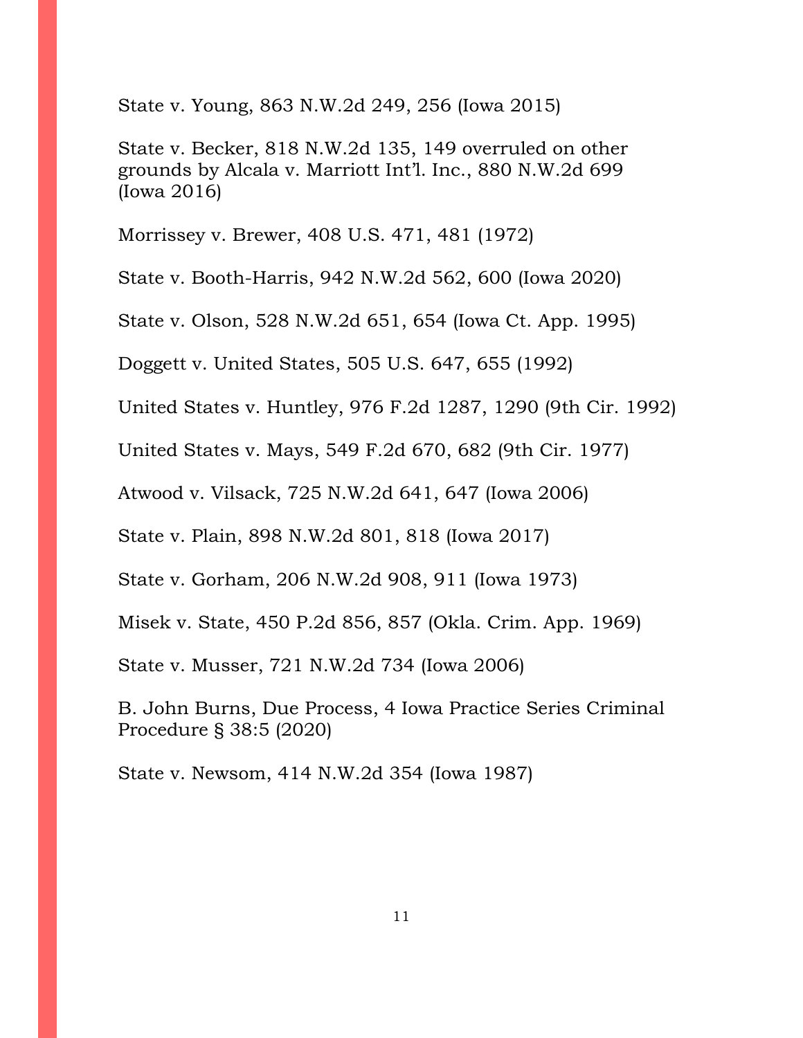State v. Young, 863 N.W.2d 249, 256 (Iowa 2015)

State v. Becker, 818 N.W.2d 135, 149 overruled on other grounds by Alcala v. Marriott Int'l. Inc., 880 N.W.2d 699 (Iowa 2016)

Morrissey v. Brewer, 408 U.S. 471, 481 (1972)

State v. Booth-Harris, 942 N.W.2d 562, 600 (Iowa 2020)

State v. Olson, 528 N.W.2d 651, 654 (Iowa Ct. App. 1995)

Doggett v. United States, 505 U.S. 647, 655 (1992)

United States v. Huntley, 976 F.2d 1287, 1290 (9th Cir. 1992)

United States v. Mays, 549 F.2d 670, 682 (9th Cir. 1977)

Atwood v. Vilsack, 725 N.W.2d 641, 647 (Iowa 2006)

State v. Plain, 898 N.W.2d 801, 818 (Iowa 2017)

State v. Gorham, 206 N.W.2d 908, 911 (Iowa 1973)

Misek v. State, 450 P.2d 856, 857 (Okla. Crim. App. 1969)

State v. Musser, 721 N.W.2d 734 (Iowa 2006)

B. John Burns, Due Process, 4 Iowa Practice Series Criminal Procedure § 38:5 (2020)

State v. Newsom, 414 N.W.2d 354 (Iowa 1987)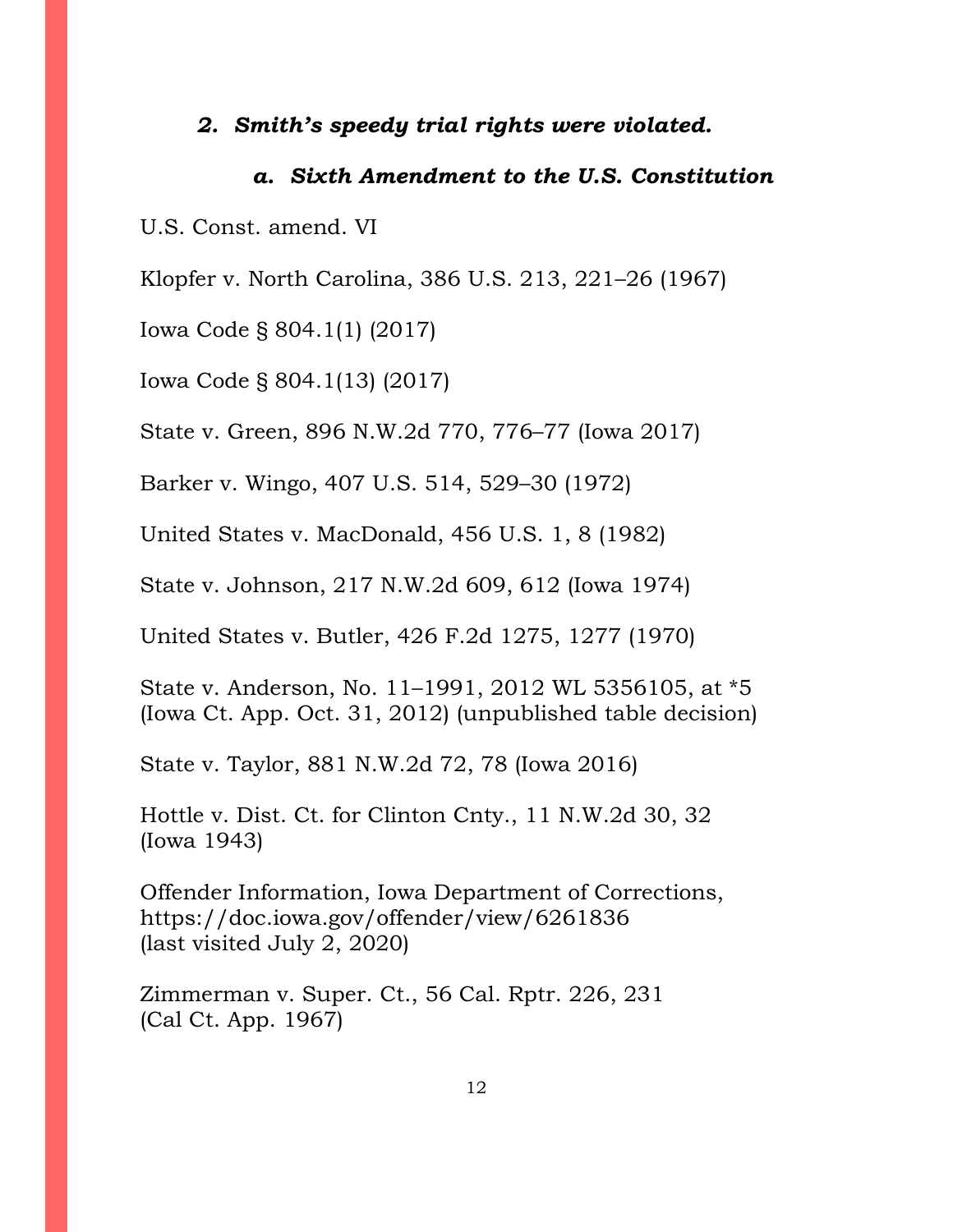### *2. Smith's speedy trial rights were violated.*

#### *a. Sixth Amendment to the U.S. Constitution*

U.S. Const. amend. VI

Klopfer v. North Carolina, 386 U.S. 213, 221–26 (1967)

Iowa Code § 804.1(1) (2017)

Iowa Code § 804.1(13) (2017)

State v. Green, 896 N.W.2d 770, 776–77 (Iowa 2017)

Barker v. Wingo, 407 U.S. 514, 529–30 (1972)

United States v. MacDonald, 456 U.S. 1, 8 (1982)

State v. Johnson, 217 N.W.2d 609, 612 (Iowa 1974)

United States v. Butler, 426 F.2d 1275, 1277 (1970)

State v. Anderson, No. 11–1991, 2012 WL 5356105, at *5 (Iowa Ct. App. Oct. 31, 2012) (unpublished table decision)

State v. Taylor, 881 N.W.2d 72, 78 (Iowa 2016)

Hottle v. Dist. Ct. for Clinton Cnty., 11 N.W.2d 30, 32 (Iowa 1943)

Offender Information, Iowa Department of Corrections, https://doc.iowa.gov/offender/view/6261836 (last visited July 2, 2020)

Zimmerman v. Super. Ct., 56 Cal. Rptr. 226, 231 (Cal Ct. App. 1967)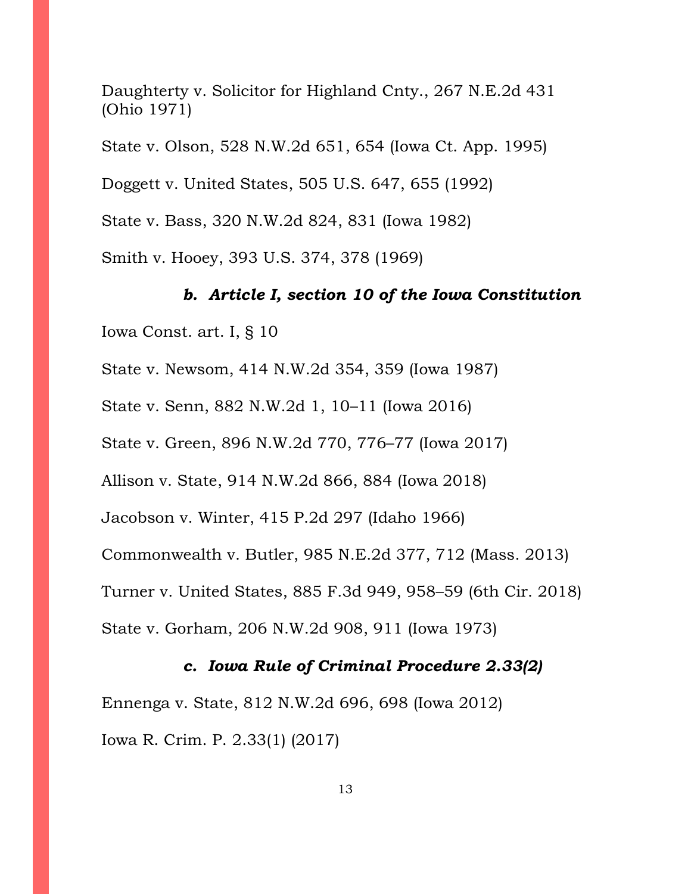Daughterty v. Solicitor for Highland Cnty., 267 N.E.2d 431 (Ohio 1971)

State v. Olson, 528 N.W.2d 651, 654 (Iowa Ct. App. 1995)

Doggett v. United States, 505 U.S. 647, 655 (1992)

State v. Bass, 320 N.W.2d 824, 831 (Iowa 1982)

Smith v. Hooey, 393 U.S. 374, 378 (1969)

### *b. Article I, section 10 of the Iowa Constitution*

Iowa Const. art. I, § 10

State v. Newsom, 414 N.W.2d 354, 359 (Iowa 1987)

State v. Senn, 882 N.W.2d 1, 10–11 (Iowa 2016)

State v. Green, 896 N.W.2d 770, 776–77 (Iowa 2017)

Allison v. State, 914 N.W.2d 866, 884 (Iowa 2018)

Jacobson v. Winter, 415 P.2d 297 (Idaho 1966)

Commonwealth v. Butler, 985 N.E.2d 377, 712 (Mass. 2013)

Turner v. United States, 885 F.3d 949, 958–59 (6th Cir. 2018)

State v. Gorham, 206 N.W.2d 908, 911 (Iowa 1973)

### *c. Iowa Rule of Criminal Procedure 2.33(2)*

Ennenga v. State, 812 N.W.2d 696, 698 (Iowa 2012)

Iowa R. Crim. P. 2.33(1) (2017)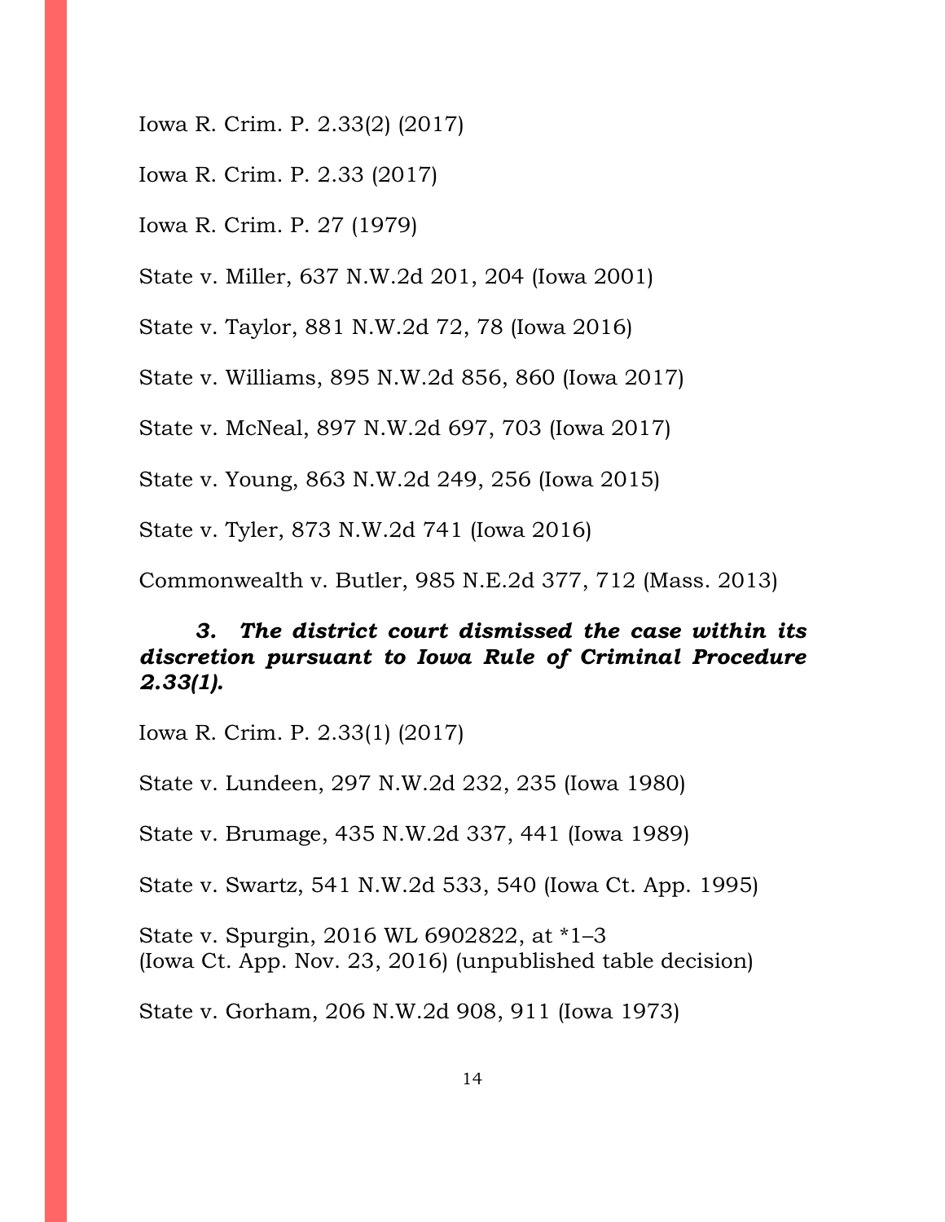Iowa R. Crim. P. 2.33(2) (2017)

Iowa R. Crim. P. 2.33 (2017)

Iowa R. Crim. P. 27 (1979)

State v. Miller, 637 N.W.2d 201, 204 (Iowa 2001)

State v. Taylor, 881 N.W.2d 72, 78 (Iowa 2016)

State v. Williams, 895 N.W.2d 856, 860 (Iowa 2017)

State v. McNeal, 897 N.W.2d 697, 703 (Iowa 2017)

State v. Young, 863 N.W.2d 249, 256 (Iowa 2015)

State v. Tyler, 873 N.W.2d 741 (Iowa 2016)

Commonwealth v. Butler, 985 N.E.2d 377, 712 (Mass. 2013)

***3. The district court dismissed the case within its discretion pursuant to Iowa Rule of Criminal Procedure 2.33(1).***

Iowa R. Crim. P. 2.33(1) (2017)

State v. Lundeen, 297 N.W.2d 232, 235 (Iowa 1980)

State v. Brumage, 435 N.W.2d 337, 441 (Iowa 1989)

State v. Swartz, 541 N.W.2d 533, 540 (Iowa Ct. App. 1995)

State v. Spurgin, 2016 WL 6902822, at *1–3
(Iowa Ct. App. Nov. 23, 2016) (unpublished table decision)

State v. Gorham, 206 N.W.2d 908, 911 (Iowa 1973)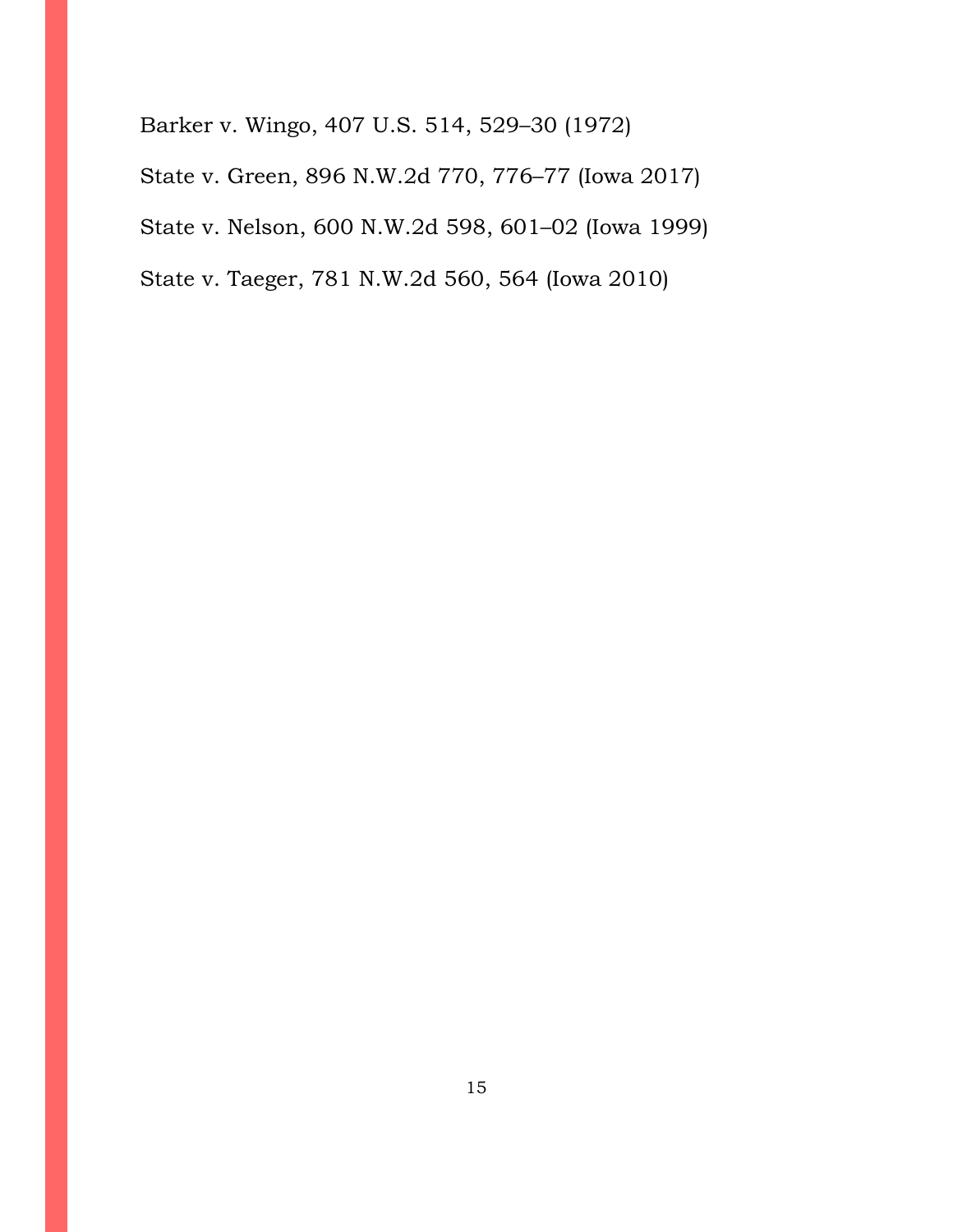Barker v. Wingo, 407 U.S. 514, 529–30 (1972)

State v. Green, 896 N.W.2d 770, 776–77 (Iowa 2017)

State v. Nelson, 600 N.W.2d 598, 601–02 (Iowa 1999)

State v. Taeger, 781 N.W.2d 560, 564 (Iowa 2010)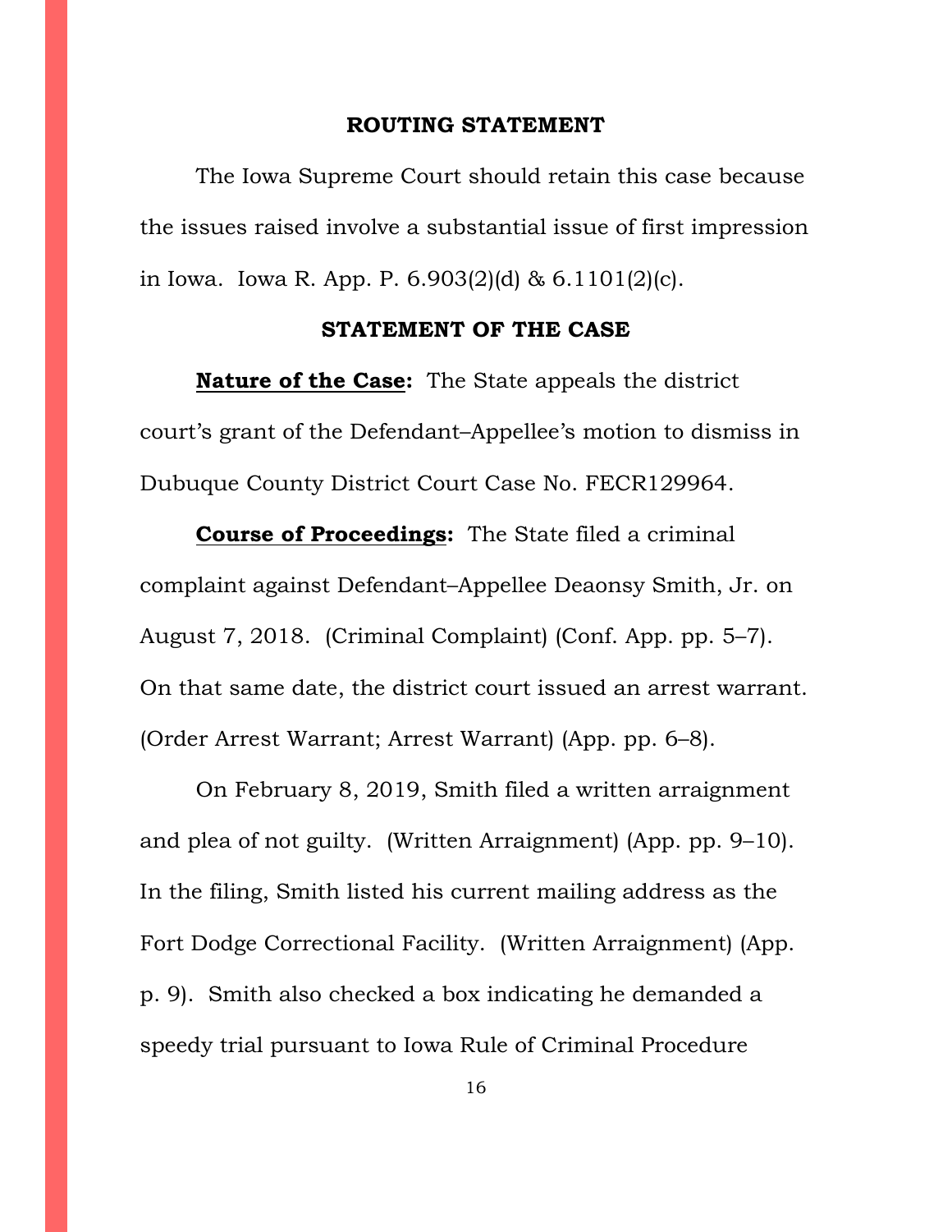## ROUTING STATEMENT

The Iowa Supreme Court should retain this case because the issues raised involve a substantial issue of first impression in Iowa. Iowa R. App. P. 6.903(2)(d) & 6.1101(2)(c).

## STATEMENT OF THE CASE

**Nature of the Case:** The State appeals the district court's grant of the Defendant–Appellee's motion to dismiss in Dubuque County District Court Case No. FECR129964.

**Course of Proceedings:** The State filed a criminal complaint against Defendant–Appellee Deaonsy Smith, Jr. on August 7, 2018. (Criminal Complaint) (Conf. App. pp. 5–7). On that same date, the district court issued an arrest warrant. (Order Arrest Warrant; Arrest Warrant) (App. pp. 6–8).

On February 8, 2019, Smith filed a written arraignment and plea of not guilty. (Written Arraignment) (App. pp. 9–10). In the filing, Smith listed his current mailing address as the Fort Dodge Correctional Facility. (Written Arraignment) (App. p. 9). Smith also checked a box indicating he demanded a speedy trial pursuant to Iowa Rule of Criminal Procedure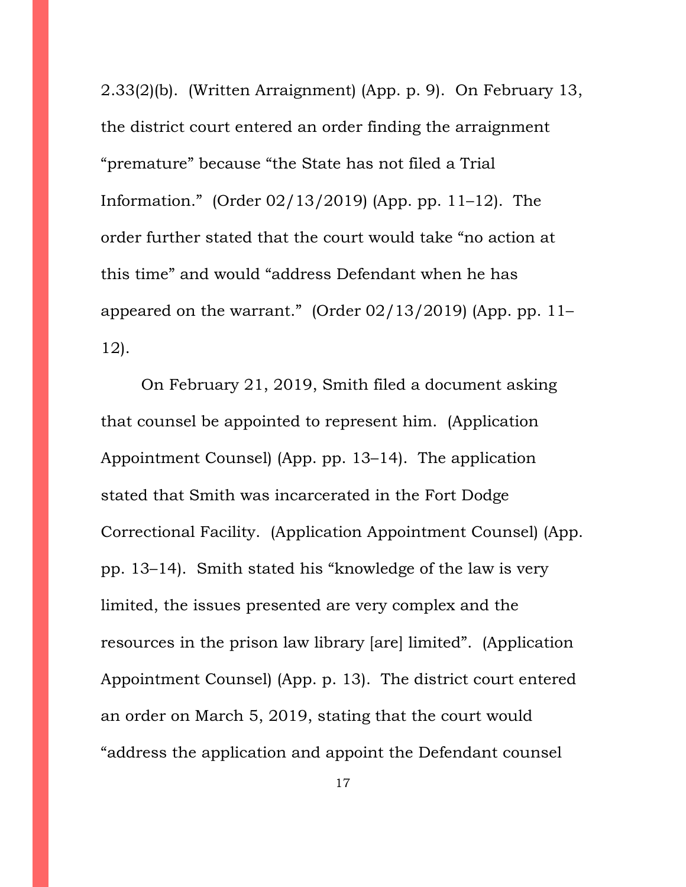2.33(2)(b). (Written Arraignment) (App. p. 9). On February 13, the district court entered an order finding the arraignment "premature" because "the State has not filed a Trial Information." (Order 02/13/2019) (App. pp. 11–12). The order further stated that the court would take "no action at this time" and would "address Defendant when he has appeared on the warrant." (Order 02/13/2019) (App. pp. 11–12).

On February 21, 2019, Smith filed a document asking that counsel be appointed to represent him. (Application Appointment Counsel) (App. pp. 13–14). The application stated that Smith was incarcerated in the Fort Dodge Correctional Facility. (Application Appointment Counsel) (App. pp. 13–14). Smith stated his "knowledge of the law is very limited, the issues presented are very complex and the resources in the prison law library [are] limited". (Application Appointment Counsel) (App. p. 13). The district court entered an order on March 5, 2019, stating that the court would "address the application and appoint the Defendant counsel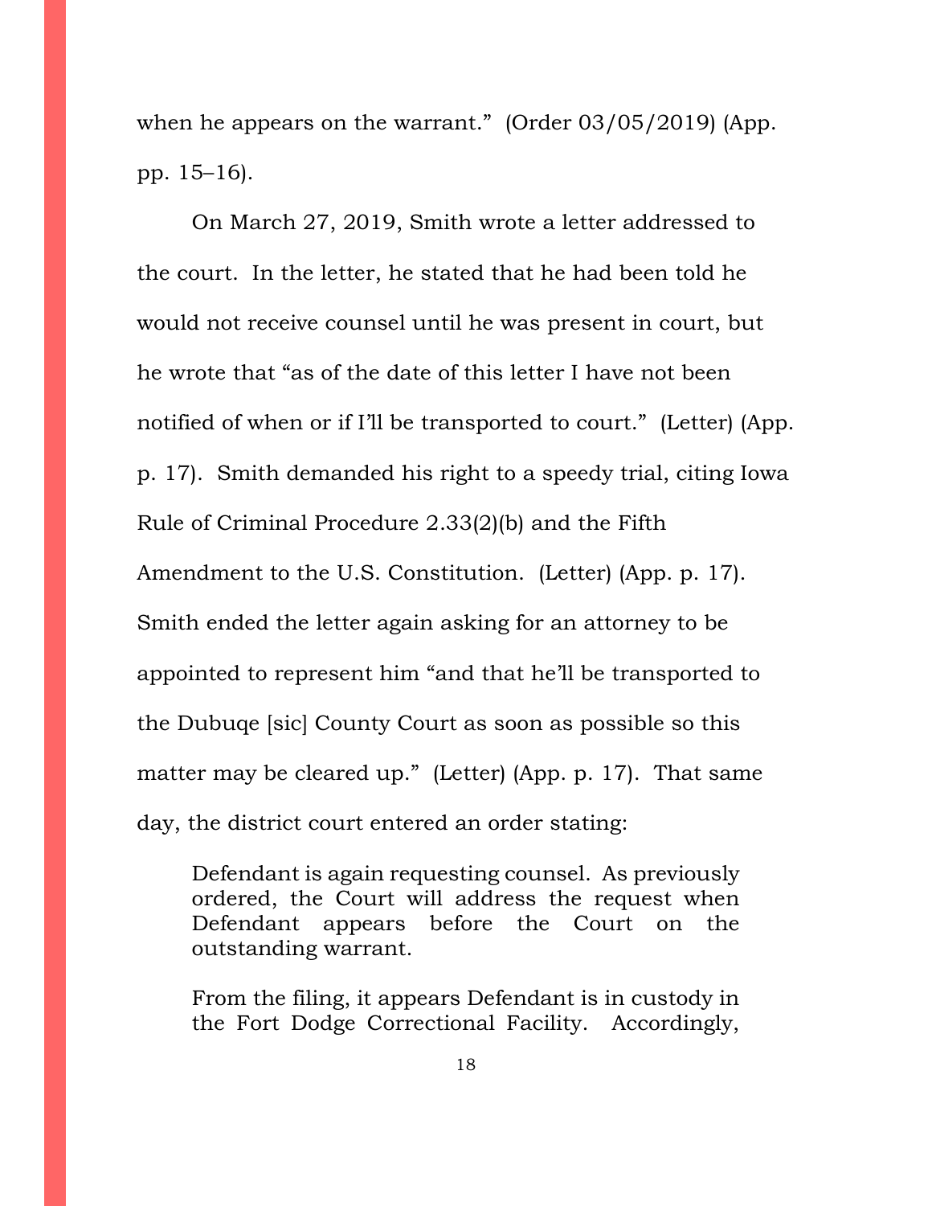when he appears on the warrant." (Order 03/05/2019) (App. pp. 15–16).

On March 27, 2019, Smith wrote a letter addressed to the court. In the letter, he stated that he had been told he would not receive counsel until he was present in court, but he wrote that "as of the date of this letter I have not been notified of when or if I'll be transported to court." (Letter) (App. p. 17). Smith demanded his right to a speedy trial, citing Iowa Rule of Criminal Procedure 2.33(2)(b) and the Fifth Amendment to the U.S. Constitution. (Letter) (App. p. 17). Smith ended the letter again asking for an attorney to be appointed to represent him "and that he'll be transported to the Dubuqe [sic] County Court as soon as possible so this matter may be cleared up." (Letter) (App. p. 17). That same day, the district court entered an order stating:

> Defendant is again requesting counsel. As previously ordered, the Court will address the request when Defendant appears before the Court on the outstanding warrant.
>
> From the filing, it appears Defendant is in custody in the Fort Dodge Correctional Facility. Accordingly,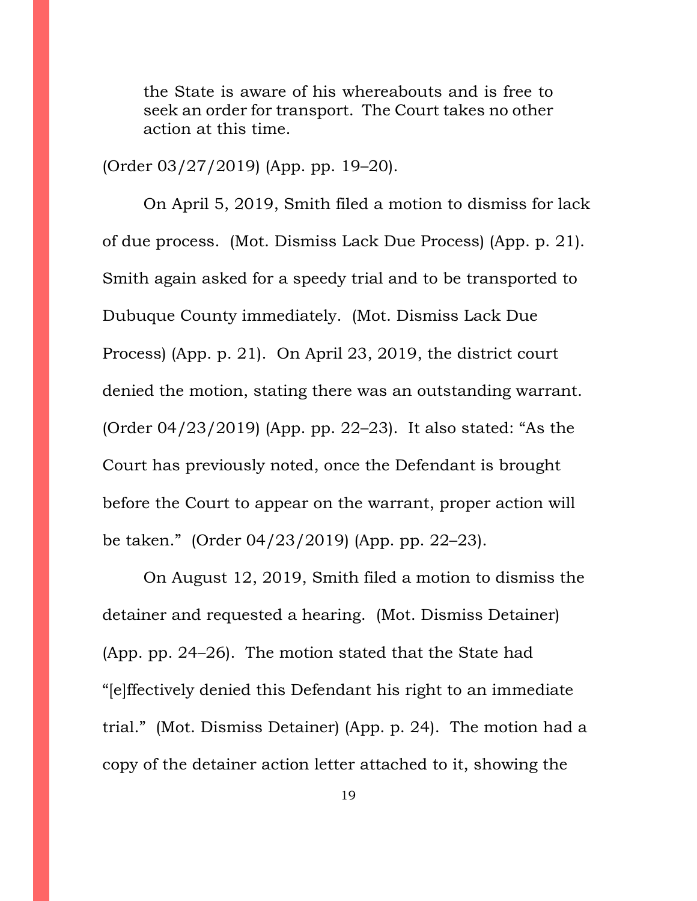> the State is aware of his whereabouts and is free to seek an order for transport. The Court takes no other action at this time.

(Order 03/27/2019) (App. pp. 19–20).

On April 5, 2019, Smith filed a motion to dismiss for lack of due process. (Mot. Dismiss Lack Due Process) (App. p. 21). Smith again asked for a speedy trial and to be transported to Dubuque County immediately. (Mot. Dismiss Lack Due Process) (App. p. 21). On April 23, 2019, the district court denied the motion, stating there was an outstanding warrant. (Order 04/23/2019) (App. pp. 22–23). It also stated: "As the Court has previously noted, once the Defendant is brought before the Court to appear on the warrant, proper action will be taken." (Order 04/23/2019) (App. pp. 22–23).

On August 12, 2019, Smith filed a motion to dismiss the detainer and requested a hearing. (Mot. Dismiss Detainer) (App. pp. 24–26). The motion stated that the State had "[e]ffectively denied this Defendant his right to an immediate trial." (Mot. Dismiss Detainer) (App. p. 24). The motion had a copy of the detainer action letter attached to it, showing the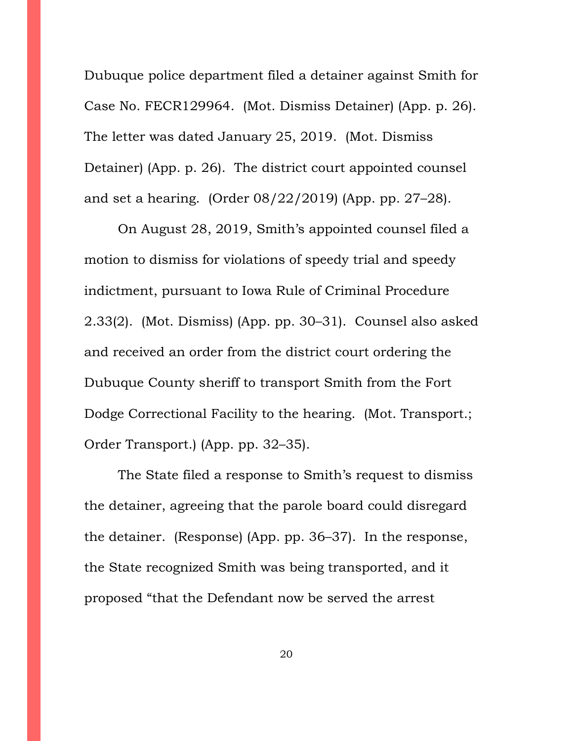Dubuque police department filed a detainer against Smith for Case No. FECR129964. (Mot. Dismiss Detainer) (App. p. 26). The letter was dated January 25, 2019. (Mot. Dismiss Detainer) (App. p. 26). The district court appointed counsel and set a hearing. (Order 08/22/2019) (App. pp. 27–28).

On August 28, 2019, Smith's appointed counsel filed a motion to dismiss for violations of speedy trial and speedy indictment, pursuant to Iowa Rule of Criminal Procedure 2.33(2). (Mot. Dismiss) (App. pp. 30–31). Counsel also asked and received an order from the district court ordering the Dubuque County sheriff to transport Smith from the Fort Dodge Correctional Facility to the hearing. (Mot. Transport.; Order Transport.) (App. pp. 32–35).

The State filed a response to Smith's request to dismiss the detainer, agreeing that the parole board could disregard the detainer. (Response) (App. pp. 36–37). In the response, the State recognized Smith was being transported, and it proposed "that the Defendant now be served the arrest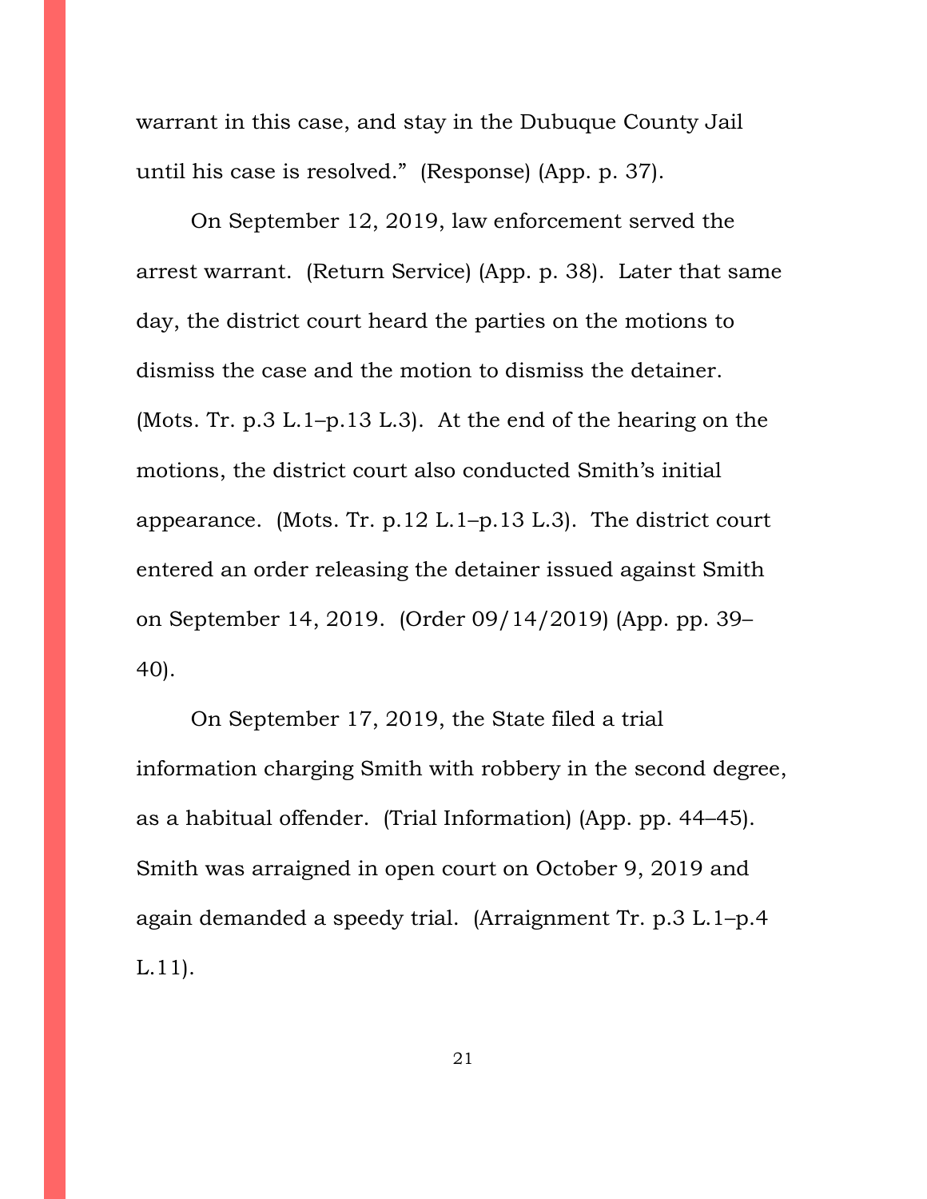warrant in this case, and stay in the Dubuque County Jail until his case is resolved." (Response) (App. p. 37).

On September 12, 2019, law enforcement served the arrest warrant. (Return Service) (App. p. 38). Later that same day, the district court heard the parties on the motions to dismiss the case and the motion to dismiss the detainer. (Mots. Tr. p.3 L.1–p.13 L.3). At the end of the hearing on the motions, the district court also conducted Smith's initial appearance. (Mots. Tr. p.12 L.1–p.13 L.3). The district court entered an order releasing the detainer issued against Smith on September 14, 2019. (Order 09/14/2019) (App. pp. 39–40).

On September 17, 2019, the State filed a trial information charging Smith with robbery in the second degree, as a habitual offender. (Trial Information) (App. pp. 44–45). Smith was arraigned in open court on October 9, 2019 and again demanded a speedy trial. (Arraignment Tr. p.3 L.1–p.4 L.11).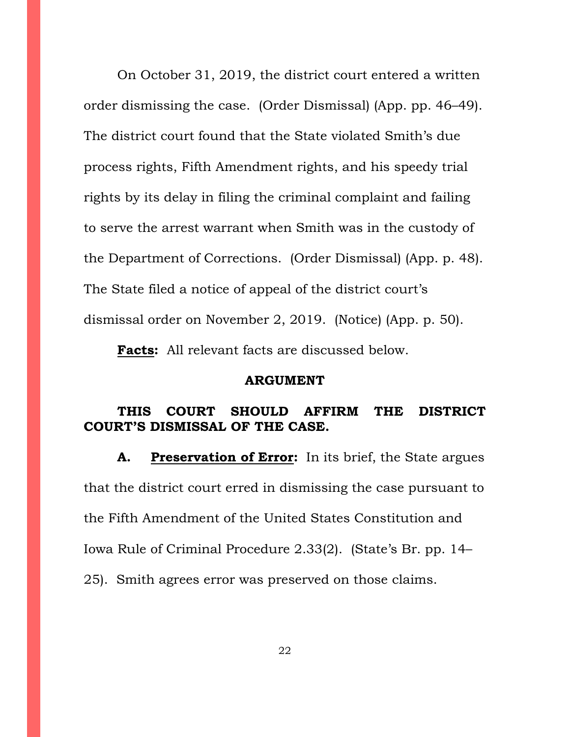On October 31, 2019, the district court entered a written order dismissing the case. (Order Dismissal) (App. pp. 46–49). The district court found that the State violated Smith's due process rights, Fifth Amendment rights, and his speedy trial rights by its delay in filing the criminal complaint and failing to serve the arrest warrant when Smith was in the custody of the Department of Corrections. (Order Dismissal) (App. p. 48). The State filed a notice of appeal of the district court's dismissal order on November 2, 2019. (Notice) (App. p. 50).

**Facts:** All relevant facts are discussed below.

## ARGUMENT

### THIS COURT SHOULD AFFIRM THE DISTRICT COURT'S DISMISSAL OF THE CASE.

**A. Preservation of Error:** In its brief, the State argues that the district court erred in dismissing the case pursuant to the Fifth Amendment of the United States Constitution and Iowa Rule of Criminal Procedure 2.33(2). (State's Br. pp. 14–25). Smith agrees error was preserved on those claims.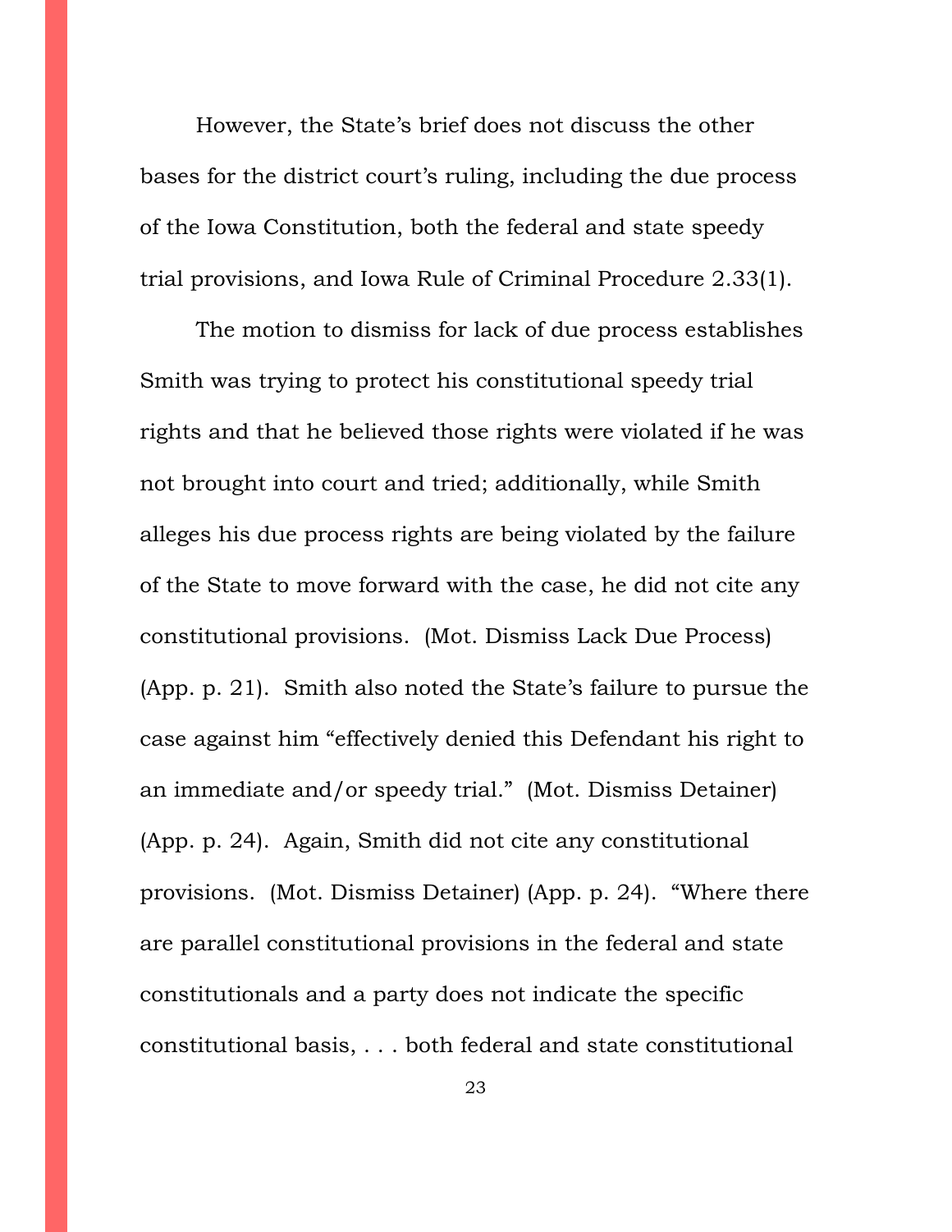However, the State's brief does not discuss the other bases for the district court's ruling, including the due process of the Iowa Constitution, both the federal and state speedy trial provisions, and Iowa Rule of Criminal Procedure 2.33(1).

The motion to dismiss for lack of due process establishes Smith was trying to protect his constitutional speedy trial rights and that he believed those rights were violated if he was not brought into court and tried; additionally, while Smith alleges his due process rights are being violated by the failure of the State to move forward with the case, he did not cite any constitutional provisions. (Mot. Dismiss Lack Due Process) (App. p. 21). Smith also noted the State's failure to pursue the case against him "effectively denied this Defendant his right to an immediate and/or speedy trial." (Mot. Dismiss Detainer) (App. p. 24). Again, Smith did not cite any constitutional provisions. (Mot. Dismiss Detainer) (App. p. 24). "Where there are parallel constitutional provisions in the federal and state constitutionals and a party does not indicate the specific constitutional basis, . . . both federal and state constitutional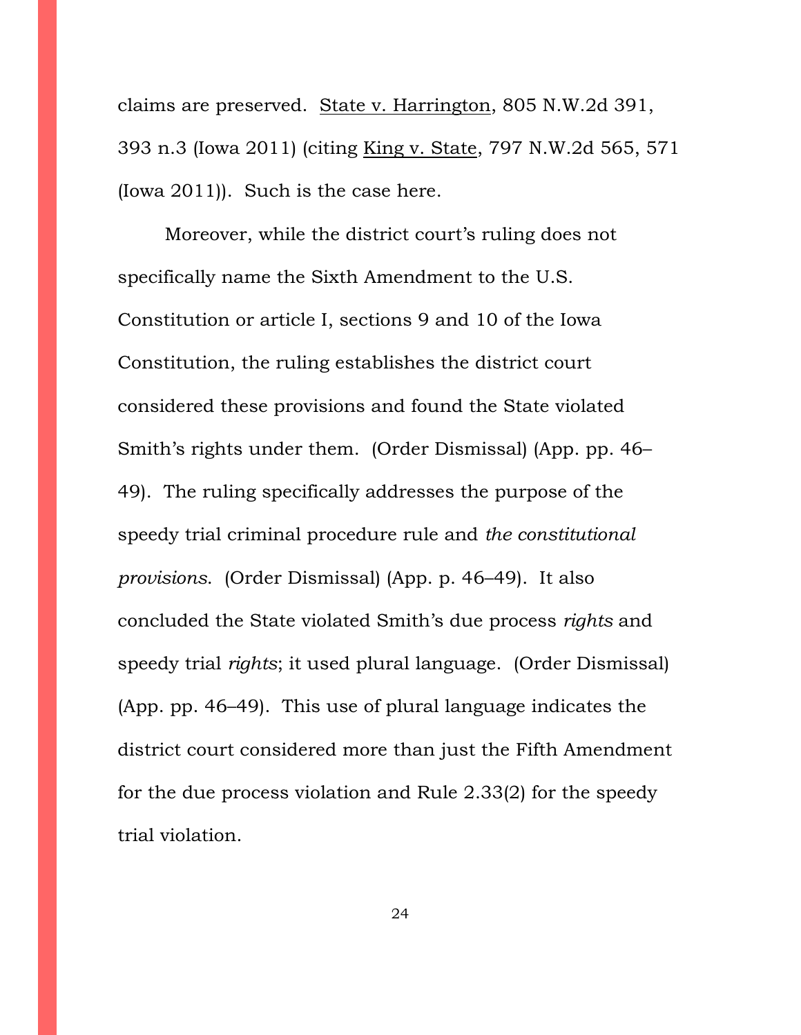claims are preserved. State v. Harrington, 805 N.W.2d 391, 393 n.3 (Iowa 2011) (citing King v. State, 797 N.W.2d 565, 571 (Iowa 2011)). Such is the case here.

Moreover, while the district court's ruling does not specifically name the Sixth Amendment to the U.S. Constitution or article I, sections 9 and 10 of the Iowa Constitution, the ruling establishes the district court considered these provisions and found the State violated Smith's rights under them. (Order Dismissal) (App. pp. 46–49). The ruling specifically addresses the purpose of the speedy trial criminal procedure rule and *the constitutional provisions*. (Order Dismissal) (App. p. 46–49). It also concluded the State violated Smith's due process *rights* and speedy trial *rights*; it used plural language. (Order Dismissal) (App. pp. 46–49). This use of plural language indicates the district court considered more than just the Fifth Amendment for the due process violation and Rule 2.33(2) for the speedy trial violation.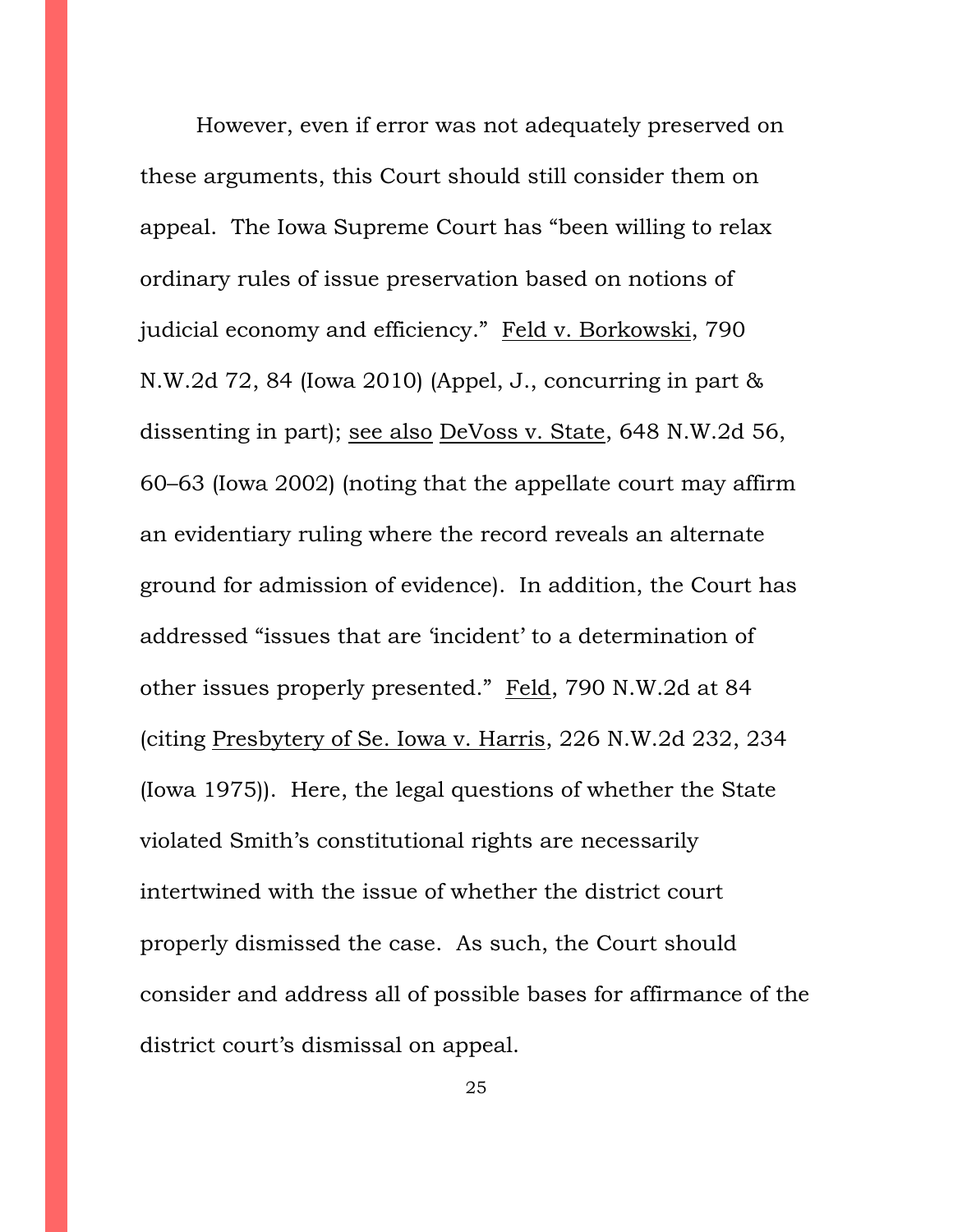However, even if error was not adequately preserved on these arguments, this Court should still consider them on appeal. The Iowa Supreme Court has "been willing to relax ordinary rules of issue preservation based on notions of judicial economy and efficiency." Feld v. Borkowski, 790 N.W.2d 72, 84 (Iowa 2010) (Appel, J., concurring in part & dissenting in part); see also DeVoss v. State, 648 N.W.2d 56, 60–63 (Iowa 2002) (noting that the appellate court may affirm an evidentiary ruling where the record reveals an alternate ground for admission of evidence). In addition, the Court has addressed "issues that are 'incident' to a determination of other issues properly presented." Feld, 790 N.W.2d at 84 (citing Presbytery of Se. Iowa v. Harris, 226 N.W.2d 232, 234 (Iowa 1975)). Here, the legal questions of whether the State violated Smith's constitutional rights are necessarily intertwined with the issue of whether the district court properly dismissed the case. As such, the Court should consider and address all of possible bases for affirmance of the district court's dismissal on appeal.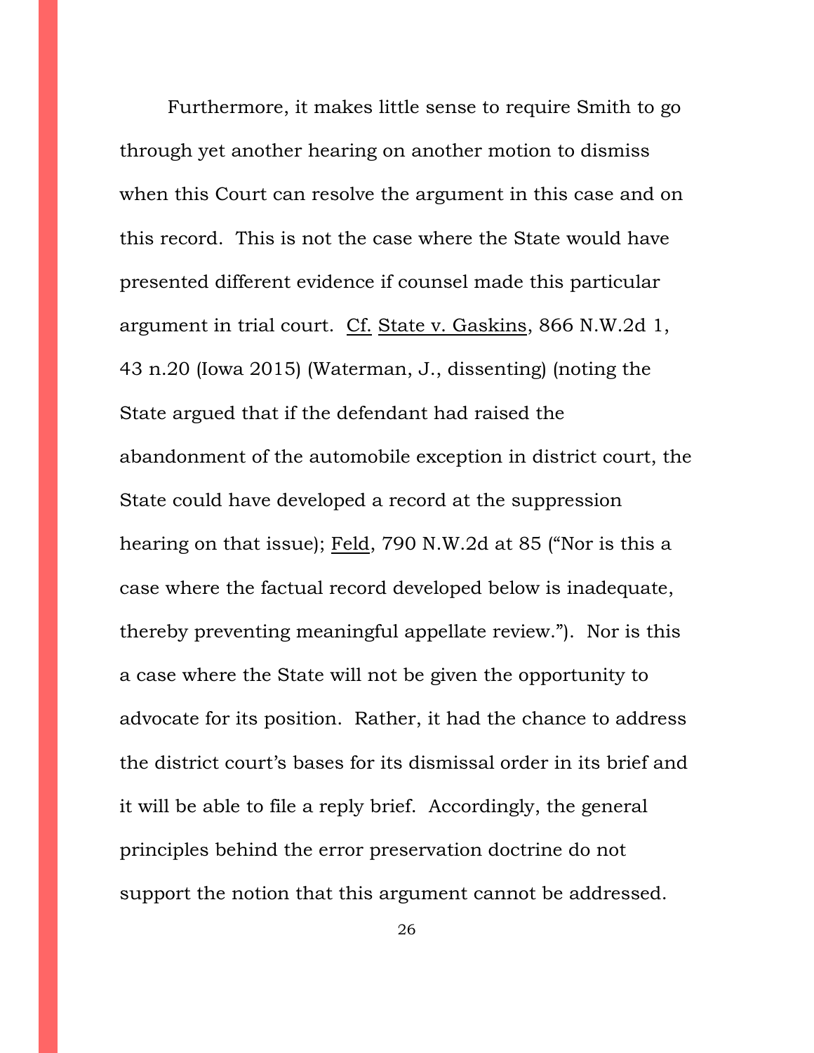Furthermore, it makes little sense to require Smith to go through yet another hearing on another motion to dismiss when this Court can resolve the argument in this case and on this record. This is not the case where the State would have presented different evidence if counsel made this particular argument in trial court. Cf. State v. Gaskins, 866 N.W.2d 1, 43 n.20 (Iowa 2015) (Waterman, J., dissenting) (noting the State argued that if the defendant had raised the abandonment of the automobile exception in district court, the State could have developed a record at the suppression hearing on that issue); Feld, 790 N.W.2d at 85 ("Nor is this a case where the factual record developed below is inadequate, thereby preventing meaningful appellate review."). Nor is this a case where the State will not be given the opportunity to advocate for its position. Rather, it had the chance to address the district court's bases for its dismissal order in its brief and it will be able to file a reply brief. Accordingly, the general principles behind the error preservation doctrine do not support the notion that this argument cannot be addressed.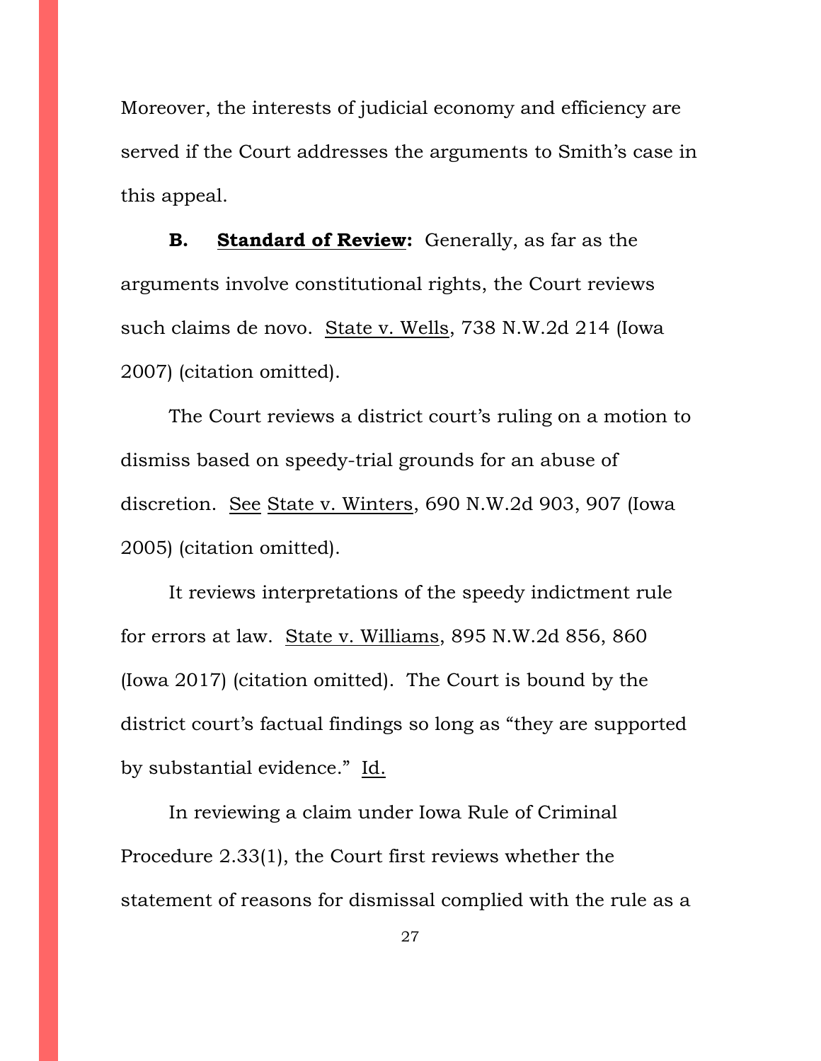Moreover, the interests of judicial economy and efficiency are served if the Court addresses the arguments to Smith's case in this appeal.

**B. <u>Standard of Review</u>:** Generally, as far as the arguments involve constitutional rights, the Court reviews such claims de novo. <u>State v. Wells</u>, 738 N.W.2d 214 (Iowa 2007) (citation omitted).

The Court reviews a district court's ruling on a motion to dismiss based on speedy-trial grounds for an abuse of discretion. <u>See</u> <u>State v. Winters</u>, 690 N.W.2d 903, 907 (Iowa 2005) (citation omitted).

It reviews interpretations of the speedy indictment rule for errors at law. <u>State v. Williams</u>, 895 N.W.2d 856, 860 (Iowa 2017) (citation omitted). The Court is bound by the district court's factual findings so long as "they are supported by substantial evidence." <u>Id.</u>

In reviewing a claim under Iowa Rule of Criminal Procedure 2.33(1), the Court first reviews whether the statement of reasons for dismissal complied with the rule as a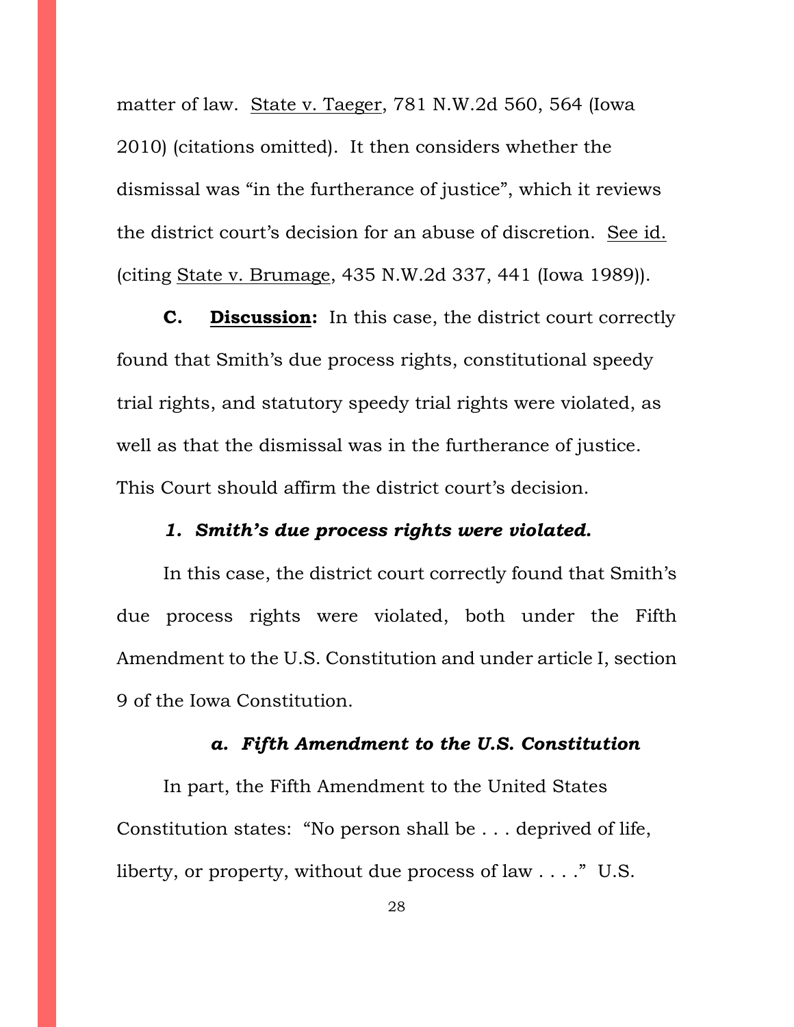matter of law. State v. Taeger, 781 N.W.2d 560, 564 (Iowa 2010) (citations omitted). It then considers whether the dismissal was "in the furtherance of justice", which it reviews the district court's decision for an abuse of discretion. See id. (citing State v. Brumage, 435 N.W.2d 337, 441 (Iowa 1989)).

**C. Discussion:** In this case, the district court correctly found that Smith's due process rights, constitutional speedy trial rights, and statutory speedy trial rights were violated, as well as that the dismissal was in the furtherance of justice. This Court should affirm the district court's decision.

***1. Smith's due process rights were violated.***

In this case, the district court correctly found that Smith's due process rights were violated, both under the Fifth Amendment to the U.S. Constitution and under article I, section 9 of the Iowa Constitution.

***a. Fifth Amendment to the U.S. Constitution***

In part, the Fifth Amendment to the United States Constitution states: "No person shall be . . . deprived of life, liberty, or property, without due process of law . . . ." U.S.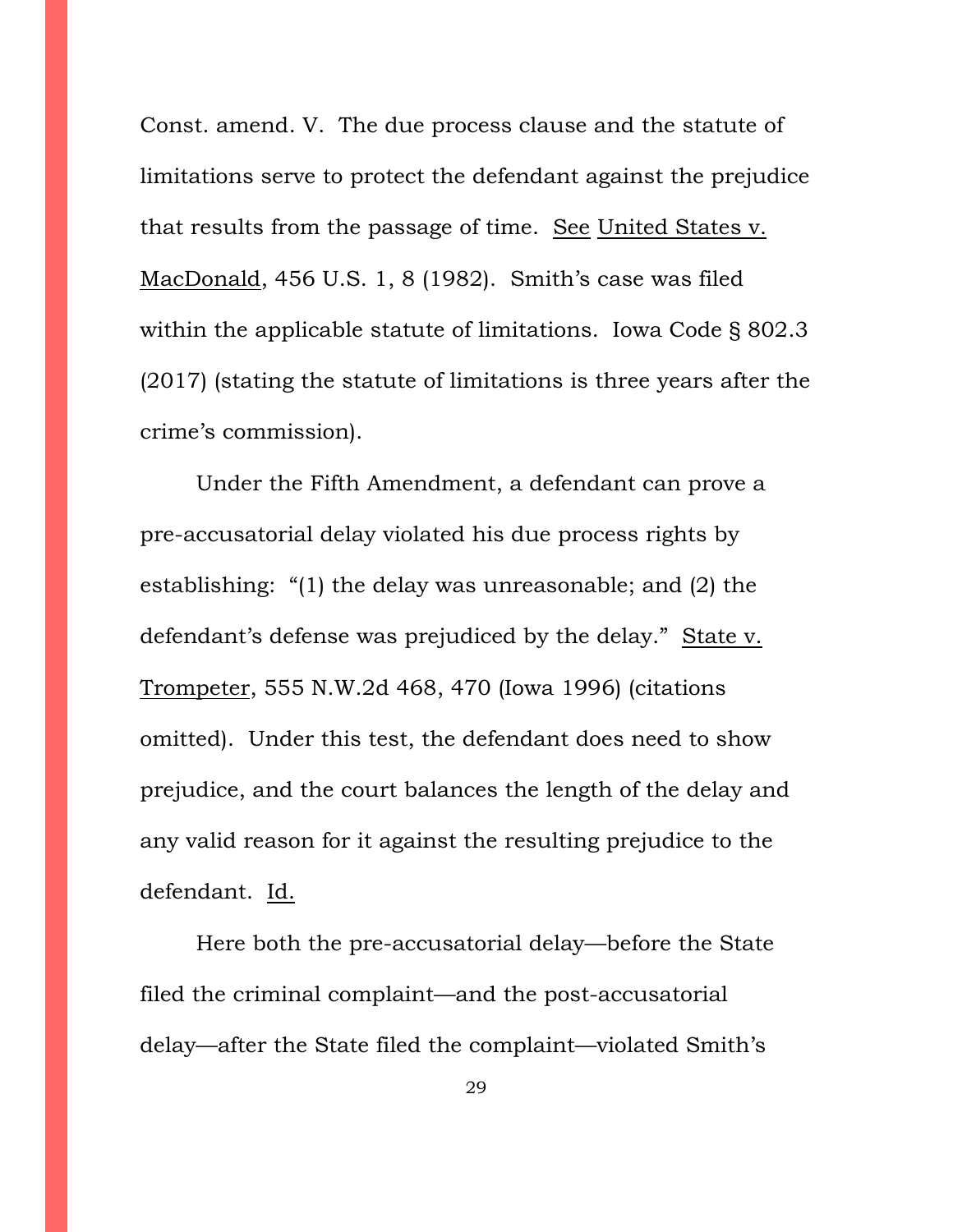Const. amend. V. The due process clause and the statute of limitations serve to protect the defendant against the prejudice that results from the passage of time. See United States v. MacDonald, 456 U.S. 1, 8 (1982). Smith's case was filed within the applicable statute of limitations. Iowa Code § 802.3 (2017) (stating the statute of limitations is three years after the crime's commission).

Under the Fifth Amendment, a defendant can prove a pre-accusatorial delay violated his due process rights by establishing: "(1) the delay was unreasonable; and (2) the defendant's defense was prejudiced by the delay." State v. Trompeter, 555 N.W.2d 468, 470 (Iowa 1996) (citations omitted). Under this test, the defendant does need to show prejudice, and the court balances the length of the delay and any valid reason for it against the resulting prejudice to the defendant. Id.

Here both the pre-accusatorial delay—before the State filed the criminal complaint—and the post-accusatorial delay—after the State filed the complaint—violated Smith's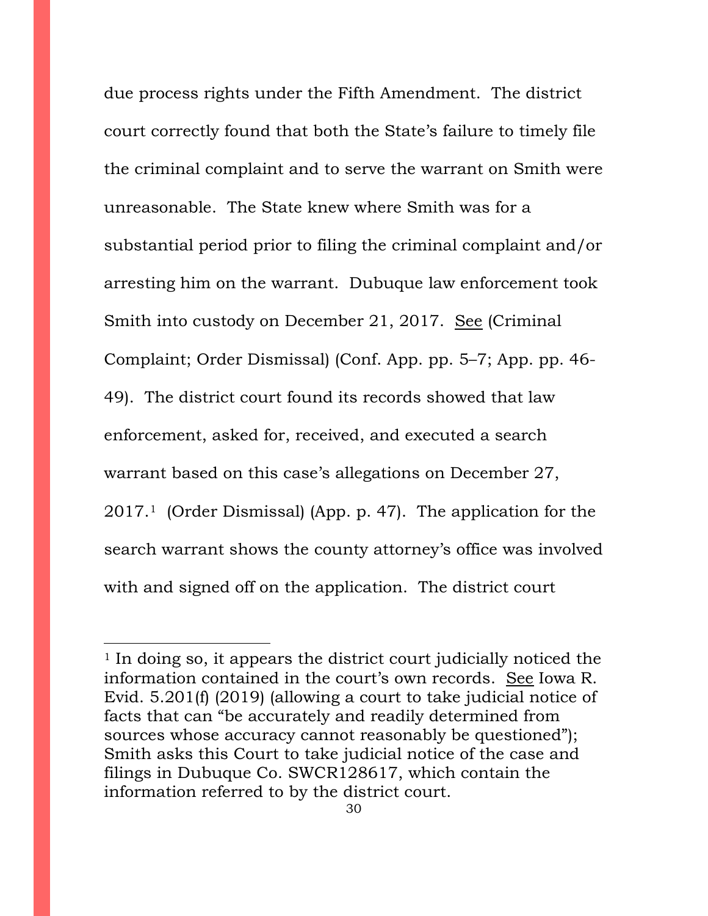due process rights under the Fifth Amendment. The district court correctly found that both the State's failure to timely file the criminal complaint and to serve the warrant on Smith were unreasonable. The State knew where Smith was for a substantial period prior to filing the criminal complaint and/or arresting him on the warrant. Dubuque law enforcement took Smith into custody on December 21, 2017. See (Criminal Complaint; Order Dismissal) (Conf. App. pp. 5–7; App. pp. 46-49). The district court found its records showed that law enforcement, asked for, received, and executed a search warrant based on this case's allegations on December 27, 2017.[1] (Order Dismissal) (App. p. 47). The application for the search warrant shows the county attorney's office was involved with and signed off on the application. The district court

---

[1] In doing so, it appears the district court judicially noticed the information contained in the court's own records. See Iowa R. Evid. 5.201(f) (2019) (allowing a court to take judicial notice of facts that can "be accurately and readily determined from sources whose accuracy cannot reasonably be questioned"); Smith asks this Court to take judicial notice of the case and filings in Dubuque Co. SWCR128617, which contain the information referred to by the district court.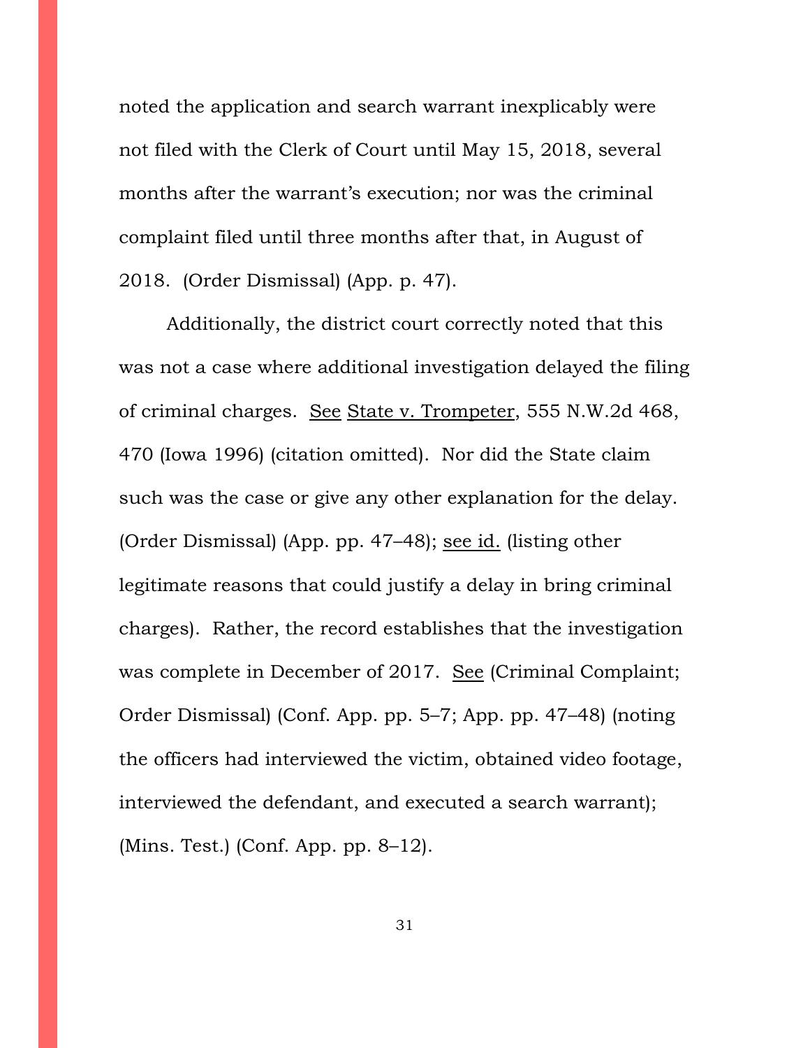noted the application and search warrant inexplicably were not filed with the Clerk of Court until May 15, 2018, several months after the warrant's execution; nor was the criminal complaint filed until three months after that, in August of 2018. (Order Dismissal) (App. p. 47).

Additionally, the district court correctly noted that this was not a case where additional investigation delayed the filing of criminal charges. See State v. Trompeter, 555 N.W.2d 468, 470 (Iowa 1996) (citation omitted). Nor did the State claim such was the case or give any other explanation for the delay. (Order Dismissal) (App. pp. 47–48); see id. (listing other legitimate reasons that could justify a delay in bring criminal charges). Rather, the record establishes that the investigation was complete in December of 2017. See (Criminal Complaint; Order Dismissal) (Conf. App. pp. 5–7; App. pp. 47–48) (noting the officers had interviewed the victim, obtained video footage, interviewed the defendant, and executed a search warrant); (Mins. Test.) (Conf. App. pp. 8–12).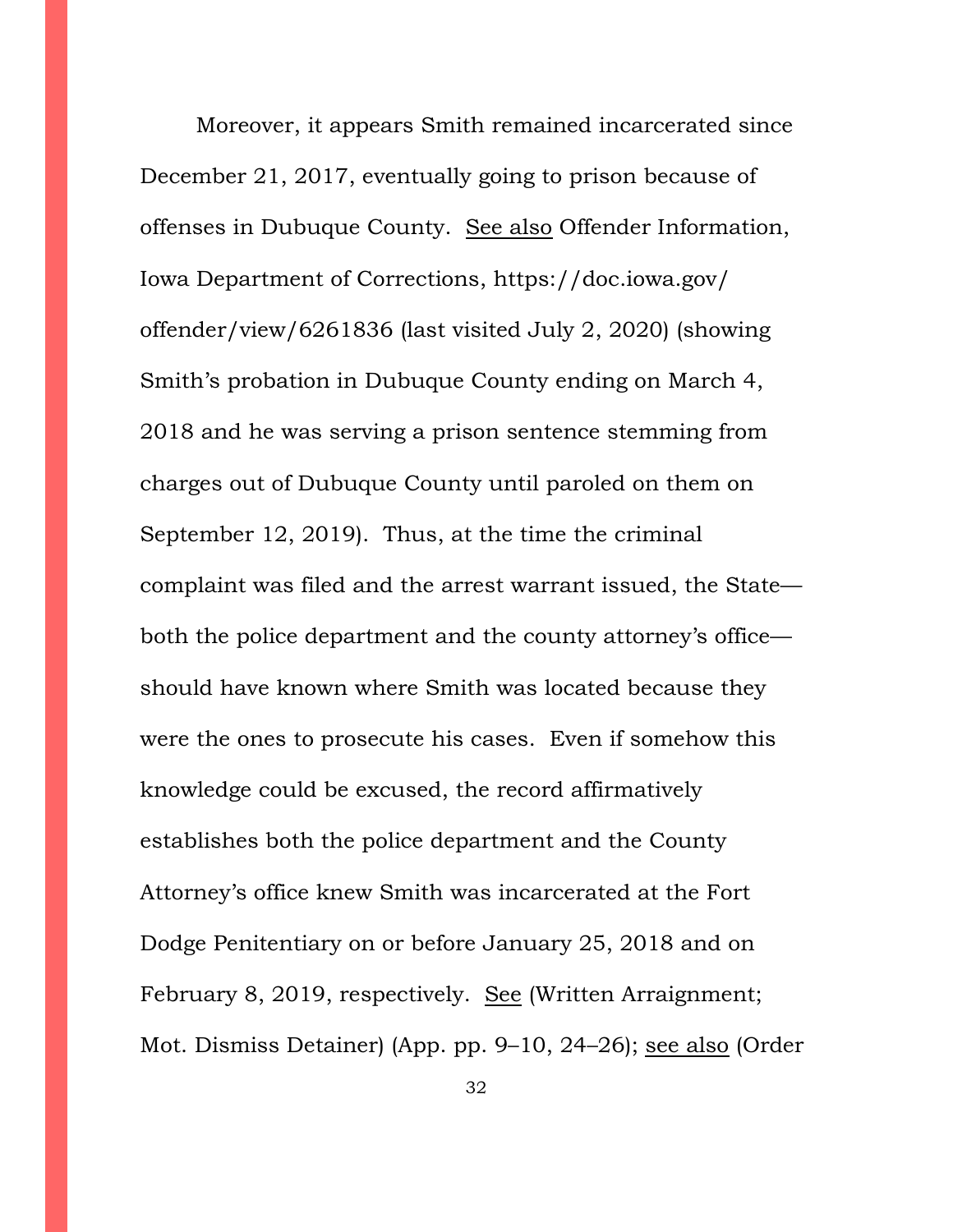Moreover, it appears Smith remained incarcerated since December 21, 2017, eventually going to prison because of offenses in Dubuque County. See also Offender Information, Iowa Department of Corrections, https://doc.iowa.gov/offender/view/6261836 (last visited July 2, 2020) (showing Smith's probation in Dubuque County ending on March 4, 2018 and he was serving a prison sentence stemming from charges out of Dubuque County until paroled on them on September 12, 2019). Thus, at the time the criminal complaint was filed and the arrest warrant issued, the State—both the police department and the county attorney's office—should have known where Smith was located because they were the ones to prosecute his cases. Even if somehow this knowledge could be excused, the record affirmatively establishes both the police department and the County Attorney's office knew Smith was incarcerated at the Fort Dodge Penitentiary on or before January 25, 2018 and on February 8, 2019, respectively. See (Written Arraignment; Mot. Dismiss Detainer) (App. pp. 9–10, 24–26); see also (Order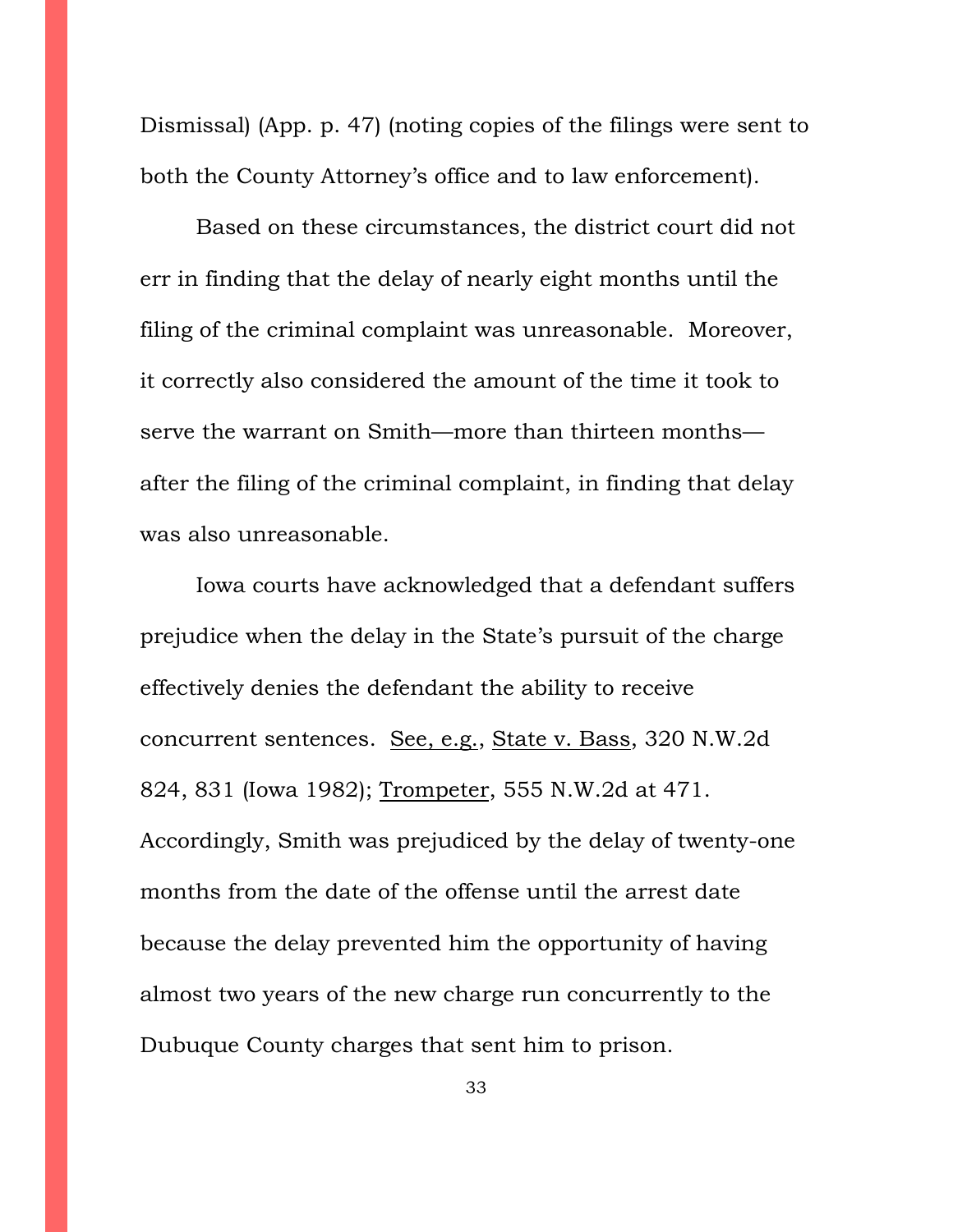Dismissal) (App. p. 47) (noting copies of the filings were sent to both the County Attorney's office and to law enforcement).

Based on these circumstances, the district court did not err in finding that the delay of nearly eight months until the filing of the criminal complaint was unreasonable. Moreover, it correctly also considered the amount of the time it took to serve the warrant on Smith—more than thirteen months—after the filing of the criminal complaint, in finding that delay was also unreasonable.

Iowa courts have acknowledged that a defendant suffers prejudice when the delay in the State's pursuit of the charge effectively denies the defendant the ability to receive concurrent sentences. See, e.g., State v. Bass, 320 N.W.2d 824, 831 (Iowa 1982); Trompeter, 555 N.W.2d at 471. Accordingly, Smith was prejudiced by the delay of twenty-one months from the date of the offense until the arrest date because the delay prevented him the opportunity of having almost two years of the new charge run concurrently to the Dubuque County charges that sent him to prison.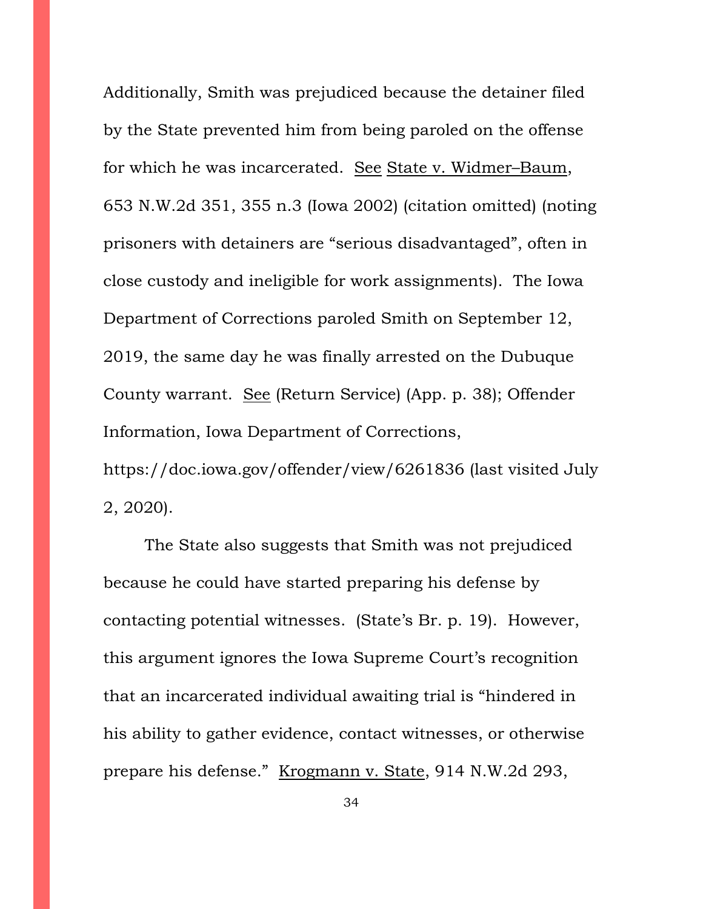Additionally, Smith was prejudiced because the detainer filed by the State prevented him from being paroled on the offense for which he was incarcerated. See State v. Widmer–Baum, 653 N.W.2d 351, 355 n.3 (Iowa 2002) (citation omitted) (noting prisoners with detainers are "serious disadvantaged", often in close custody and ineligible for work assignments). The Iowa Department of Corrections paroled Smith on September 12, 2019, the same day he was finally arrested on the Dubuque County warrant. See (Return Service) (App. p. 38); Offender Information, Iowa Department of Corrections, https://doc.iowa.gov/offender/view/6261836 (last visited July 2, 2020).

The State also suggests that Smith was not prejudiced because he could have started preparing his defense by contacting potential witnesses. (State's Br. p. 19). However, this argument ignores the Iowa Supreme Court's recognition that an incarcerated individual awaiting trial is "hindered in his ability to gather evidence, contact witnesses, or otherwise prepare his defense." Krogmann v. State, 914 N.W.2d 293,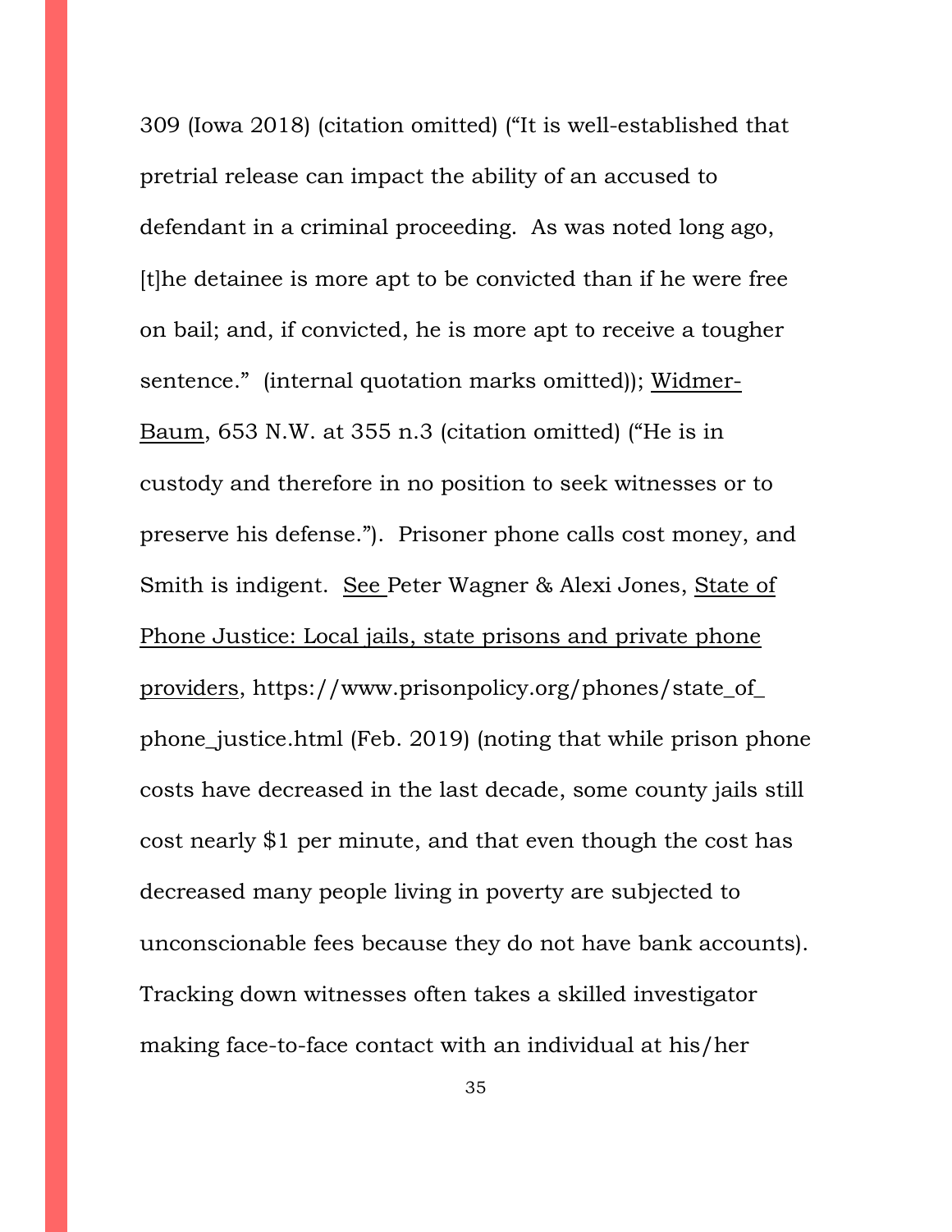309 (Iowa 2018) (citation omitted) ("It is well-established that pretrial release can impact the ability of an accused to defendant in a criminal proceeding. As was noted long ago, [t]he detainee is more apt to be convicted than if he were free on bail; and, if convicted, he is more apt to receive a tougher sentence." (internal quotation marks omitted)); Widmer-Baum, 653 N.W. at 355 n.3 (citation omitted) ("He is in custody and therefore in no position to seek witnesses or to preserve his defense."). Prisoner phone calls cost money, and Smith is indigent. See Peter Wagner & Alexi Jones, State of Phone Justice: Local jails, state prisons and private phone providers, https://www.prisonpolicy.org/phones/state_of_phone_justice.html (Feb. 2019) (noting that while prison phone costs have decreased in the last decade, some county jails still cost nearly $1 per minute, and that even though the cost has decreased many people living in poverty are subjected to unconscionable fees because they do not have bank accounts). Tracking down witnesses often takes a skilled investigator making face-to-face contact with an individual at his/her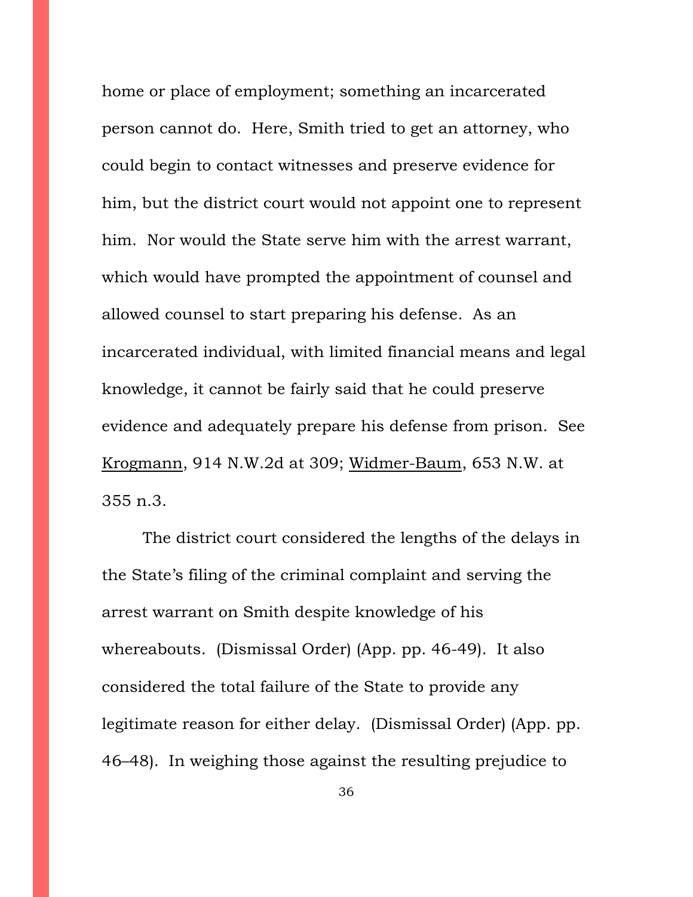home or place of employment; something an incarcerated person cannot do. Here, Smith tried to get an attorney, who could begin to contact witnesses and preserve evidence for him, but the district court would not appoint one to represent him. Nor would the State serve him with the arrest warrant, which would have prompted the appointment of counsel and allowed counsel to start preparing his defense. As an incarcerated individual, with limited financial means and legal knowledge, it cannot be fairly said that he could preserve evidence and adequately prepare his defense from prison. See Krogmann, 914 N.W.2d at 309; Widmer-Baum, 653 N.W. at 355 n.3.

The district court considered the lengths of the delays in the State's filing of the criminal complaint and serving the arrest warrant on Smith despite knowledge of his whereabouts. (Dismissal Order) (App. pp. 46-49). It also considered the total failure of the State to provide any legitimate reason for either delay. (Dismissal Order) (App. pp. 46–48). In weighing those against the resulting prejudice to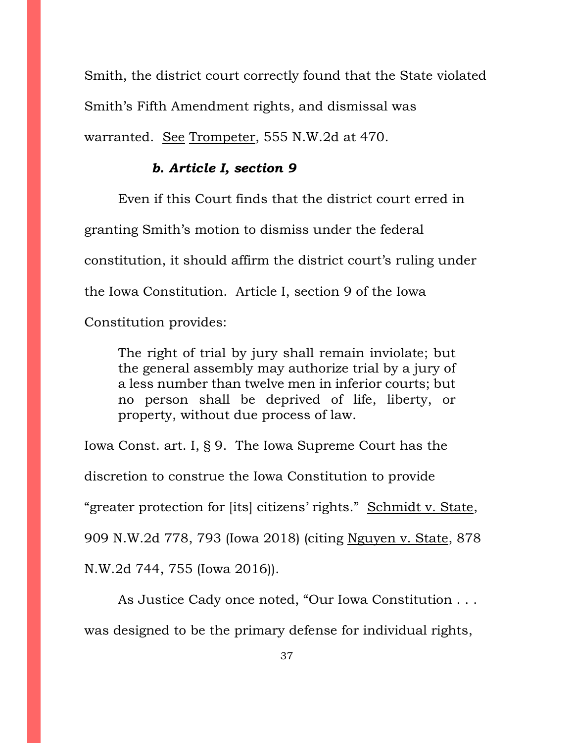Smith, the district court correctly found that the State violated Smith's Fifth Amendment rights, and dismissal was warranted. See Trompeter, 555 N.W.2d at 470.

***b. Article I, section 9***

Even if this Court finds that the district court erred in granting Smith's motion to dismiss under the federal constitution, it should affirm the district court's ruling under the Iowa Constitution. Article I, section 9 of the Iowa Constitution provides:

> The right of trial by jury shall remain inviolate; but the general assembly may authorize trial by a jury of a less number than twelve men in inferior courts; but no person shall be deprived of life, liberty, or property, without due process of law.

Iowa Const. art. I, § 9. The Iowa Supreme Court has the discretion to construe the Iowa Constitution to provide "greater protection for [its] citizens' rights." Schmidt v. State, 909 N.W.2d 778, 793 (Iowa 2018) (citing Nguyen v. State, 878 N.W.2d 744, 755 (Iowa 2016)).

As Justice Cady once noted, "Our Iowa Constitution . . . was designed to be the primary defense for individual rights,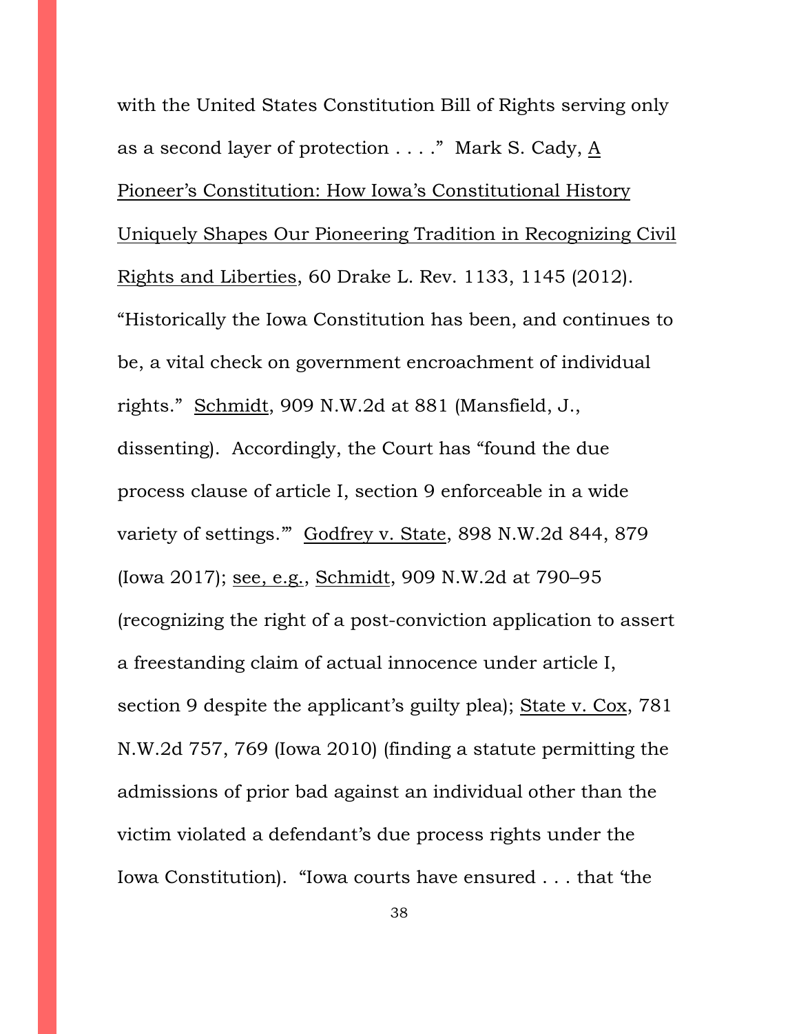with the United States Constitution Bill of Rights serving only as a second layer of protection . . . ." Mark S. Cady, A Pioneer's Constitution: How Iowa's Constitutional History Uniquely Shapes Our Pioneering Tradition in Recognizing Civil Rights and Liberties, 60 Drake L. Rev. 1133, 1145 (2012). "Historically the Iowa Constitution has been, and continues to be, a vital check on government encroachment of individual rights." Schmidt, 909 N.W.2d at 881 (Mansfield, J., dissenting). Accordingly, the Court has "found the due process clause of article I, section 9 enforceable in a wide variety of settings.'" Godfrey v. State, 898 N.W.2d 844, 879 (Iowa 2017); see, e.g., Schmidt, 909 N.W.2d at 790–95 (recognizing the right of a post-conviction application to assert a freestanding claim of actual innocence under article I, section 9 despite the applicant's guilty plea); State v. Cox, 781 N.W.2d 757, 769 (Iowa 2010) (finding a statute permitting the admissions of prior bad against an individual other than the victim violated a defendant's due process rights under the Iowa Constitution). "Iowa courts have ensured . . . that 'the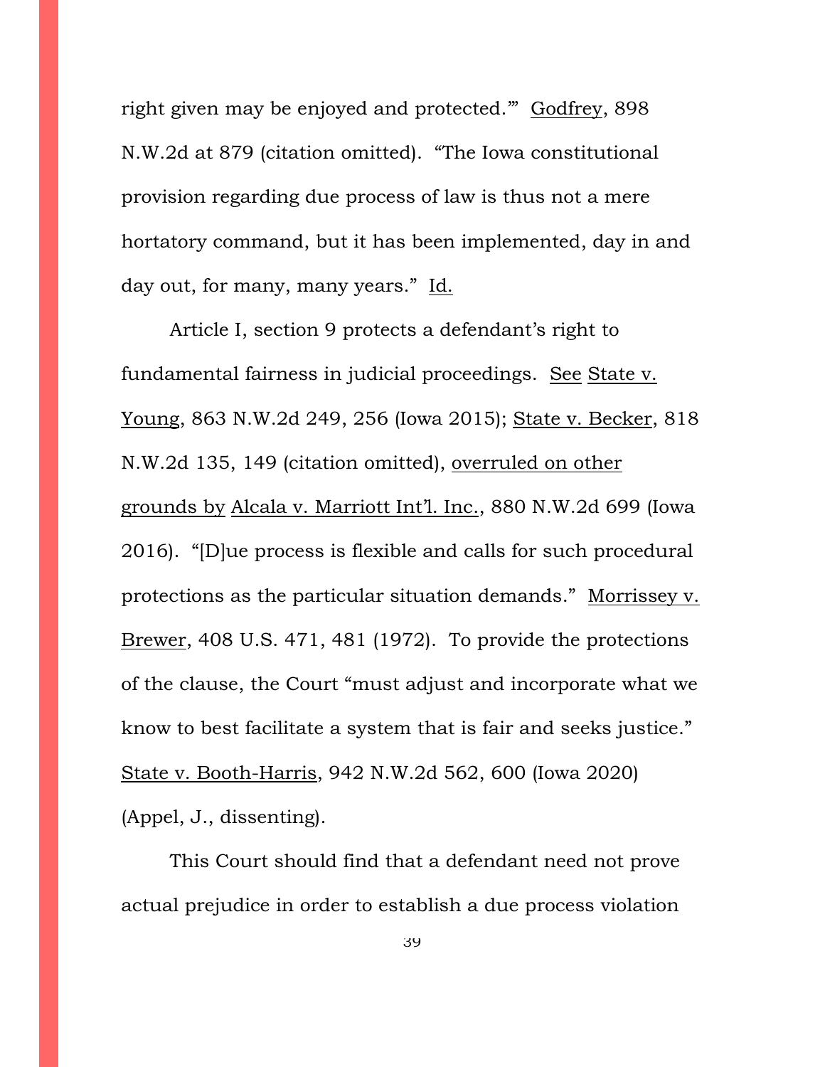right given may be enjoyed and protected.'" Godfrey, 898 N.W.2d at 879 (citation omitted). "The Iowa constitutional provision regarding due process of law is thus not a mere hortatory command, but it has been implemented, day in and day out, for many, many years." Id.

Article I, section 9 protects a defendant's right to fundamental fairness in judicial proceedings. See State v. Young, 863 N.W.2d 249, 256 (Iowa 2015); State v. Becker, 818 N.W.2d 135, 149 (citation omitted), overruled on other grounds by Alcala v. Marriott Int'l. Inc., 880 N.W.2d 699 (Iowa 2016). "[D]ue process is flexible and calls for such procedural protections as the particular situation demands." Morrissey v. Brewer, 408 U.S. 471, 481 (1972). To provide the protections of the clause, the Court "must adjust and incorporate what we know to best facilitate a system that is fair and seeks justice." State v. Booth-Harris, 942 N.W.2d 562, 600 (Iowa 2020) (Appel, J., dissenting).

This Court should find that a defendant need not prove actual prejudice in order to establish a due process violation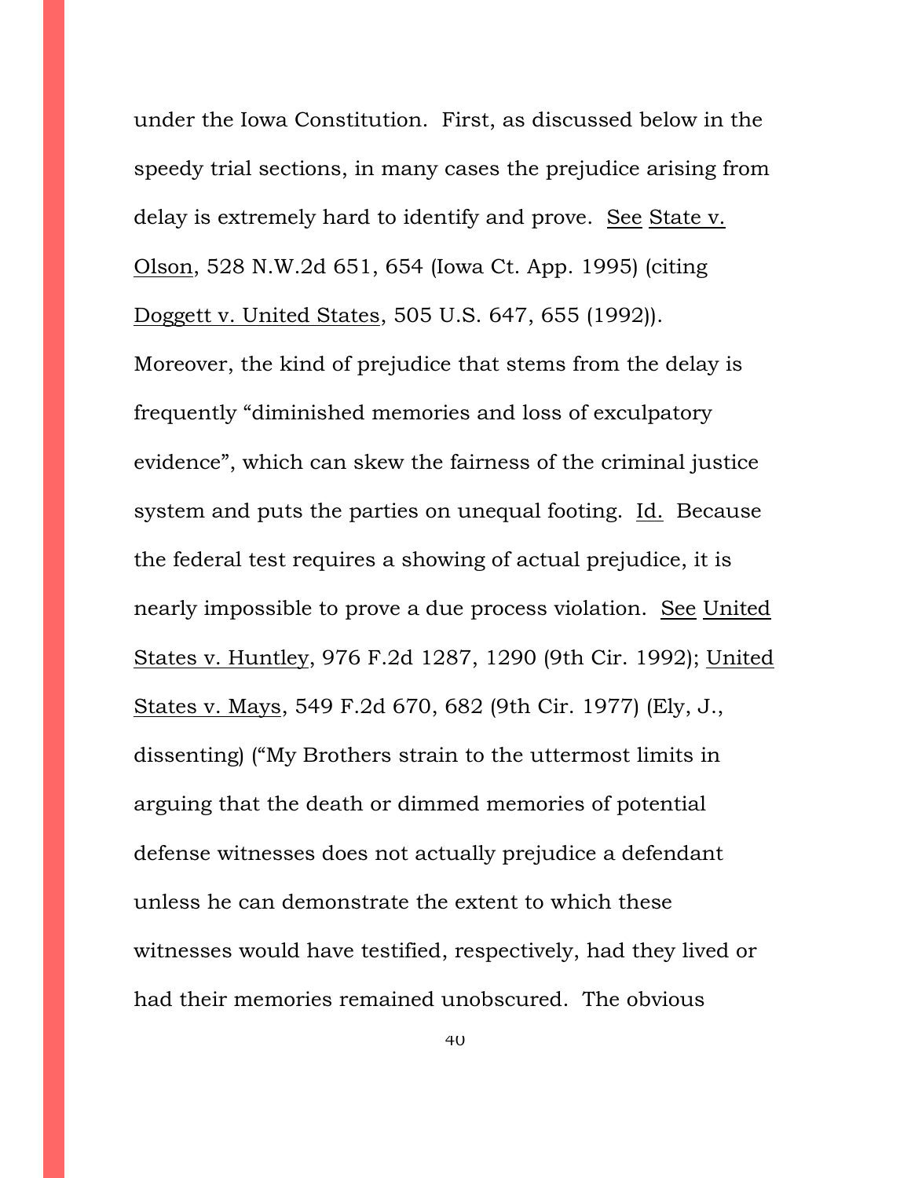under the Iowa Constitution. First, as discussed below in the speedy trial sections, in many cases the prejudice arising from delay is extremely hard to identify and prove. See State v. Olson, 528 N.W.2d 651, 654 (Iowa Ct. App. 1995) (citing Doggett v. United States, 505 U.S. 647, 655 (1992)). Moreover, the kind of prejudice that stems from the delay is frequently "diminished memories and loss of exculpatory evidence", which can skew the fairness of the criminal justice system and puts the parties on unequal footing. Id. Because the federal test requires a showing of actual prejudice, it is nearly impossible to prove a due process violation. See United States v. Huntley, 976 F.2d 1287, 1290 (9th Cir. 1992); United States v. Mays, 549 F.2d 670, 682 (9th Cir. 1977) (Ely, J., dissenting) ("My Brothers strain to the uttermost limits in arguing that the death or dimmed memories of potential defense witnesses does not actually prejudice a defendant unless he can demonstrate the extent to which these witnesses would have testified, respectively, had they lived or had their memories remained unobscured. The obvious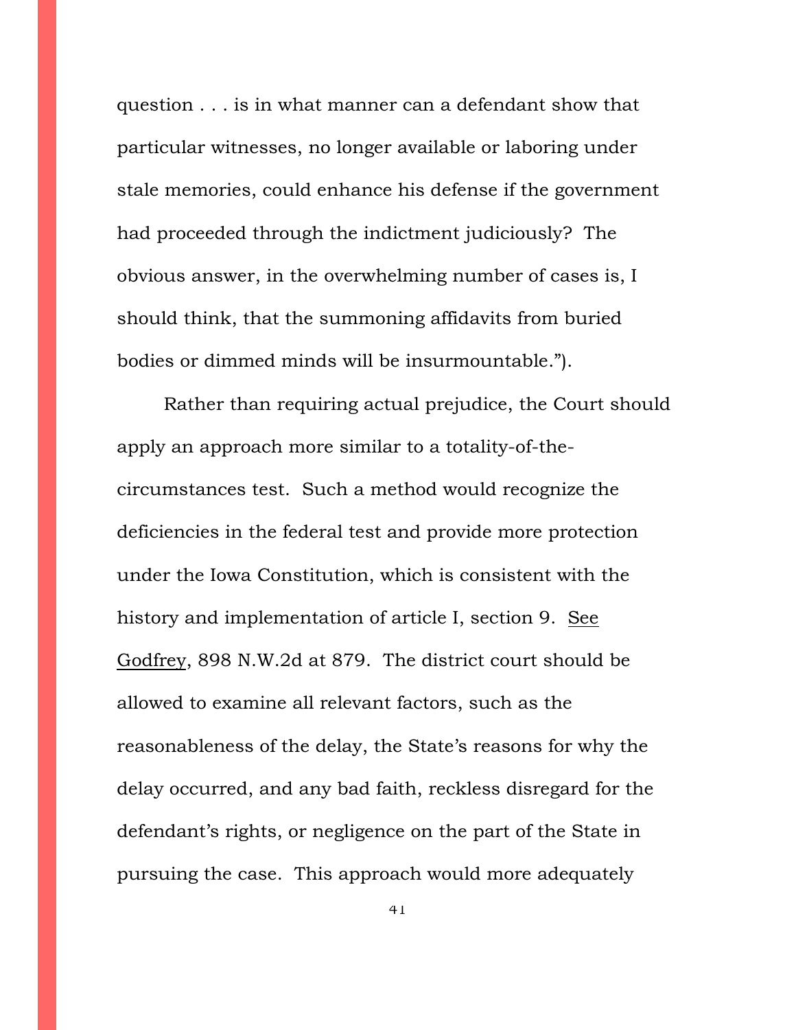question . . . is in what manner can a defendant show that particular witnesses, no longer available or laboring under stale memories, could enhance his defense if the government had proceeded through the indictment judiciously? The obvious answer, in the overwhelming number of cases is, I should think, that the summoning affidavits from buried bodies or dimmed minds will be insurmountable.").

Rather than requiring actual prejudice, the Court should apply an approach more similar to a totality-of-the-circumstances test. Such a method would recognize the deficiencies in the federal test and provide more protection under the Iowa Constitution, which is consistent with the history and implementation of article I, section 9. See Godfrey, 898 N.W.2d at 879. The district court should be allowed to examine all relevant factors, such as the reasonableness of the delay, the State's reasons for why the delay occurred, and any bad faith, reckless disregard for the defendant's rights, or negligence on the part of the State in pursuing the case. This approach would more adequately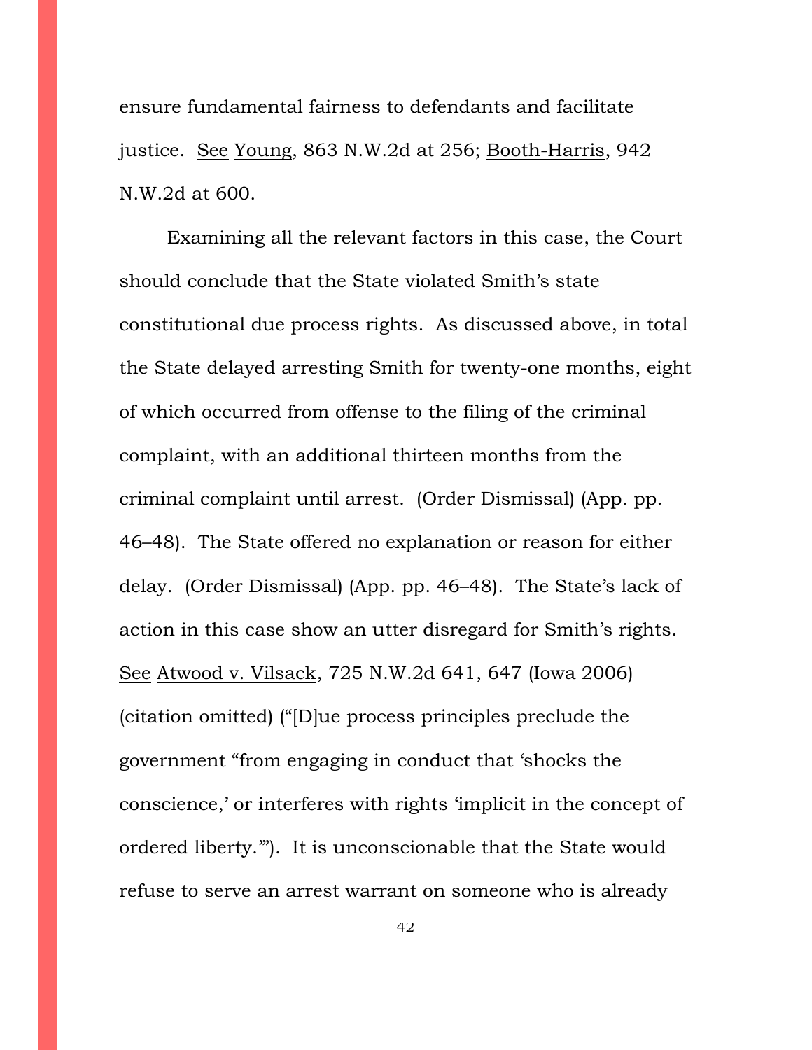ensure fundamental fairness to defendants and facilitate justice. See Young, 863 N.W.2d at 256; Booth-Harris, 942 N.W.2d at 600.

Examining all the relevant factors in this case, the Court should conclude that the State violated Smith's state constitutional due process rights. As discussed above, in total the State delayed arresting Smith for twenty-one months, eight of which occurred from offense to the filing of the criminal complaint, with an additional thirteen months from the criminal complaint until arrest. (Order Dismissal) (App. pp. 46–48). The State offered no explanation or reason for either delay. (Order Dismissal) (App. pp. 46–48). The State's lack of action in this case show an utter disregard for Smith's rights. See Atwood v. Vilsack, 725 N.W.2d 641, 647 (Iowa 2006) (citation omitted) ("[D]ue process principles preclude the government "from engaging in conduct that 'shocks the conscience,' or interferes with rights 'implicit in the concept of ordered liberty.'"). It is unconscionable that the State would refuse to serve an arrest warrant on someone who is already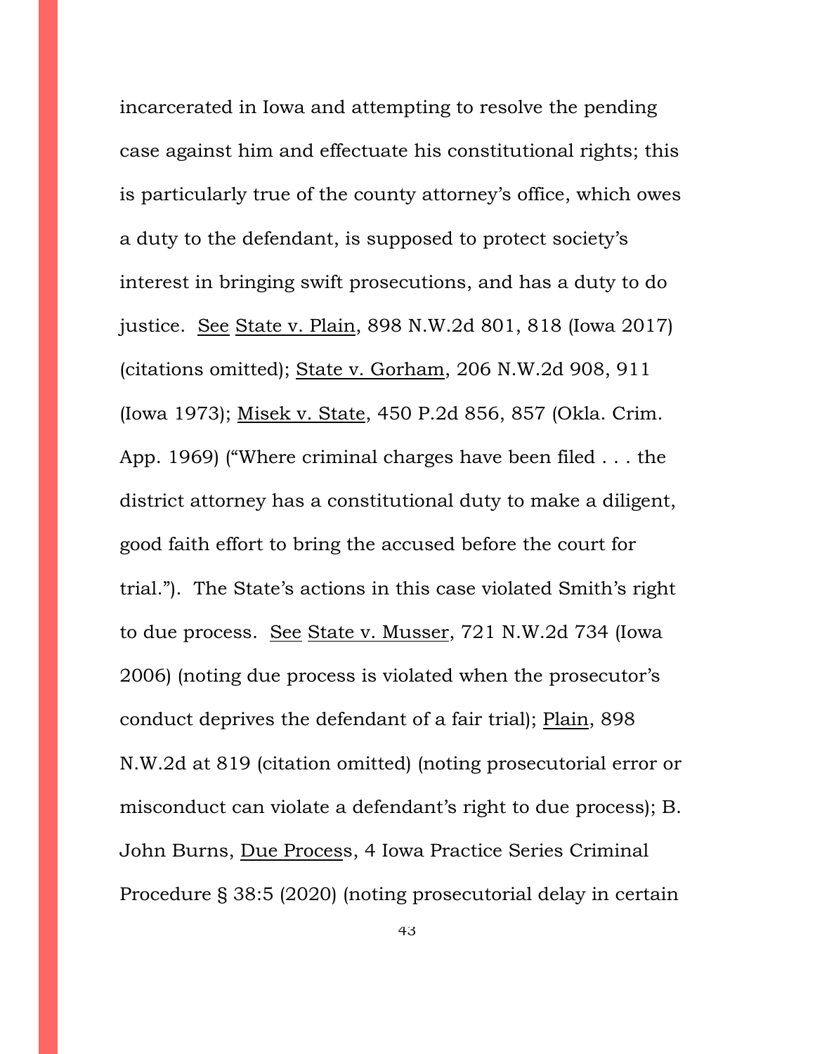incarcerated in Iowa and attempting to resolve the pending case against him and effectuate his constitutional rights; this is particularly true of the county attorney's office, which owes a duty to the defendant, is supposed to protect society's interest in bringing swift prosecutions, and has a duty to do justice. See State v. Plain, 898 N.W.2d 801, 818 (Iowa 2017) (citations omitted); State v. Gorham, 206 N.W.2d 908, 911 (Iowa 1973); Misek v. State, 450 P.2d 856, 857 (Okla. Crim. App. 1969) ("Where criminal charges have been filed . . . the district attorney has a constitutional duty to make a diligent, good faith effort to bring the accused before the court for trial."). The State's actions in this case violated Smith's right to due process. See State v. Musser, 721 N.W.2d 734 (Iowa 2006) (noting due process is violated when the prosecutor's conduct deprives the defendant of a fair trial); Plain, 898 N.W.2d at 819 (citation omitted) (noting prosecutorial error or misconduct can violate a defendant's right to due process); B. John Burns, Due Process, 4 Iowa Practice Series Criminal Procedure § 38:5 (2020) (noting prosecutorial delay in certain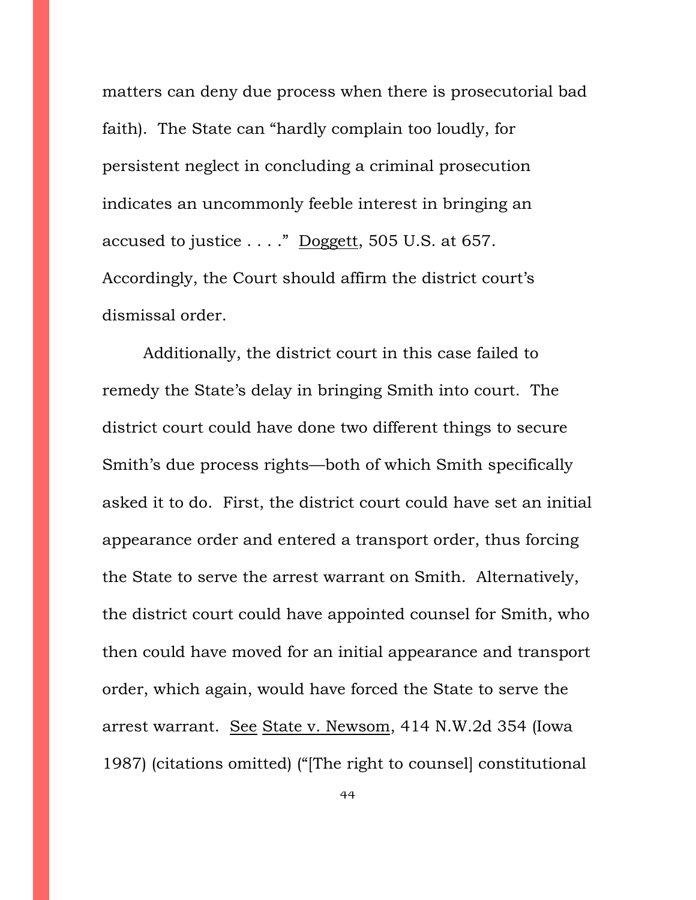matters can deny due process when there is prosecutorial bad faith). The State can "hardly complain too loudly, for persistent neglect in concluding a criminal prosecution indicates an uncommonly feeble interest in bringing an accused to justice . . . ." Doggett, 505 U.S. at 657. Accordingly, the Court should affirm the district court's dismissal order.

Additionally, the district court in this case failed to remedy the State's delay in bringing Smith into court. The district court could have done two different things to secure Smith's due process rights—both of which Smith specifically asked it to do. First, the district court could have set an initial appearance order and entered a transport order, thus forcing the State to serve the arrest warrant on Smith. Alternatively, the district court could have appointed counsel for Smith, who then could have moved for an initial appearance and transport order, which again, would have forced the State to serve the arrest warrant. See State v. Newsom, 414 N.W.2d 354 (Iowa 1987) (citations omitted) ("[The right to counsel] constitutional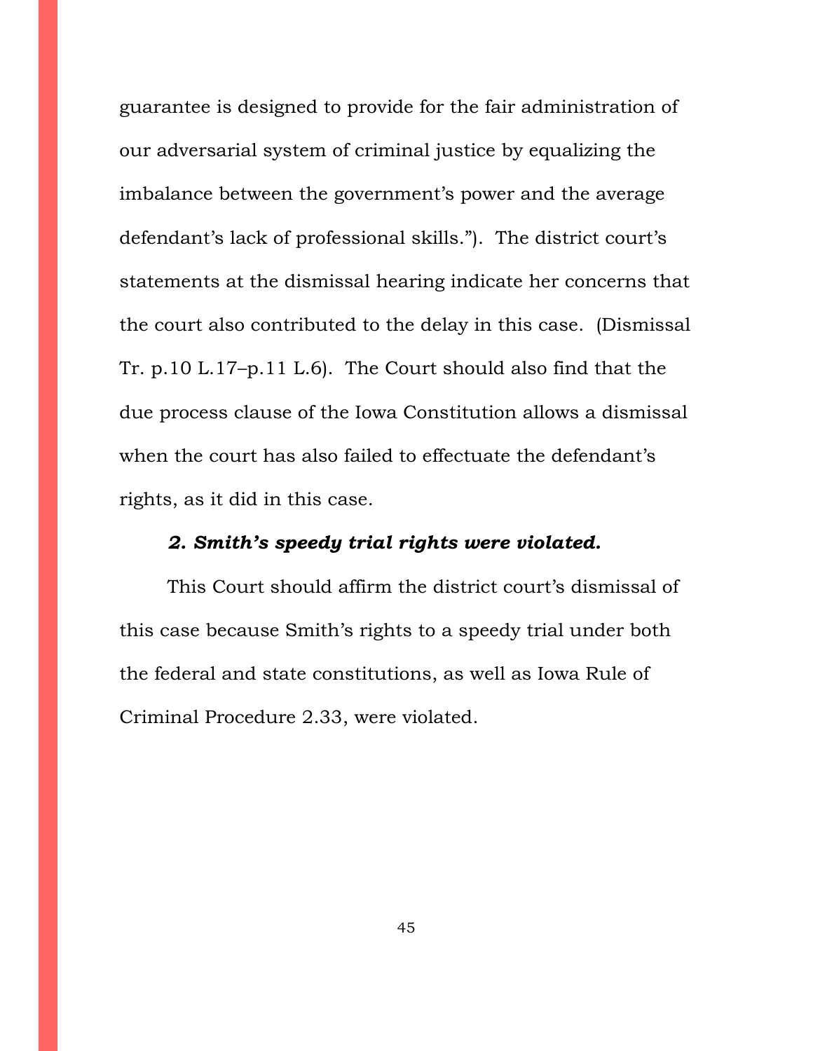guarantee is designed to provide for the fair administration of our adversarial system of criminal justice by equalizing the imbalance between the government's power and the average defendant's lack of professional skills."). The district court's statements at the dismissal hearing indicate her concerns that the court also contributed to the delay in this case. (Dismissal Tr. p.10 L.17–p.11 L.6). The Court should also find that the due process clause of the Iowa Constitution allows a dismissal when the court has also failed to effectuate the defendant's rights, as it did in this case.

***2. Smith's speedy trial rights were violated.***

This Court should affirm the district court's dismissal of this case because Smith's rights to a speedy trial under both the federal and state constitutions, as well as Iowa Rule of Criminal Procedure 2.33, were violated.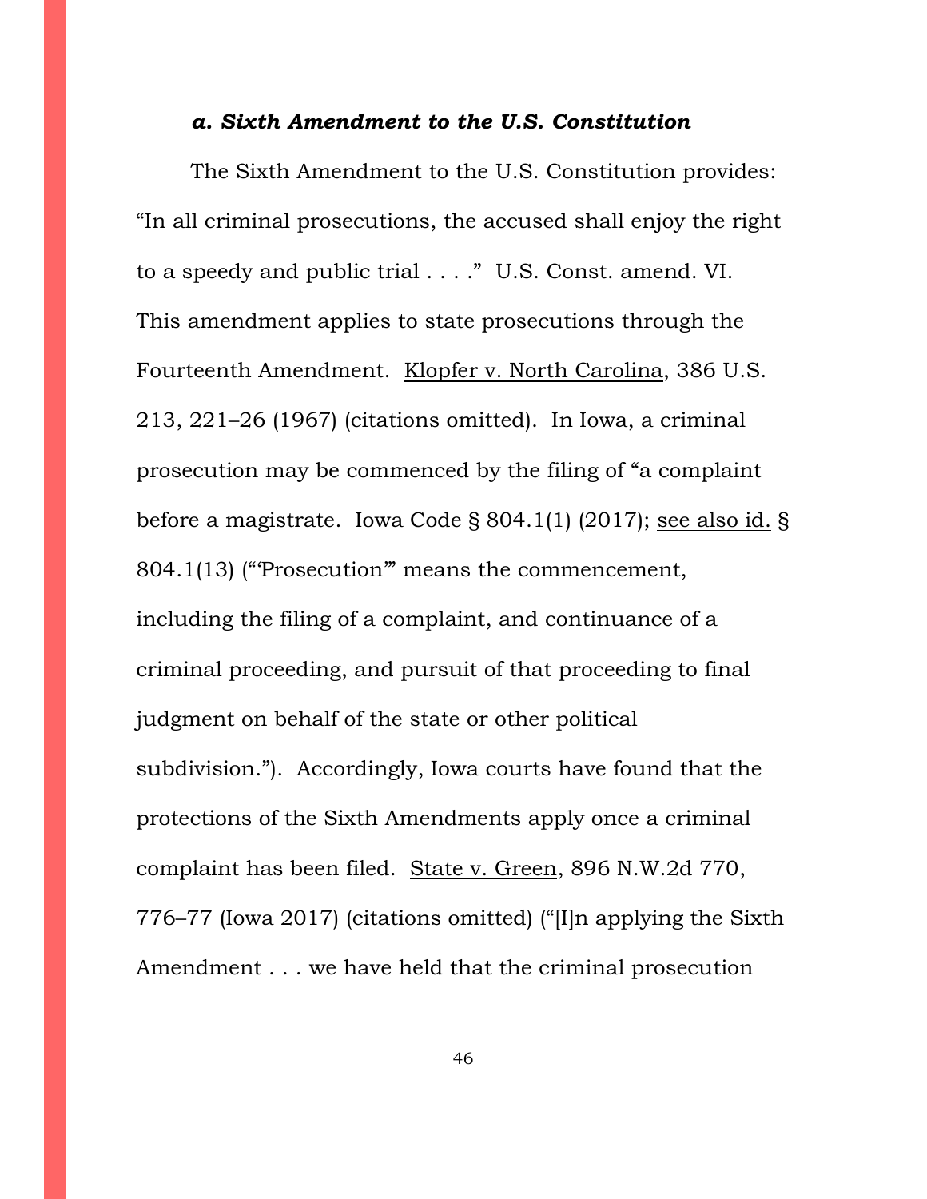#### *a. Sixth Amendment to the U.S. Constitution*

The Sixth Amendment to the U.S. Constitution provides: "In all criminal prosecutions, the accused shall enjoy the right to a speedy and public trial . . . ." U.S. Const. amend. VI. This amendment applies to state prosecutions through the Fourteenth Amendment. Klopfer v. North Carolina, 386 U.S. 213, 221–26 (1967) (citations omitted). In Iowa, a criminal prosecution may be commenced by the filing of "a complaint before a magistrate. Iowa Code § 804.1(1) (2017); see also id. § 804.1(13) ("'Prosecution'" means the commencement, including the filing of a complaint, and continuance of a criminal proceeding, and pursuit of that proceeding to final judgment on behalf of the state or other political subdivision."). Accordingly, Iowa courts have found that the protections of the Sixth Amendments apply once a criminal complaint has been filed. State v. Green, 896 N.W.2d 770, 776–77 (Iowa 2017) (citations omitted) ("[I]n applying the Sixth Amendment . . . we have held that the criminal prosecution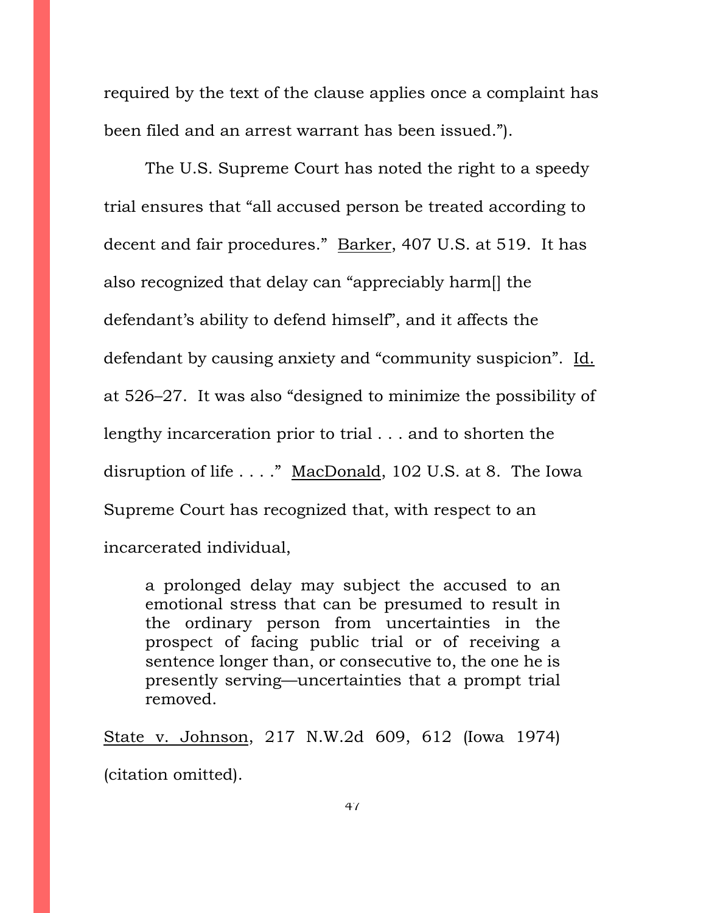required by the text of the clause applies once a complaint has been filed and an arrest warrant has been issued.").

The U.S. Supreme Court has noted the right to a speedy trial ensures that "all accused person be treated according to decent and fair procedures." Barker, 407 U.S. at 519. It has also recognized that delay can "appreciably harm[] the defendant's ability to defend himself", and it affects the defendant by causing anxiety and "community suspicion". Id. at 526–27. It was also "designed to minimize the possibility of lengthy incarceration prior to trial . . . and to shorten the disruption of life . . . ." MacDonald, 102 U.S. at 8. The Iowa Supreme Court has recognized that, with respect to an incarcerated individual,

> a prolonged delay may subject the accused to an emotional stress that can be presumed to result in the ordinary person from uncertainties in the prospect of facing public trial or of receiving a sentence longer than, or consecutive to, the one he is presently serving—uncertainties that a prompt trial removed.

State v. Johnson, 217 N.W.2d 609, 612 (Iowa 1974) (citation omitted).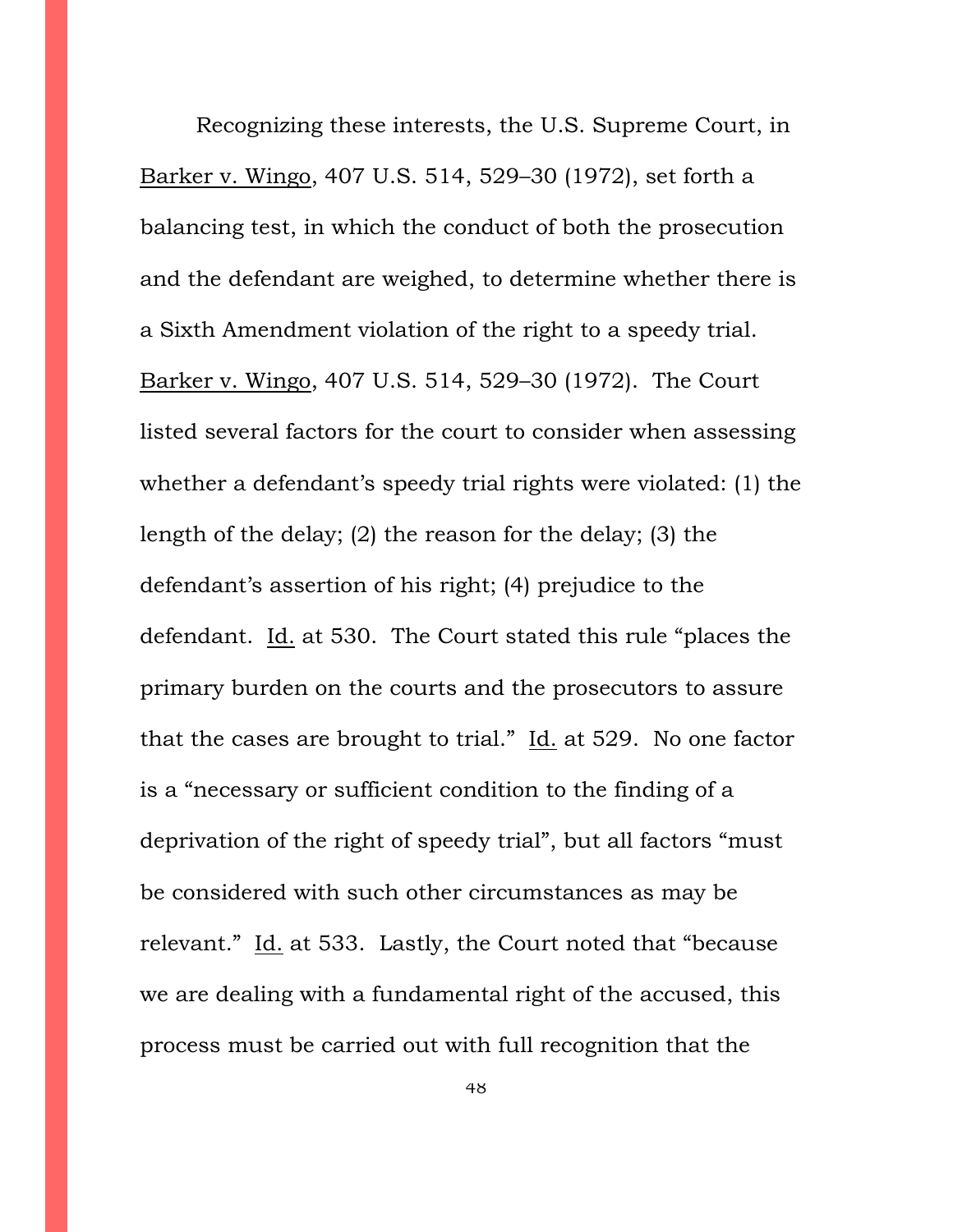Recognizing these interests, the U.S. Supreme Court, in Barker v. Wingo, 407 U.S. 514, 529–30 (1972), set forth a balancing test, in which the conduct of both the prosecution and the defendant are weighed, to determine whether there is a Sixth Amendment violation of the right to a speedy trial. Barker v. Wingo, 407 U.S. 514, 529–30 (1972). The Court listed several factors for the court to consider when assessing whether a defendant's speedy trial rights were violated: (1) the length of the delay; (2) the reason for the delay; (3) the defendant's assertion of his right; (4) prejudice to the defendant. Id. at 530. The Court stated this rule "places the primary burden on the courts and the prosecutors to assure that the cases are brought to trial." Id. at 529. No one factor is a "necessary or sufficient condition to the finding of a deprivation of the right of speedy trial", but all factors "must be considered with such other circumstances as may be relevant." Id. at 533. Lastly, the Court noted that "because we are dealing with a fundamental right of the accused, this process must be carried out with full recognition that the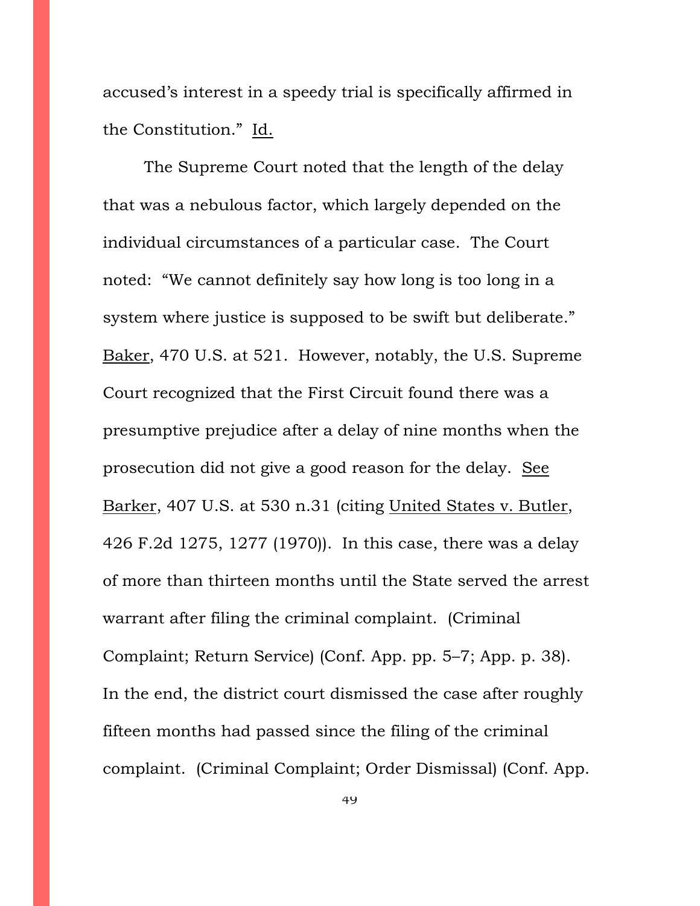accused's interest in a speedy trial is specifically affirmed in the Constitution." Id.

The Supreme Court noted that the length of the delay that was a nebulous factor, which largely depended on the individual circumstances of a particular case. The Court noted: "We cannot definitely say how long is too long in a system where justice is supposed to be swift but deliberate." Baker, 470 U.S. at 521. However, notably, the U.S. Supreme Court recognized that the First Circuit found there was a presumptive prejudice after a delay of nine months when the prosecution did not give a good reason for the delay. See Barker, 407 U.S. at 530 n.31 (citing United States v. Butler, 426 F.2d 1275, 1277 (1970)). In this case, there was a delay of more than thirteen months until the State served the arrest warrant after filing the criminal complaint. (Criminal Complaint; Return Service) (Conf. App. pp. 5–7; App. p. 38). In the end, the district court dismissed the case after roughly fifteen months had passed since the filing of the criminal complaint. (Criminal Complaint; Order Dismissal) (Conf. App.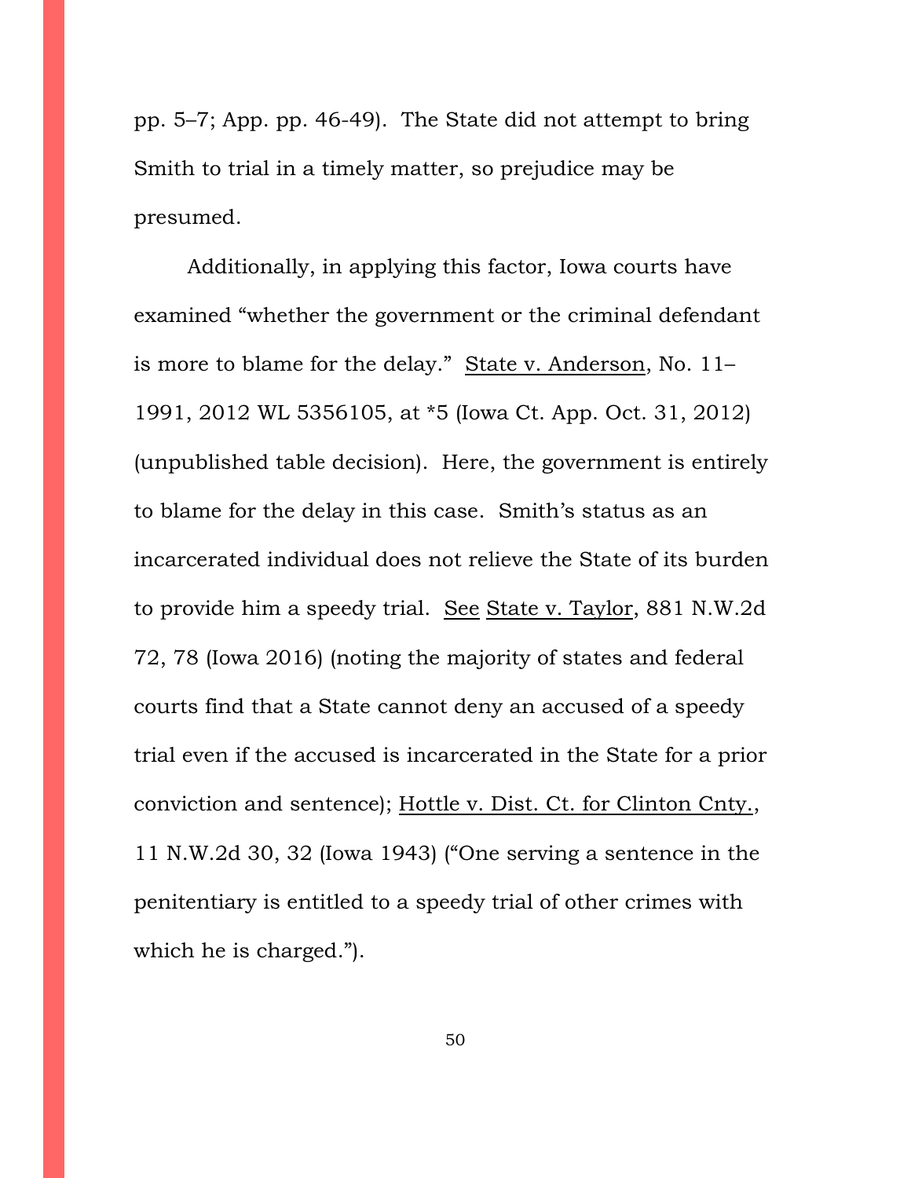pp. 5–7; App. pp. 46-49). The State did not attempt to bring Smith to trial in a timely matter, so prejudice may be presumed.

Additionally, in applying this factor, Iowa courts have examined "whether the government or the criminal defendant is more to blame for the delay." State v. Anderson, No. 11–1991, 2012 WL 5356105, at *5 (Iowa Ct. App. Oct. 31, 2012) (unpublished table decision). Here, the government is entirely to blame for the delay in this case. Smith's status as an incarcerated individual does not relieve the State of its burden to provide him a speedy trial. See State v. Taylor, 881 N.W.2d 72, 78 (Iowa 2016) (noting the majority of states and federal courts find that a State cannot deny an accused of a speedy trial even if the accused is incarcerated in the State for a prior conviction and sentence); Hottle v. Dist. Ct. for Clinton Cnty., 11 N.W.2d 30, 32 (Iowa 1943) ("One serving a sentence in the penitentiary is entitled to a speedy trial of other crimes with which he is charged.").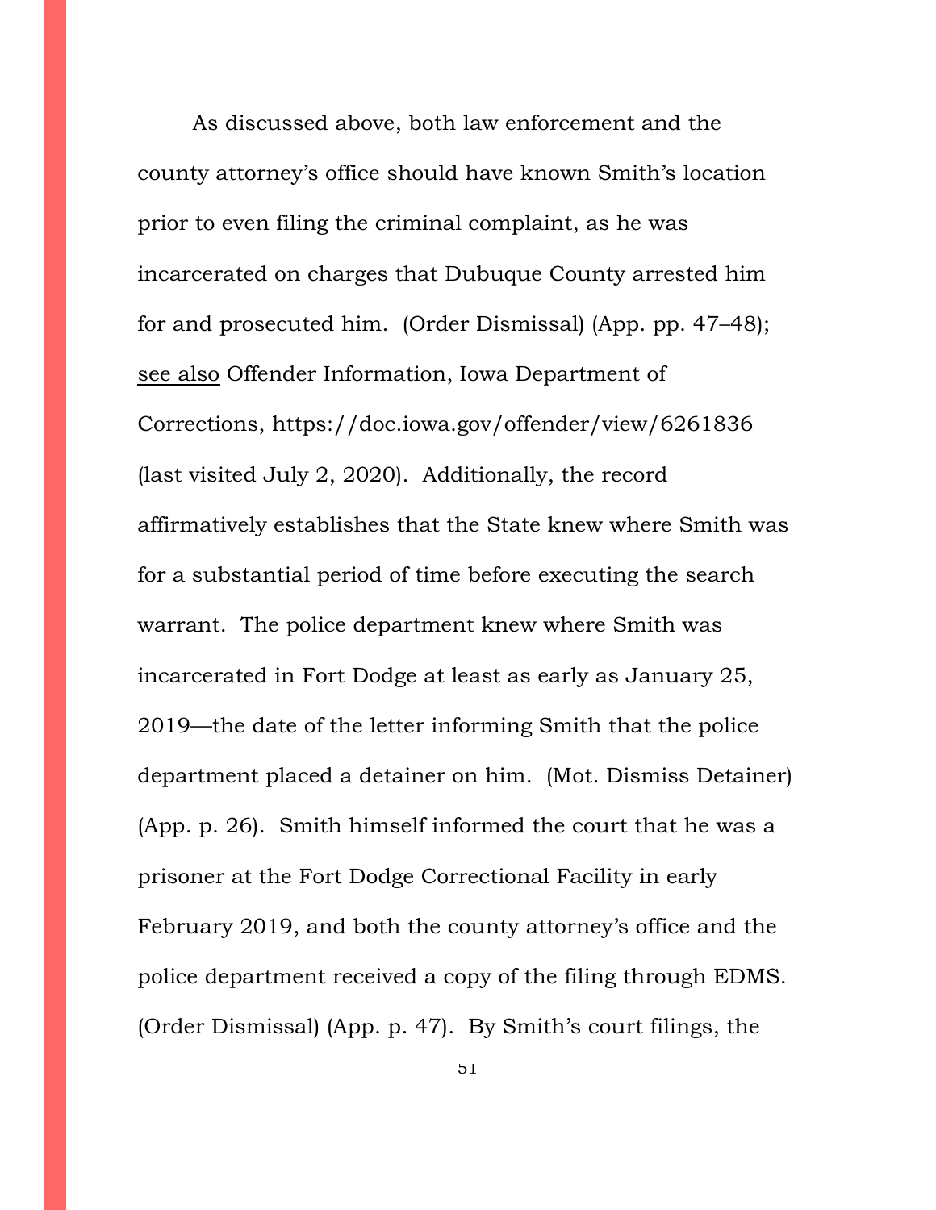As discussed above, both law enforcement and the county attorney's office should have known Smith's location prior to even filing the criminal complaint, as he was incarcerated on charges that Dubuque County arrested him for and prosecuted him. (Order Dismissal) (App. pp. 47–48); <u>see also</u> Offender Information, Iowa Department of Corrections, https://doc.iowa.gov/offender/view/6261836 (last visited July 2, 2020). Additionally, the record affirmatively establishes that the State knew where Smith was for a substantial period of time before executing the search warrant. The police department knew where Smith was incarcerated in Fort Dodge at least as early as January 25, 2019—the date of the letter informing Smith that the police department placed a detainer on him. (Mot. Dismiss Detainer) (App. p. 26). Smith himself informed the court that he was a prisoner at the Fort Dodge Correctional Facility in early February 2019, and both the county attorney's office and the police department received a copy of the filing through EDMS. (Order Dismissal) (App. p. 47). By Smith's court filings, the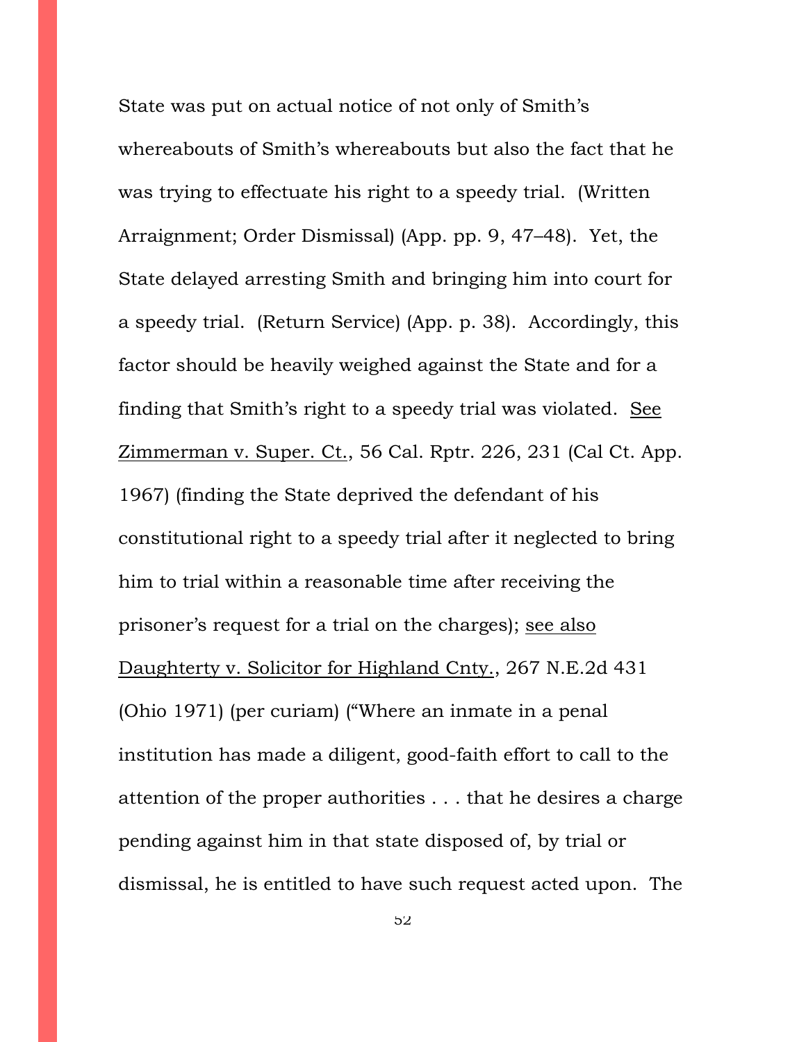State was put on actual notice of not only of Smith's whereabouts of Smith's whereabouts but also the fact that he was trying to effectuate his right to a speedy trial. (Written Arraignment; Order Dismissal) (App. pp. 9, 47–48). Yet, the State delayed arresting Smith and bringing him into court for a speedy trial. (Return Service) (App. p. 38). Accordingly, this factor should be heavily weighed against the State and for a finding that Smith's right to a speedy trial was violated. See Zimmerman v. Super. Ct., 56 Cal. Rptr. 226, 231 (Cal Ct. App. 1967) (finding the State deprived the defendant of his constitutional right to a speedy trial after it neglected to bring him to trial within a reasonable time after receiving the prisoner's request for a trial on the charges); see also Daughterty v. Solicitor for Highland Cnty., 267 N.E.2d 431 (Ohio 1971) (per curiam) ("Where an inmate in a penal institution has made a diligent, good-faith effort to call to the attention of the proper authorities . . . that he desires a charge pending against him in that state disposed of, by trial or dismissal, he is entitled to have such request acted upon. The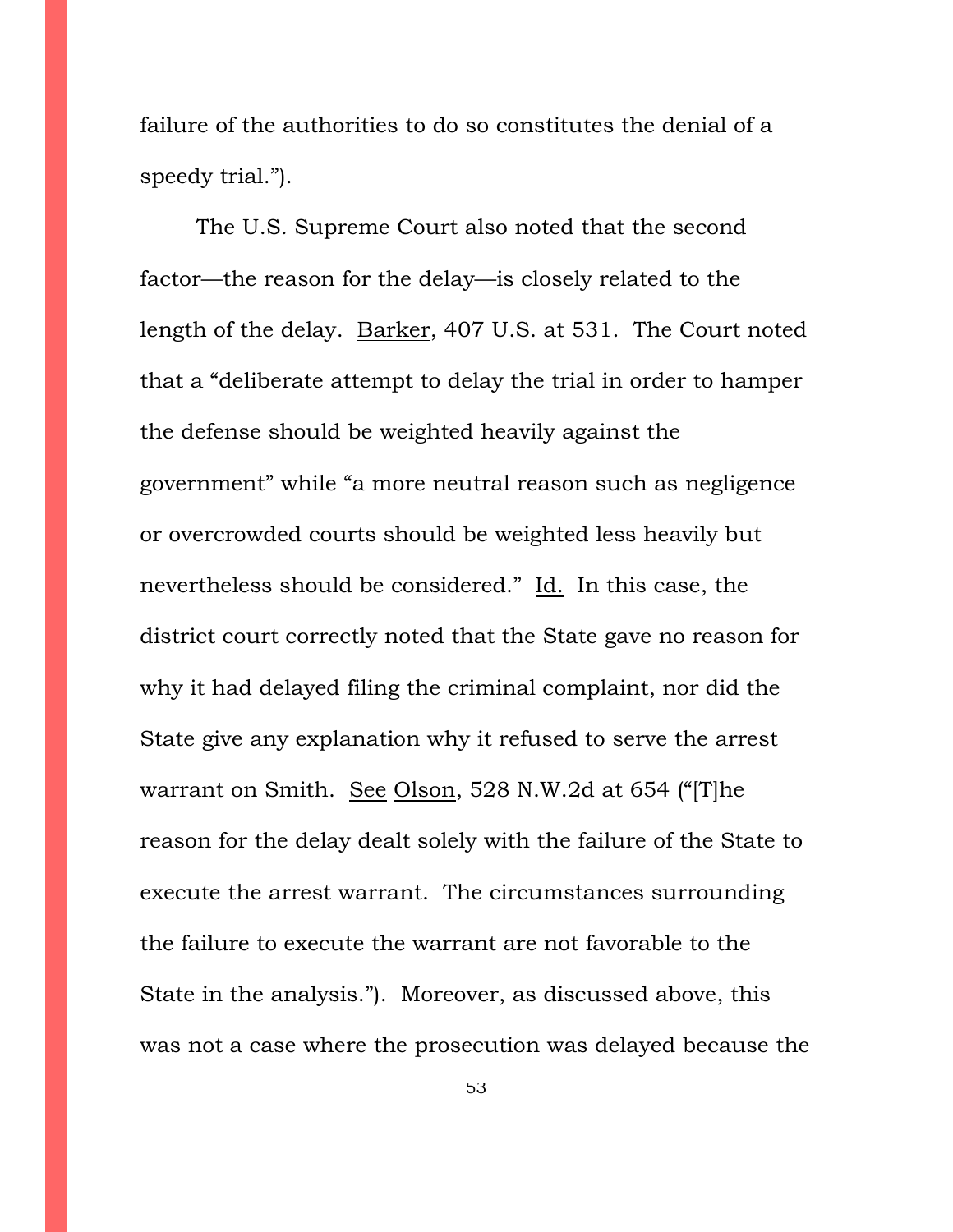failure of the authorities to do so constitutes the denial of a speedy trial.").

The U.S. Supreme Court also noted that the second factor—the reason for the delay—is closely related to the length of the delay. Barker, 407 U.S. at 531. The Court noted that a "deliberate attempt to delay the trial in order to hamper the defense should be weighted heavily against the government" while "a more neutral reason such as negligence or overcrowded courts should be weighted less heavily but nevertheless should be considered." Id. In this case, the district court correctly noted that the State gave no reason for why it had delayed filing the criminal complaint, nor did the State give any explanation why it refused to serve the arrest warrant on Smith. See Olson, 528 N.W.2d at 654 ("[T]he reason for the delay dealt solely with the failure of the State to execute the arrest warrant. The circumstances surrounding the failure to execute the warrant are not favorable to the State in the analysis."). Moreover, as discussed above, this was not a case where the prosecution was delayed because the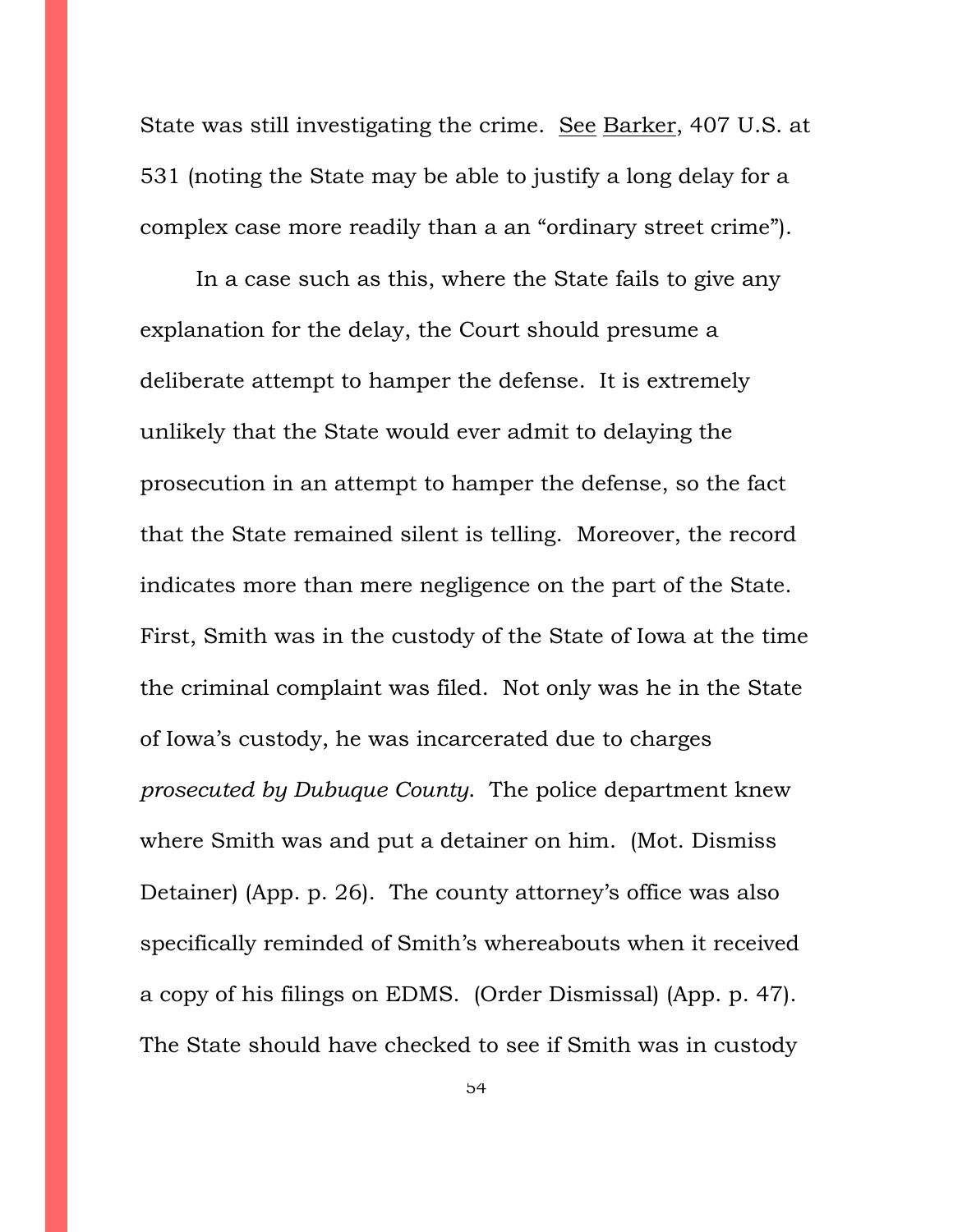State was still investigating the crime. See Barker, 407 U.S. at 531 (noting the State may be able to justify a long delay for a complex case more readily than a an "ordinary street crime").

In a case such as this, where the State fails to give any explanation for the delay, the Court should presume a deliberate attempt to hamper the defense. It is extremely unlikely that the State would ever admit to delaying the prosecution in an attempt to hamper the defense, so the fact that the State remained silent is telling. Moreover, the record indicates more than mere negligence on the part of the State. First, Smith was in the custody of the State of Iowa at the time the criminal complaint was filed. Not only was he in the State of Iowa's custody, he was incarcerated due to charges *prosecuted by Dubuque County*. The police department knew where Smith was and put a detainer on him. (Mot. Dismiss Detainer) (App. p. 26). The county attorney's office was also specifically reminded of Smith's whereabouts when it received a copy of his filings on EDMS. (Order Dismissal) (App. p. 47). The State should have checked to see if Smith was in custody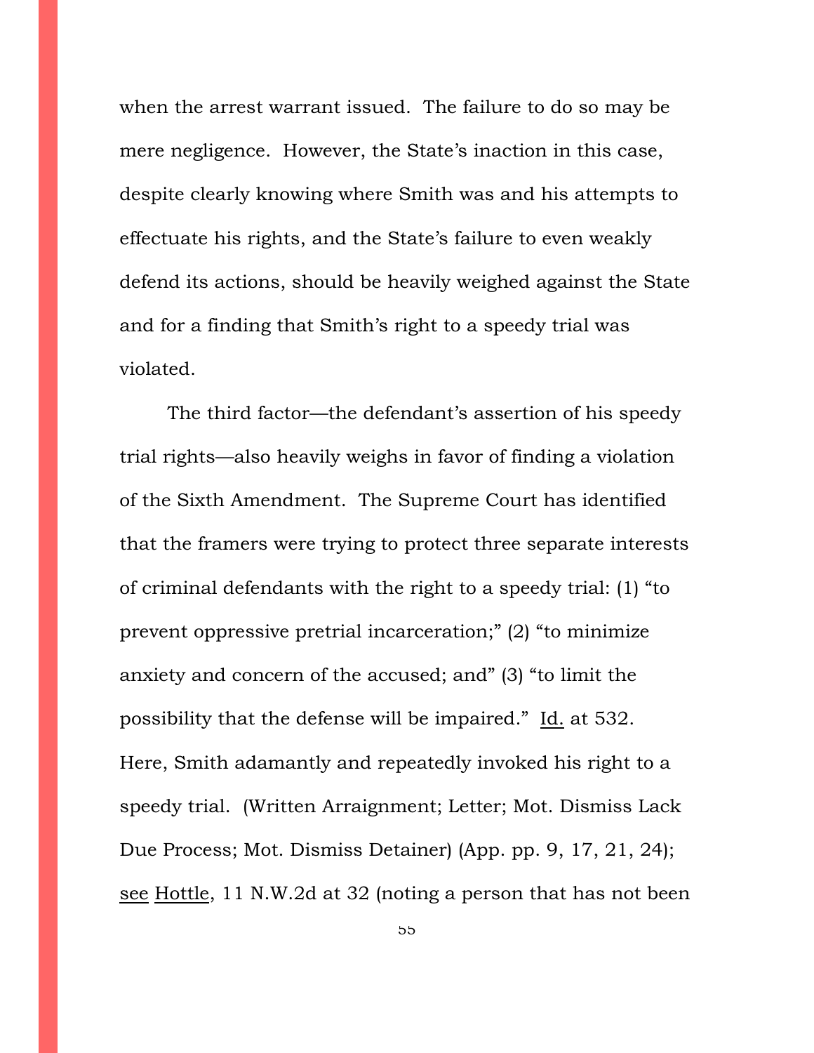when the arrest warrant issued. The failure to do so may be mere negligence. However, the State's inaction in this case, despite clearly knowing where Smith was and his attempts to effectuate his rights, and the State's failure to even weakly defend its actions, should be heavily weighed against the State and for a finding that Smith's right to a speedy trial was violated.

The third factor—the defendant's assertion of his speedy trial rights—also heavily weighs in favor of finding a violation of the Sixth Amendment. The Supreme Court has identified that the framers were trying to protect three separate interests of criminal defendants with the right to a speedy trial: (1) "to prevent oppressive pretrial incarceration;" (2) "to minimize anxiety and concern of the accused; and" (3) "to limit the possibility that the defense will be impaired." Id. at 532. Here, Smith adamantly and repeatedly invoked his right to a speedy trial. (Written Arraignment; Letter; Mot. Dismiss Lack Due Process; Mot. Dismiss Detainer) (App. pp. 9, 17, 21, 24); see Hottle, 11 N.W.2d at 32 (noting a person that has not been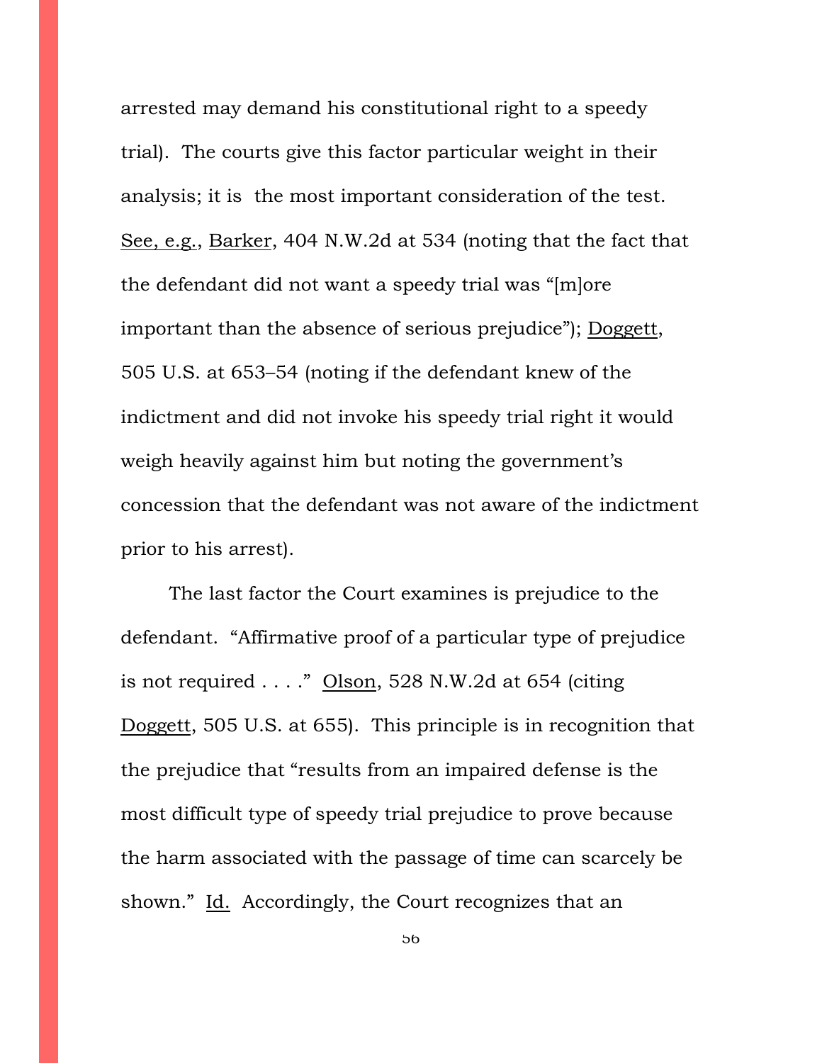arrested may demand his constitutional right to a speedy trial). The courts give this factor particular weight in their analysis; it is the most important consideration of the test. See, e.g., Barker, 404 N.W.2d at 534 (noting that the fact that the defendant did not want a speedy trial was "[m]ore important than the absence of serious prejudice"); Doggett, 505 U.S. at 653–54 (noting if the defendant knew of the indictment and did not invoke his speedy trial right it would weigh heavily against him but noting the government's concession that the defendant was not aware of the indictment prior to his arrest).

The last factor the Court examines is prejudice to the defendant. "Affirmative proof of a particular type of prejudice is not required . . . ." Olson, 528 N.W.2d at 654 (citing Doggett, 505 U.S. at 655). This principle is in recognition that the prejudice that "results from an impaired defense is the most difficult type of speedy trial prejudice to prove because the harm associated with the passage of time can scarcely be shown." Id. Accordingly, the Court recognizes that an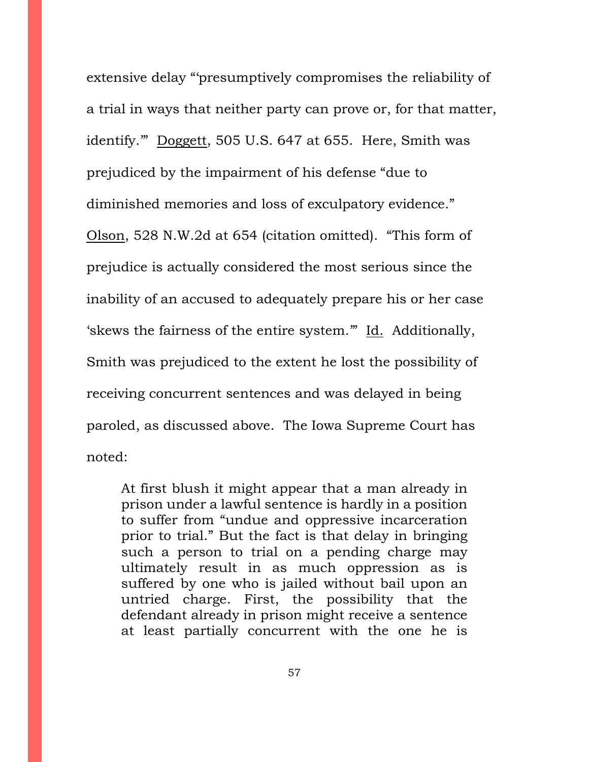extensive delay "'presumptively compromises the reliability of a trial in ways that neither party can prove or, for that matter, identify.'" Doggett, 505 U.S. 647 at 655. Here, Smith was prejudiced by the impairment of his defense "due to diminished memories and loss of exculpatory evidence." Olson, 528 N.W.2d at 654 (citation omitted). "This form of prejudice is actually considered the most serious since the inability of an accused to adequately prepare his or her case 'skews the fairness of the entire system.'" Id. Additionally, Smith was prejudiced to the extent he lost the possibility of receiving concurrent sentences and was delayed in being paroled, as discussed above. The Iowa Supreme Court has noted:

> At first blush it might appear that a man already in prison under a lawful sentence is hardly in a position to suffer from "undue and oppressive incarceration prior to trial." But the fact is that delay in bringing such a person to trial on a pending charge may ultimately result in as much oppression as is suffered by one who is jailed without bail upon an untried charge. First, the possibility that the defendant already in prison might receive a sentence at least partially concurrent with the one he is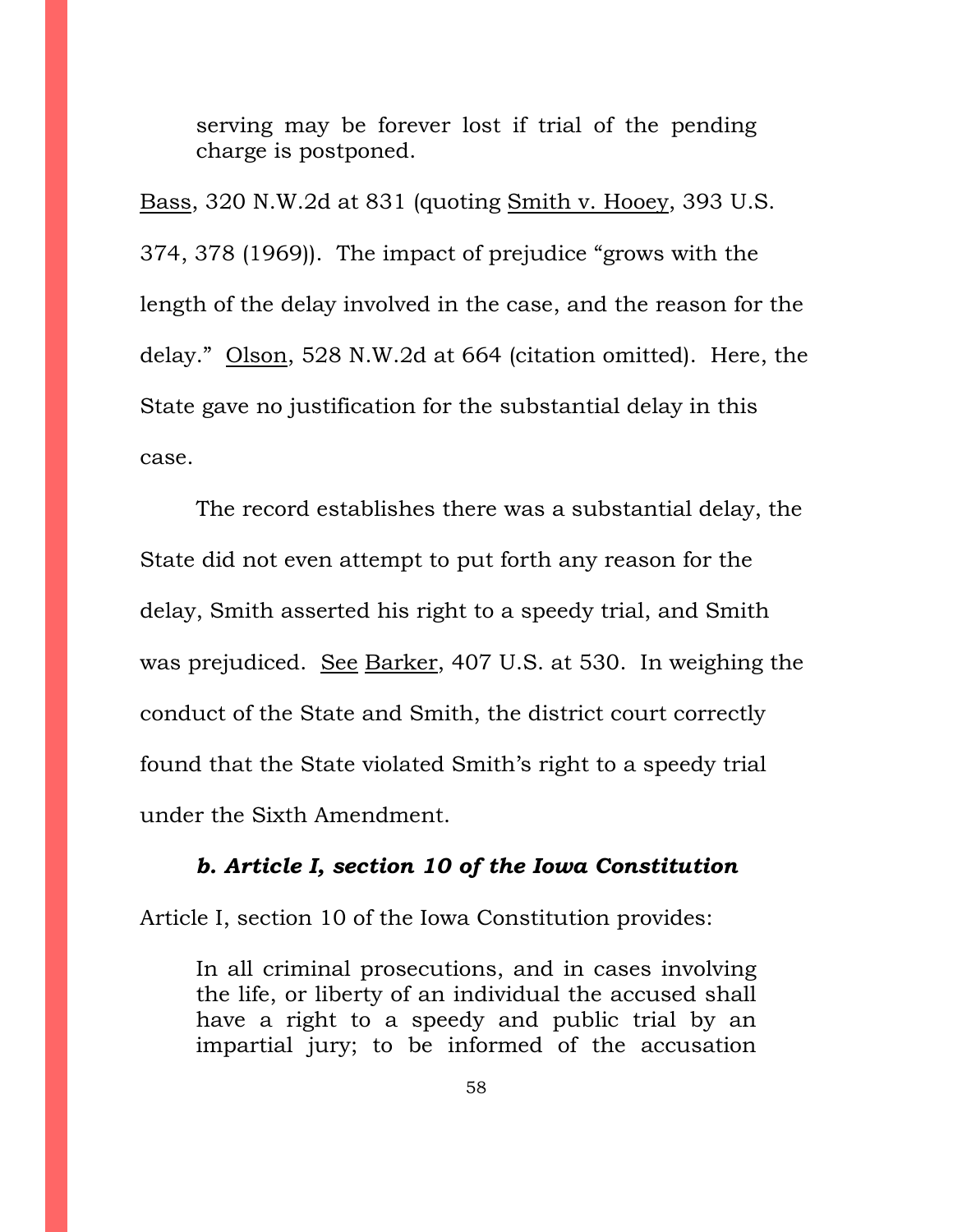> serving may be forever lost if trial of the pending charge is postponed.

Bass, 320 N.W.2d at 831 (quoting Smith v. Hooey, 393 U.S. 374, 378 (1969)). The impact of prejudice "grows with the length of the delay involved in the case, and the reason for the delay." Olson, 528 N.W.2d at 664 (citation omitted). Here, the State gave no justification for the substantial delay in this case.

The record establishes there was a substantial delay, the State did not even attempt to put forth any reason for the delay, Smith asserted his right to a speedy trial, and Smith was prejudiced. See Barker, 407 U.S. at 530. In weighing the conduct of the State and Smith, the district court correctly found that the State violated Smith's right to a speedy trial under the Sixth Amendment.

***b. Article I, section 10 of the Iowa Constitution***

Article I, section 10 of the Iowa Constitution provides:

> In all criminal prosecutions, and in cases involving the life, or liberty of an individual the accused shall have a right to a speedy and public trial by an impartial jury; to be informed of the accusation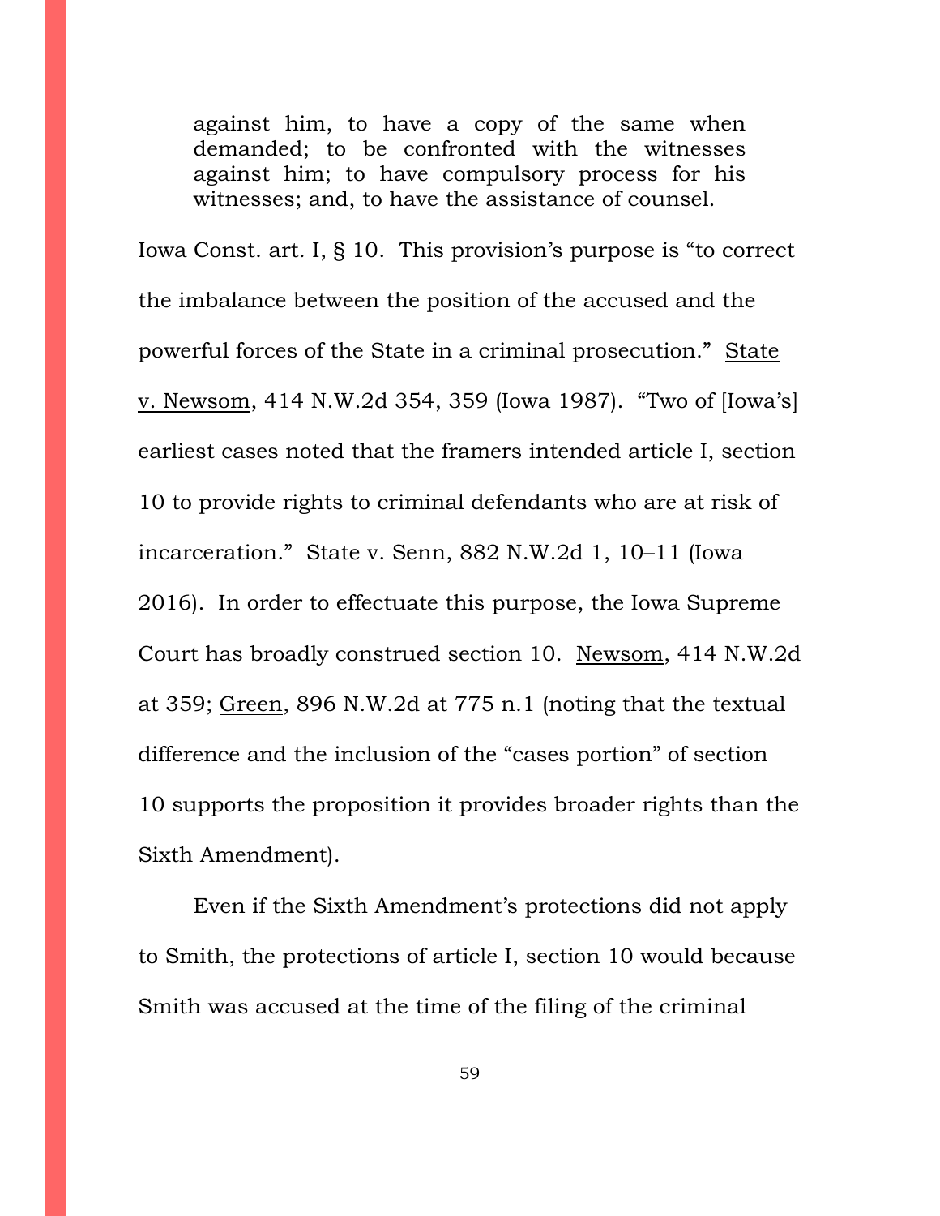> against him, to have a copy of the same when demanded; to be confronted with the witnesses against him; to have compulsory process for his witnesses; and, to have the assistance of counsel.

Iowa Const. art. I, § 10. This provision's purpose is "to correct the imbalance between the position of the accused and the powerful forces of the State in a criminal prosecution." State v. Newsom, 414 N.W.2d 354, 359 (Iowa 1987). "Two of [Iowa's] earliest cases noted that the framers intended article I, section 10 to provide rights to criminal defendants who are at risk of incarceration." State v. Senn, 882 N.W.2d 1, 10–11 (Iowa 2016). In order to effectuate this purpose, the Iowa Supreme Court has broadly construed section 10. Newsom, 414 N.W.2d at 359; Green, 896 N.W.2d at 775 n.1 (noting that the textual difference and the inclusion of the "cases portion" of section 10 supports the proposition it provides broader rights than the Sixth Amendment).

Even if the Sixth Amendment's protections did not apply to Smith, the protections of article I, section 10 would because Smith was accused at the time of the filing of the criminal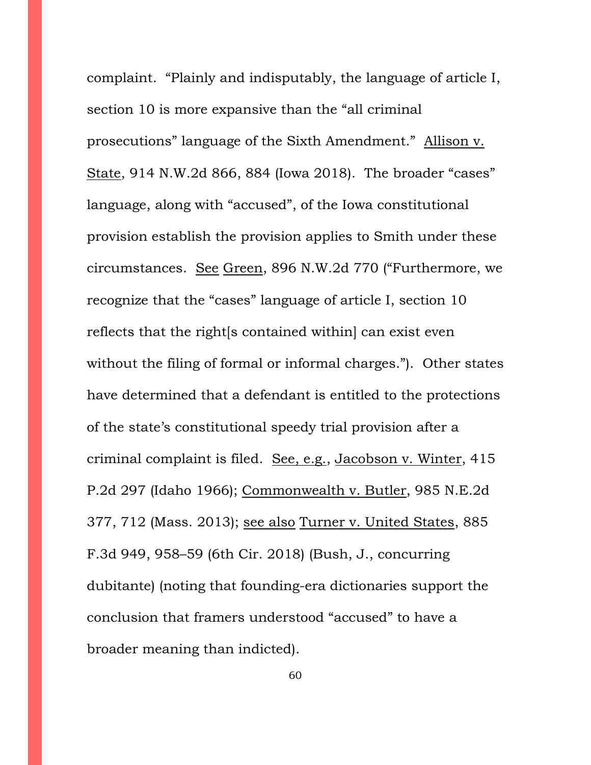complaint. "Plainly and indisputably, the language of article I, section 10 is more expansive than the "all criminal prosecutions" language of the Sixth Amendment." Allison v. State, 914 N.W.2d 866, 884 (Iowa 2018). The broader "cases" language, along with "accused", of the Iowa constitutional provision establish the provision applies to Smith under these circumstances. See Green, 896 N.W.2d 770 ("Furthermore, we recognize that the "cases" language of article I, section 10 reflects that the right[s contained within] can exist even without the filing of formal or informal charges."). Other states have determined that a defendant is entitled to the protections of the state's constitutional speedy trial provision after a criminal complaint is filed. See, e.g., Jacobson v. Winter, 415 P.2d 297 (Idaho 1966); Commonwealth v. Butler, 985 N.E.2d 377, 712 (Mass. 2013); see also Turner v. United States, 885 F.3d 949, 958–59 (6th Cir. 2018) (Bush, J., concurring dubitante) (noting that founding-era dictionaries support the conclusion that framers understood "accused" to have a broader meaning than indicted).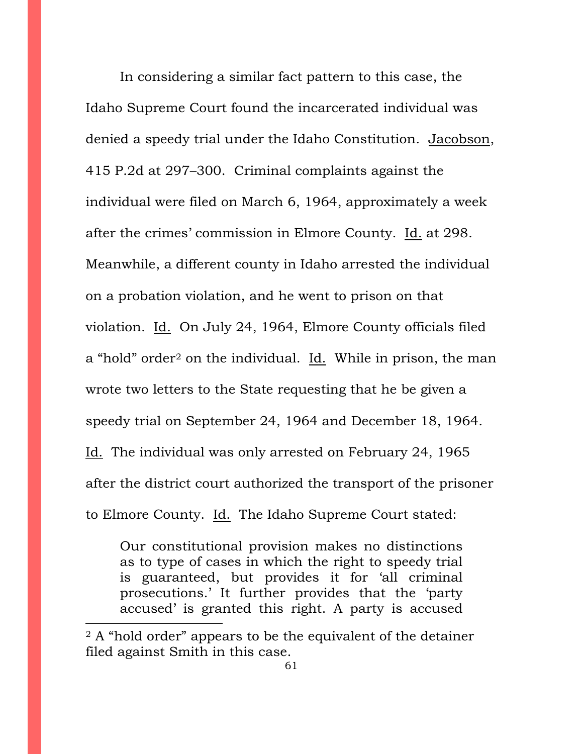In considering a similar fact pattern to this case, the Idaho Supreme Court found the incarcerated individual was denied a speedy trial under the Idaho Constitution. Jacobson, 415 P.2d at 297–300. Criminal complaints against the individual were filed on March 6, 1964, approximately a week after the crimes' commission in Elmore County. Id. at 298. Meanwhile, a different county in Idaho arrested the individual on a probation violation, and he went to prison on that violation. Id. On July 24, 1964, Elmore County officials filed a "hold" order[2] on the individual. Id. While in prison, the man wrote two letters to the State requesting that he be given a speedy trial on September 24, 1964 and December 18, 1964. Id. The individual was only arrested on February 24, 1965 after the district court authorized the transport of the prisoner to Elmore County. Id. The Idaho Supreme Court stated:

> Our constitutional provision makes no distinctions as to type of cases in which the right to speedy trial is guaranteed, but provides it for 'all criminal prosecutions.' It further provides that the 'party accused' is granted this right. A party is accused

[2] A "hold order" appears to be the equivalent of the detainer filed against Smith in this case.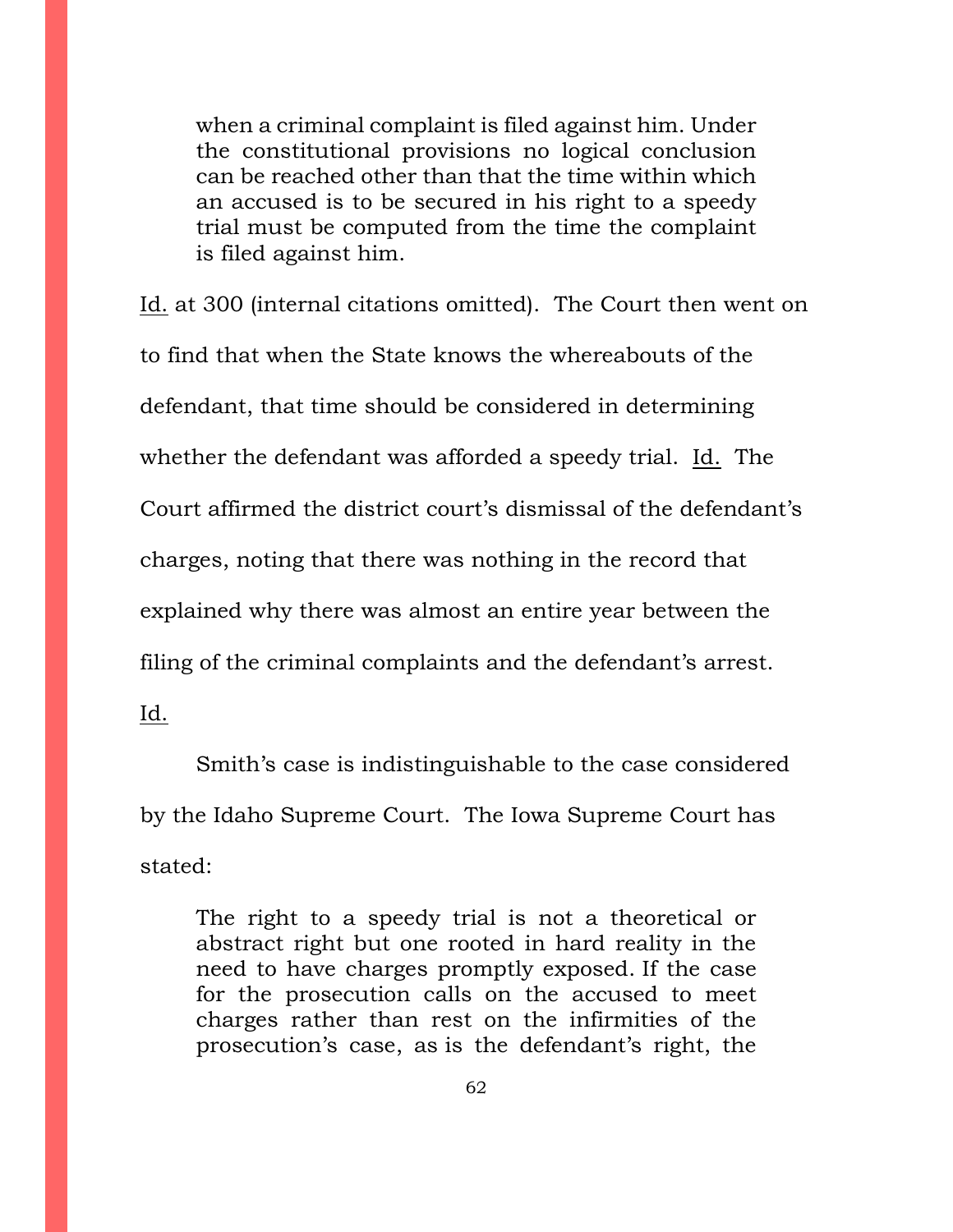> when a criminal complaint is filed against him. Under the constitutional provisions no logical conclusion can be reached other than that the time within which an accused is to be secured in his right to a speedy trial must be computed from the time the complaint is filed against him.

Id. at 300 (internal citations omitted). The Court then went on to find that when the State knows the whereabouts of the defendant, that time should be considered in determining whether the defendant was afforded a speedy trial. Id. The Court affirmed the district court's dismissal of the defendant's charges, noting that there was nothing in the record that explained why there was almost an entire year between the filing of the criminal complaints and the defendant's arrest. Id.

Smith's case is indistinguishable to the case considered by the Idaho Supreme Court. The Iowa Supreme Court has stated:

> The right to a speedy trial is not a theoretical or abstract right but one rooted in hard reality in the need to have charges promptly exposed. If the case for the prosecution calls on the accused to meet charges rather than rest on the infirmities of the prosecution's case, as is the defendant's right, the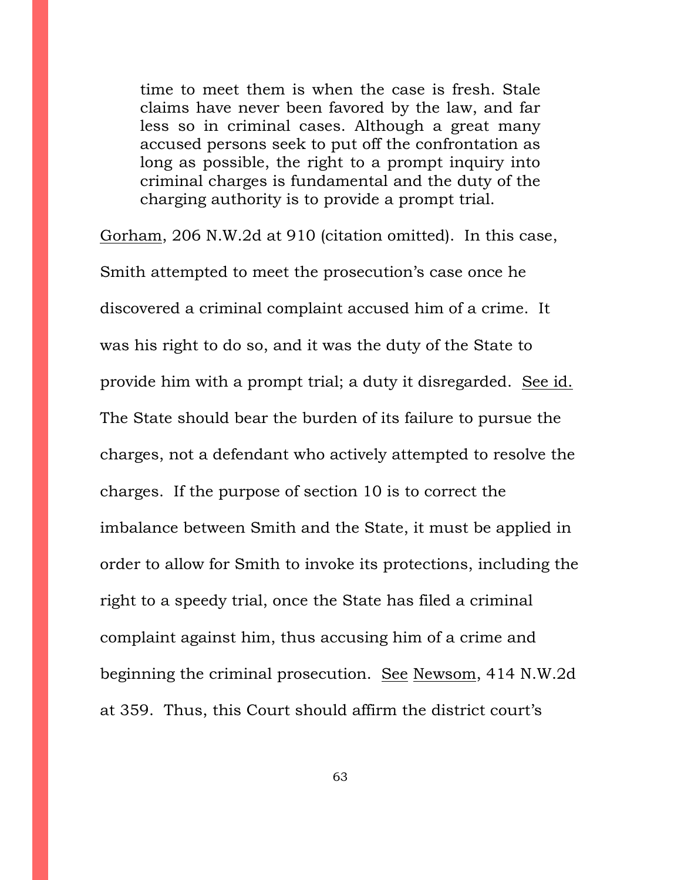> time to meet them is when the case is fresh. Stale claims have never been favored by the law, and far less so in criminal cases. Although a great many accused persons seek to put off the confrontation as long as possible, the right to a prompt inquiry into criminal charges is fundamental and the duty of the charging authority is to provide a prompt trial.

Gorham, 206 N.W.2d at 910 (citation omitted). In this case, Smith attempted to meet the prosecution's case once he discovered a criminal complaint accused him of a crime. It was his right to do so, and it was the duty of the State to provide him with a prompt trial; a duty it disregarded. See id. The State should bear the burden of its failure to pursue the charges, not a defendant who actively attempted to resolve the charges. If the purpose of section 10 is to correct the imbalance between Smith and the State, it must be applied in order to allow for Smith to invoke its protections, including the right to a speedy trial, once the State has filed a criminal complaint against him, thus accusing him of a crime and beginning the criminal prosecution. See Newsom, 414 N.W.2d at 359. Thus, this Court should affirm the district court's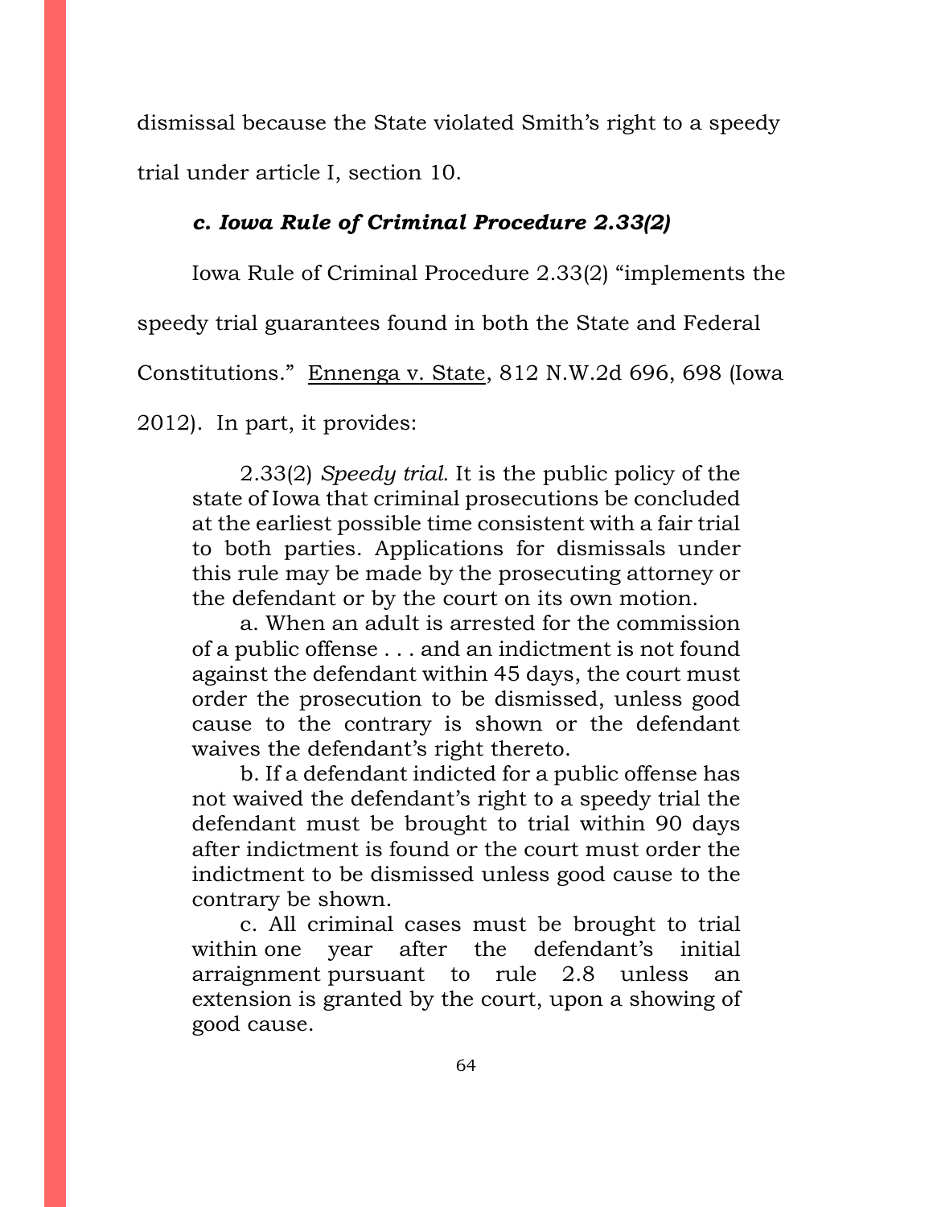dismissal because the State violated Smith's right to a speedy trial under article I, section 10.

### *c. Iowa Rule of Criminal Procedure 2.33(2)*

Iowa Rule of Criminal Procedure 2.33(2) "implements the speedy trial guarantees found in both the State and Federal Constitutions." Ennenga v. State, 812 N.W.2d 696, 698 (Iowa 2012). In part, it provides:

> 2.33(2) *Speedy trial.* It is the public policy of the state of Iowa that criminal prosecutions be concluded at the earliest possible time consistent with a fair trial to both parties. Applications for dismissals under this rule may be made by the prosecuting attorney or the defendant or by the court on its own motion.
>
> a. When an adult is arrested for the commission of a public offense . . . and an indictment is not found against the defendant within 45 days, the court must order the prosecution to be dismissed, unless good cause to the contrary is shown or the defendant waives the defendant's right thereto.
>
> b. If a defendant indicted for a public offense has not waived the defendant's right to a speedy trial the defendant must be brought to trial within 90 days after indictment is found or the court must order the indictment to be dismissed unless good cause to the contrary be shown.
>
> c. All criminal cases must be brought to trial within one year after the defendant's initial arraignment pursuant to rule 2.8 unless an extension is granted by the court, upon a showing of good cause.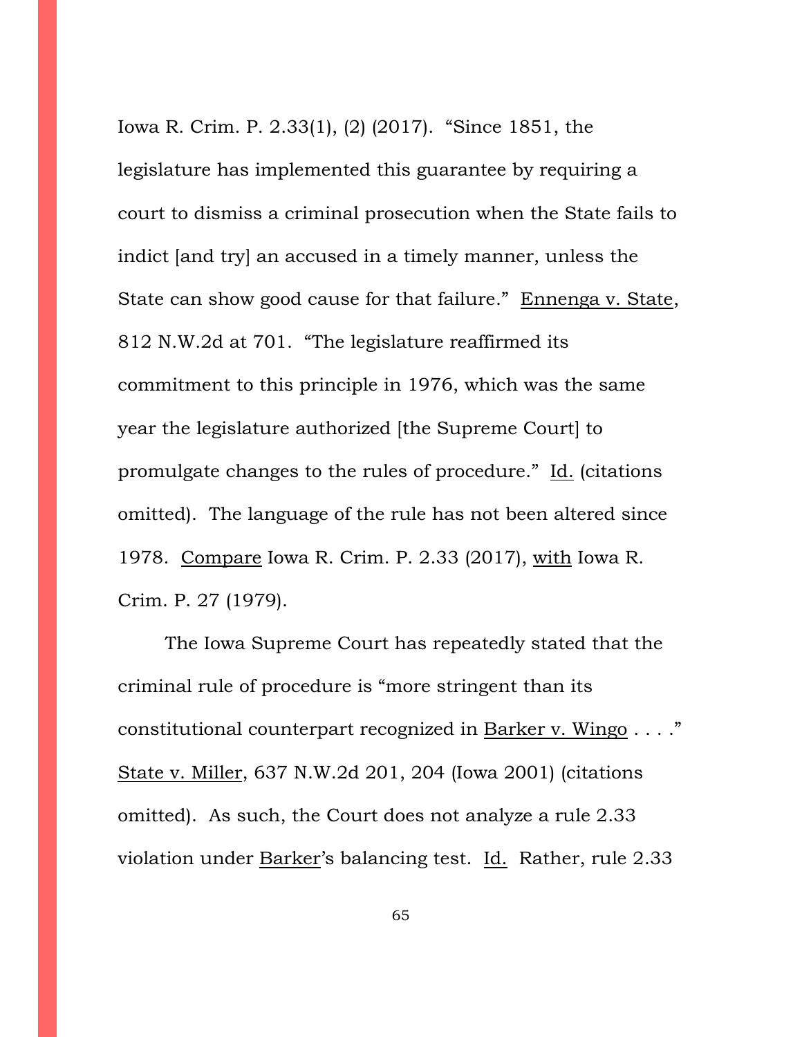Iowa R. Crim. P. 2.33(1), (2) (2017). "Since 1851, the legislature has implemented this guarantee by requiring a court to dismiss a criminal prosecution when the State fails to indict [and try] an accused in a timely manner, unless the State can show good cause for that failure." Ennenga v. State, 812 N.W.2d at 701. "The legislature reaffirmed its commitment to this principle in 1976, which was the same year the legislature authorized [the Supreme Court] to promulgate changes to the rules of procedure." Id. (citations omitted). The language of the rule has not been altered since 1978. Compare Iowa R. Crim. P. 2.33 (2017), with Iowa R. Crim. P. 27 (1979).

The Iowa Supreme Court has repeatedly stated that the criminal rule of procedure is "more stringent than its constitutional counterpart recognized in Barker v. Wingo . . . ." State v. Miller, 637 N.W.2d 201, 204 (Iowa 2001) (citations omitted). As such, the Court does not analyze a rule 2.33 violation under Barker's balancing test. Id. Rather, rule 2.33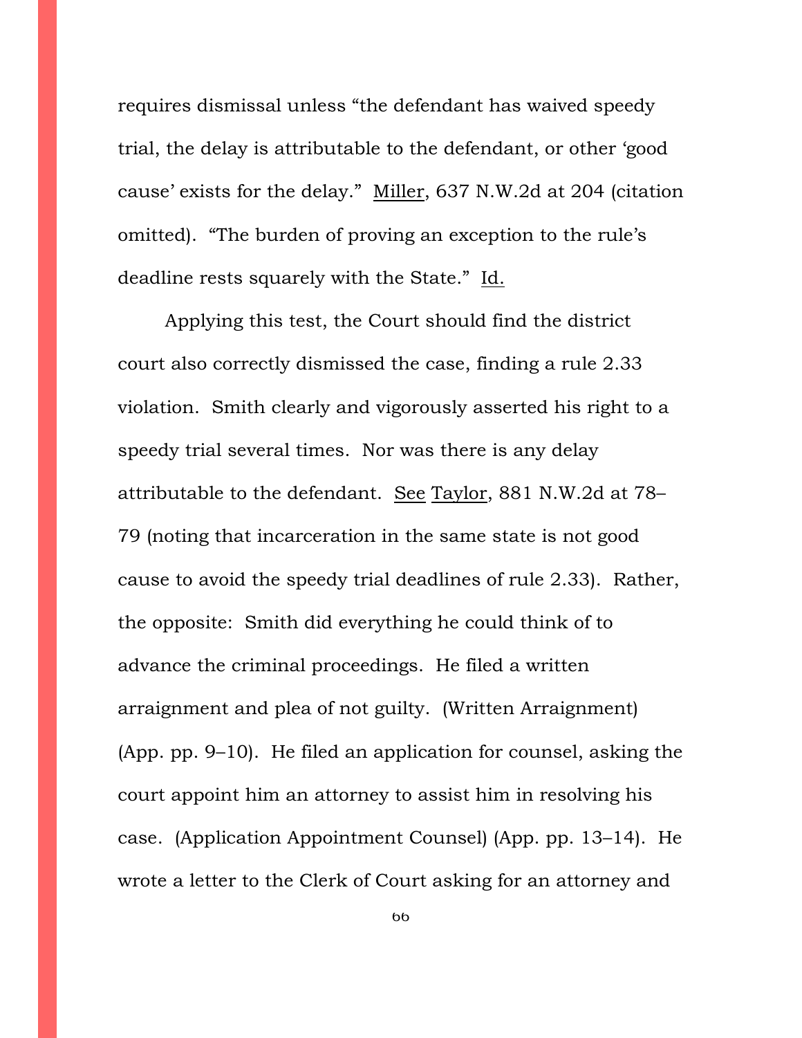requires dismissal unless "the defendant has waived speedy trial, the delay is attributable to the defendant, or other 'good cause' exists for the delay." Miller, 637 N.W.2d at 204 (citation omitted). "The burden of proving an exception to the rule's deadline rests squarely with the State." Id.

Applying this test, the Court should find the district court also correctly dismissed the case, finding a rule 2.33 violation. Smith clearly and vigorously asserted his right to a speedy trial several times. Nor was there is any delay attributable to the defendant. See Taylor, 881 N.W.2d at 78–79 (noting that incarceration in the same state is not good cause to avoid the speedy trial deadlines of rule 2.33). Rather, the opposite: Smith did everything he could think of to advance the criminal proceedings. He filed a written arraignment and plea of not guilty. (Written Arraignment) (App. pp. 9–10). He filed an application for counsel, asking the court appoint him an attorney to assist him in resolving his case. (Application Appointment Counsel) (App. pp. 13–14). He wrote a letter to the Clerk of Court asking for an attorney and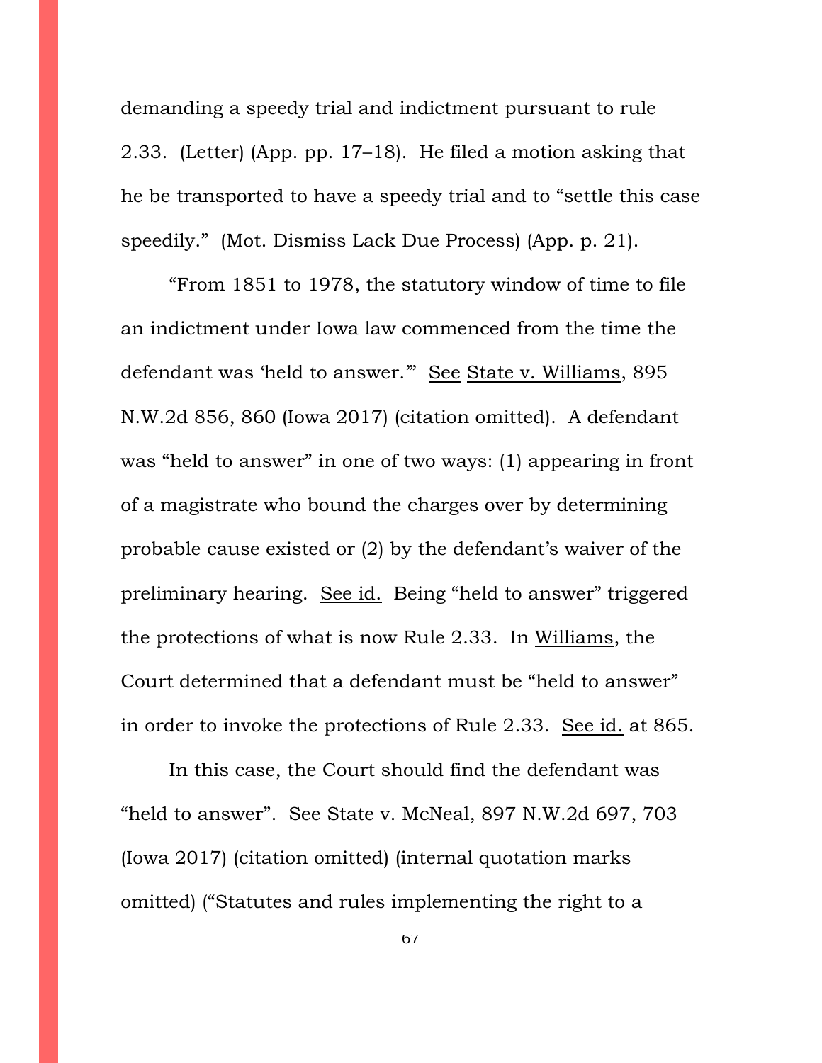demanding a speedy trial and indictment pursuant to rule 2.33. (Letter) (App. pp. 17–18). He filed a motion asking that he be transported to have a speedy trial and to "settle this case speedily." (Mot. Dismiss Lack Due Process) (App. p. 21).

"From 1851 to 1978, the statutory window of time to file an indictment under Iowa law commenced from the time the defendant was 'held to answer.'" See State v. Williams, 895 N.W.2d 856, 860 (Iowa 2017) (citation omitted). A defendant was "held to answer" in one of two ways: (1) appearing in front of a magistrate who bound the charges over by determining probable cause existed or (2) by the defendant's waiver of the preliminary hearing. See id. Being "held to answer" triggered the protections of what is now Rule 2.33. In Williams, the Court determined that a defendant must be "held to answer" in order to invoke the protections of Rule 2.33. See id. at 865.

In this case, the Court should find the defendant was "held to answer". See State v. McNeal, 897 N.W.2d 697, 703 (Iowa 2017) (citation omitted) (internal quotation marks omitted) ("Statutes and rules implementing the right to a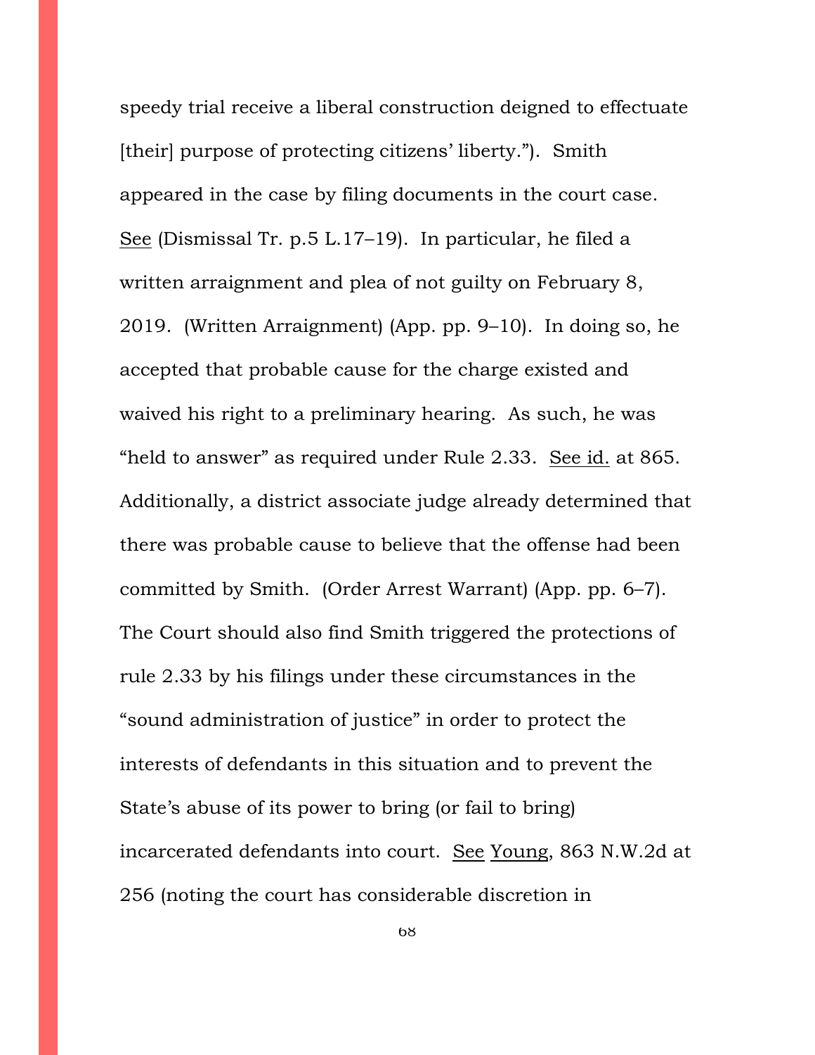speedy trial receive a liberal construction deigned to effectuate [their] purpose of protecting citizens' liberty."). Smith appeared in the case by filing documents in the court case. See (Dismissal Tr. p.5 L.17–19). In particular, he filed a written arraignment and plea of not guilty on February 8, 2019. (Written Arraignment) (App. pp. 9–10). In doing so, he accepted that probable cause for the charge existed and waived his right to a preliminary hearing. As such, he was "held to answer" as required under Rule 2.33. See id. at 865. Additionally, a district associate judge already determined that there was probable cause to believe that the offense had been committed by Smith. (Order Arrest Warrant) (App. pp. 6–7). The Court should also find Smith triggered the protections of rule 2.33 by his filings under these circumstances in the "sound administration of justice" in order to protect the interests of defendants in this situation and to prevent the State's abuse of its power to bring (or fail to bring) incarcerated defendants into court. See Young, 863 N.W.2d at 256 (noting the court has considerable discretion in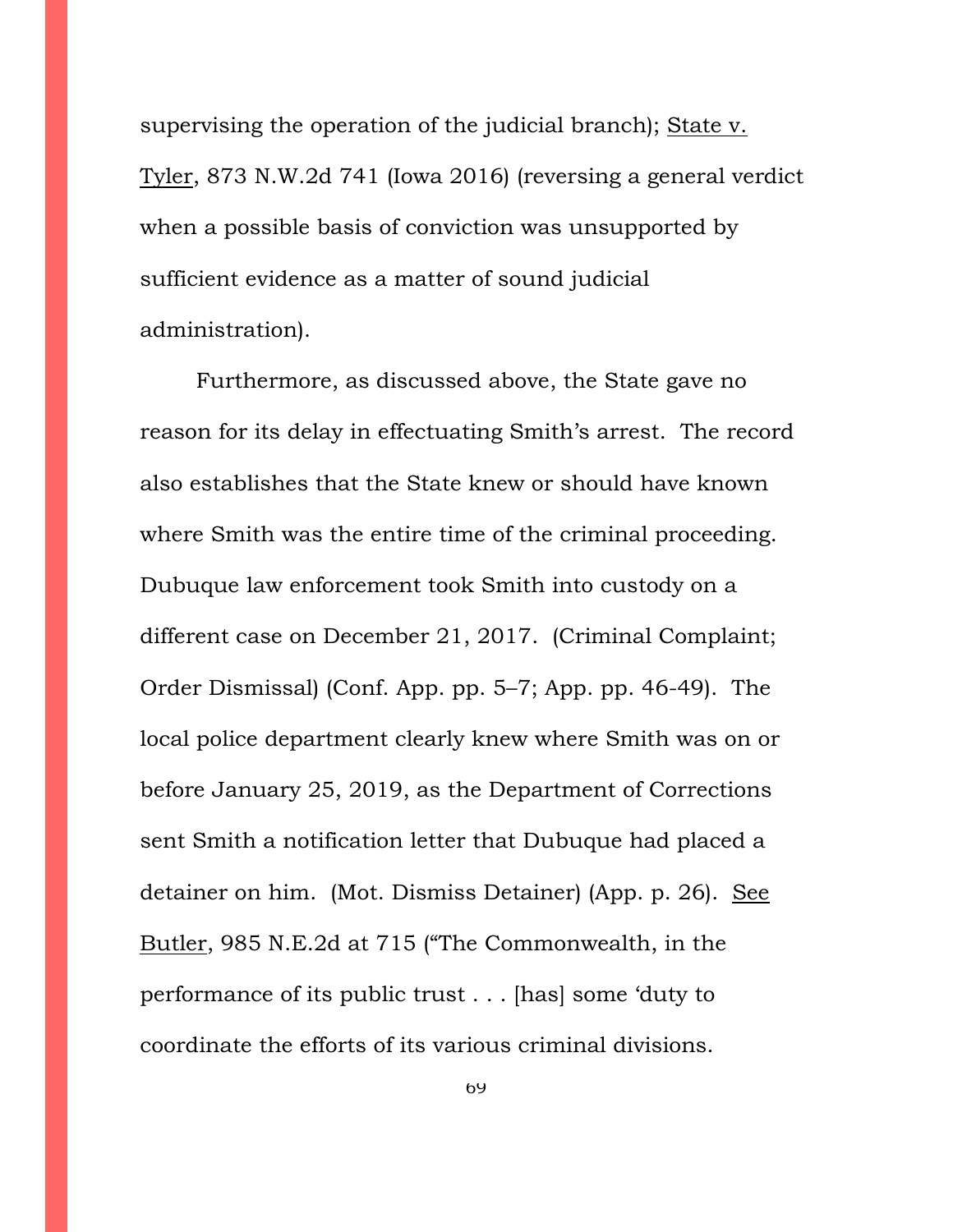supervising the operation of the judicial branch); State v. Tyler, 873 N.W.2d 741 (Iowa 2016) (reversing a general verdict when a possible basis of conviction was unsupported by sufficient evidence as a matter of sound judicial administration).

Furthermore, as discussed above, the State gave no reason for its delay in effectuating Smith's arrest. The record also establishes that the State knew or should have known where Smith was the entire time of the criminal proceeding. Dubuque law enforcement took Smith into custody on a different case on December 21, 2017. (Criminal Complaint; Order Dismissal) (Conf. App. pp. 5–7; App. pp. 46-49). The local police department clearly knew where Smith was on or before January 25, 2019, as the Department of Corrections sent Smith a notification letter that Dubuque had placed a detainer on him. (Mot. Dismiss Detainer) (App. p. 26). See Butler, 985 N.E.2d at 715 ("The Commonwealth, in the performance of its public trust . . . [has] some 'duty to coordinate the efforts of its various criminal divisions.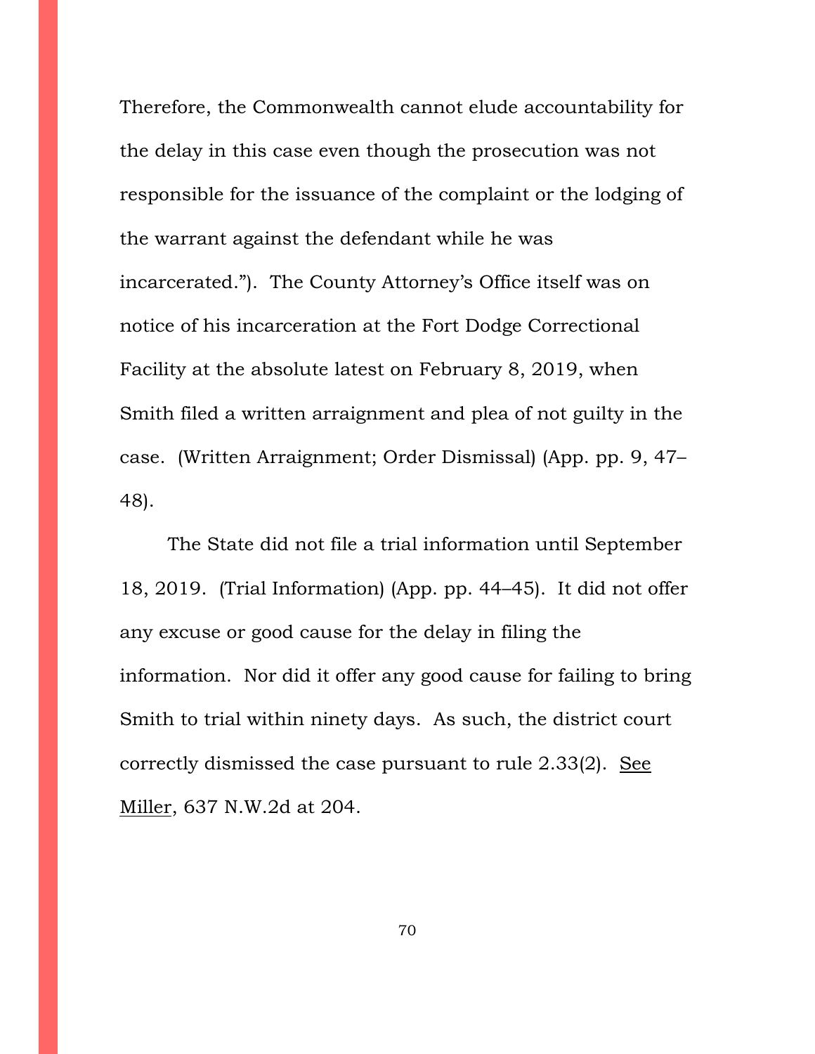Therefore, the Commonwealth cannot elude accountability for the delay in this case even though the prosecution was not responsible for the issuance of the complaint or the lodging of the warrant against the defendant while he was incarcerated."). The County Attorney's Office itself was on notice of his incarceration at the Fort Dodge Correctional Facility at the absolute latest on February 8, 2019, when Smith filed a written arraignment and plea of not guilty in the case. (Written Arraignment; Order Dismissal) (App. pp. 9, 47–48).

The State did not file a trial information until September 18, 2019. (Trial Information) (App. pp. 44–45). It did not offer any excuse or good cause for the delay in filing the information. Nor did it offer any good cause for failing to bring Smith to trial within ninety days. As such, the district court correctly dismissed the case pursuant to rule 2.33(2). See Miller, 637 N.W.2d at 204.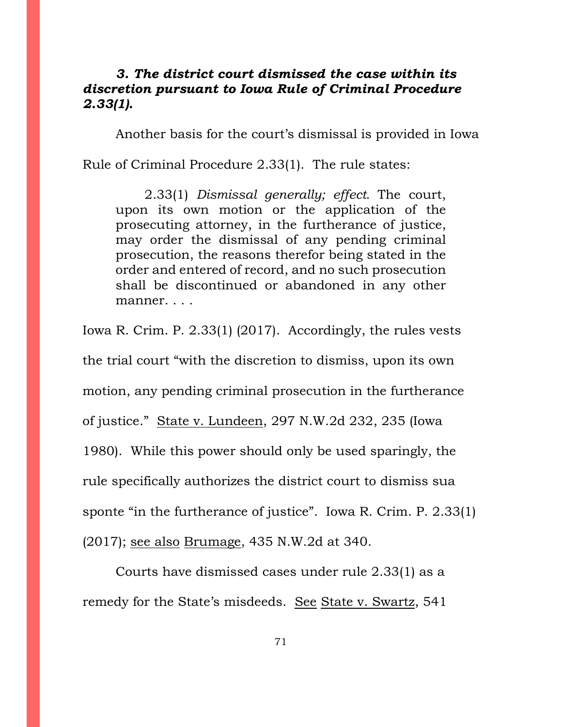### *3. The district court dismissed the case within its discretion pursuant to Iowa Rule of Criminal Procedure 2.33(1).*

Another basis for the court's dismissal is provided in Iowa Rule of Criminal Procedure 2.33(1). The rule states:

> 2.33(1) *Dismissal generally; effect.* The court, upon its own motion or the application of the prosecuting attorney, in the furtherance of justice, may order the dismissal of any pending criminal prosecution, the reasons therefor being stated in the order and entered of record, and no such prosecution shall be discontinued or abandoned in any other manner. . . .

Iowa R. Crim. P. 2.33(1) (2017). Accordingly, the rules vests the trial court "with the discretion to dismiss, upon its own motion, any pending criminal prosecution in the furtherance of justice." State v. Lundeen, 297 N.W.2d 232, 235 (Iowa 1980). While this power should only be used sparingly, the rule specifically authorizes the district court to dismiss sua sponte "in the furtherance of justice". Iowa R. Crim. P. 2.33(1) (2017); see also Brumage, 435 N.W.2d at 340.

Courts have dismissed cases under rule 2.33(1) as a remedy for the State's misdeeds. See State v. Swartz, 541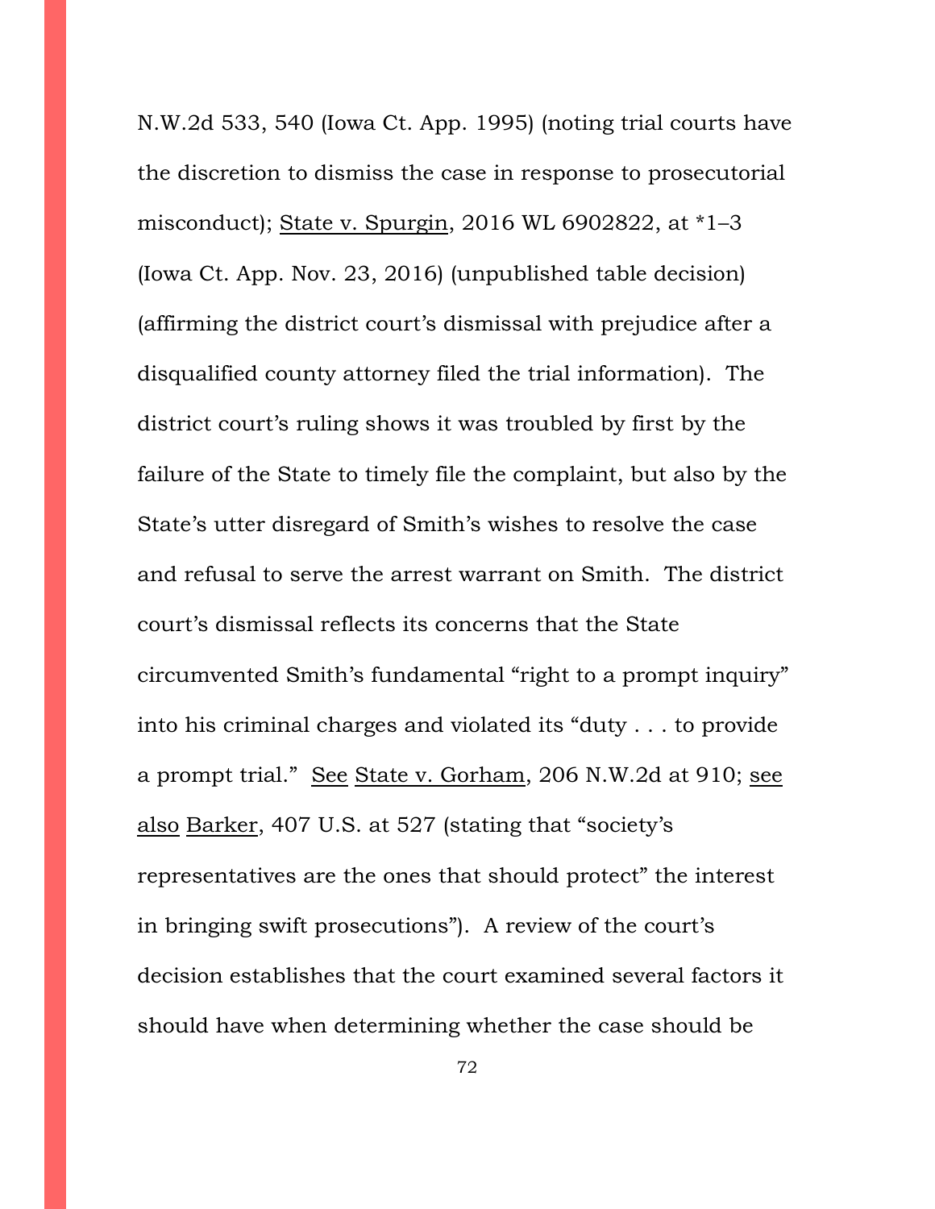N.W.2d 533, 540 (Iowa Ct. App. 1995) (noting trial courts have the discretion to dismiss the case in response to prosecutorial misconduct); State v. Spurgin, 2016 WL 6902822, at *1–3 (Iowa Ct. App. Nov. 23, 2016) (unpublished table decision) (affirming the district court's dismissal with prejudice after a disqualified county attorney filed the trial information). The district court's ruling shows it was troubled by first by the failure of the State to timely file the complaint, but also by the State's utter disregard of Smith's wishes to resolve the case and refusal to serve the arrest warrant on Smith. The district court's dismissal reflects its concerns that the State circumvented Smith's fundamental "right to a prompt inquiry" into his criminal charges and violated its "duty . . . to provide a prompt trial." See State v. Gorham, 206 N.W.2d at 910; see also Barker, 407 U.S. at 527 (stating that "society's representatives are the ones that should protect" the interest in bringing swift prosecutions"). A review of the court's decision establishes that the court examined several factors it should have when determining whether the case should be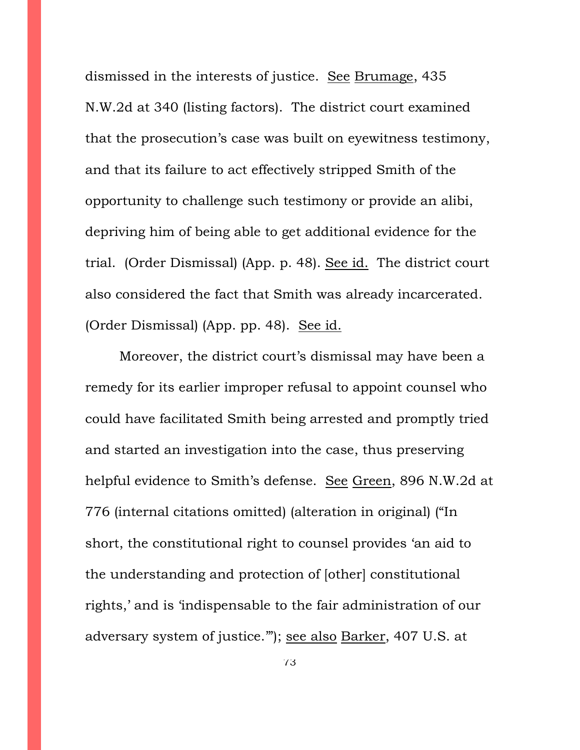dismissed in the interests of justice. See Brumage, 435 N.W.2d at 340 (listing factors). The district court examined that the prosecution's case was built on eyewitness testimony, and that its failure to act effectively stripped Smith of the opportunity to challenge such testimony or provide an alibi, depriving him of being able to get additional evidence for the trial. (Order Dismissal) (App. p. 48). See id. The district court also considered the fact that Smith was already incarcerated. (Order Dismissal) (App. pp. 48). See id.

Moreover, the district court's dismissal may have been a remedy for its earlier improper refusal to appoint counsel who could have facilitated Smith being arrested and promptly tried and started an investigation into the case, thus preserving helpful evidence to Smith's defense. See Green, 896 N.W.2d at 776 (internal citations omitted) (alteration in original) ("In short, the constitutional right to counsel provides 'an aid to the understanding and protection of [other] constitutional rights,' and is 'indispensable to the fair administration of our adversary system of justice.'"); see also Barker, 407 U.S. at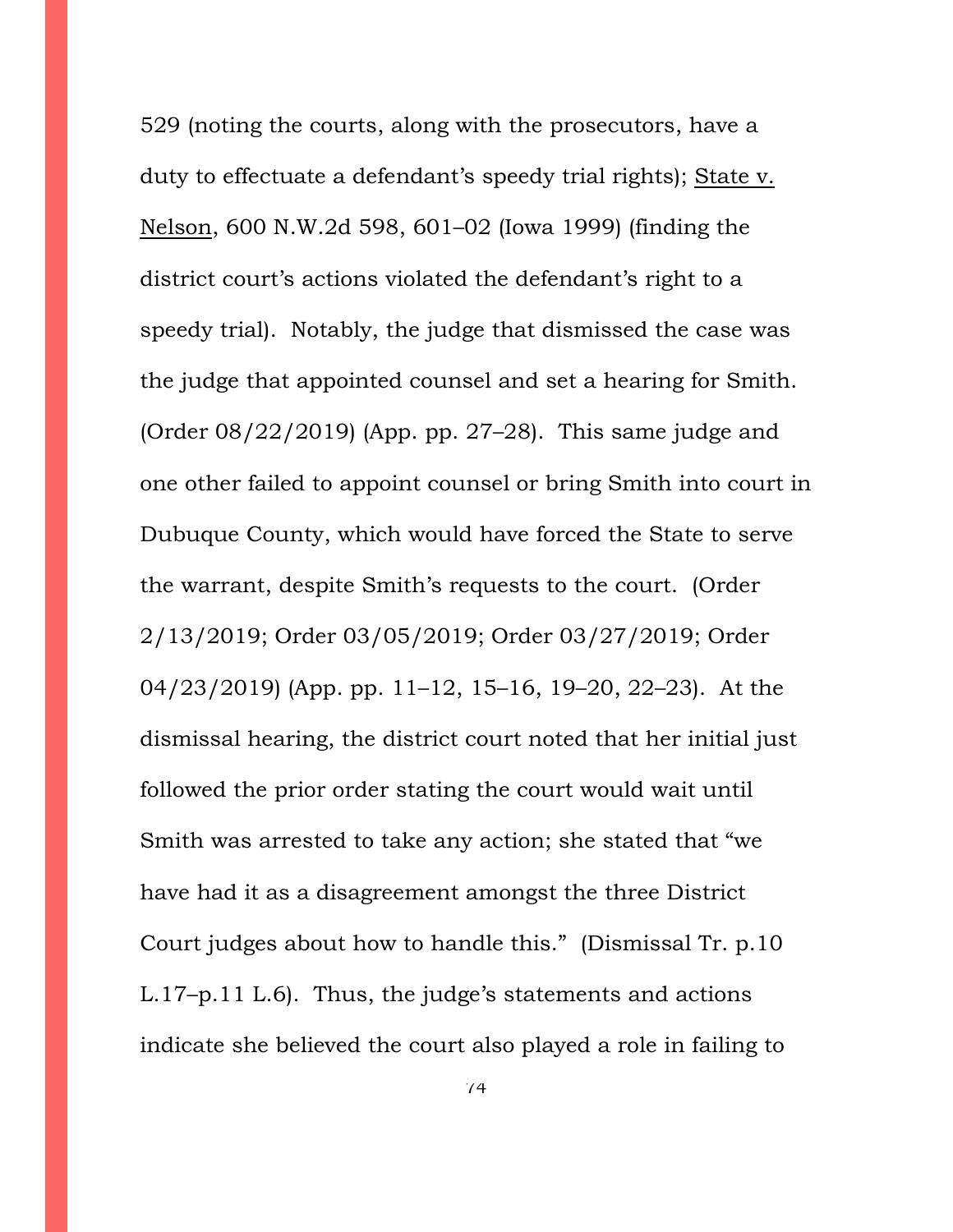529 (noting the courts, along with the prosecutors, have a duty to effectuate a defendant's speedy trial rights); State v. Nelson, 600 N.W.2d 598, 601–02 (Iowa 1999) (finding the district court's actions violated the defendant's right to a speedy trial). Notably, the judge that dismissed the case was the judge that appointed counsel and set a hearing for Smith. (Order 08/22/2019) (App. pp. 27–28). This same judge and one other failed to appoint counsel or bring Smith into court in Dubuque County, which would have forced the State to serve the warrant, despite Smith's requests to the court. (Order 2/13/2019; Order 03/05/2019; Order 03/27/2019; Order 04/23/2019) (App. pp. 11–12, 15–16, 19–20, 22–23). At the dismissal hearing, the district court noted that her initial just followed the prior order stating the court would wait until Smith was arrested to take any action; she stated that "we have had it as a disagreement amongst the three District Court judges about how to handle this." (Dismissal Tr. p.10 L.17–p.11 L.6). Thus, the judge's statements and actions indicate she believed the court also played a role in failing to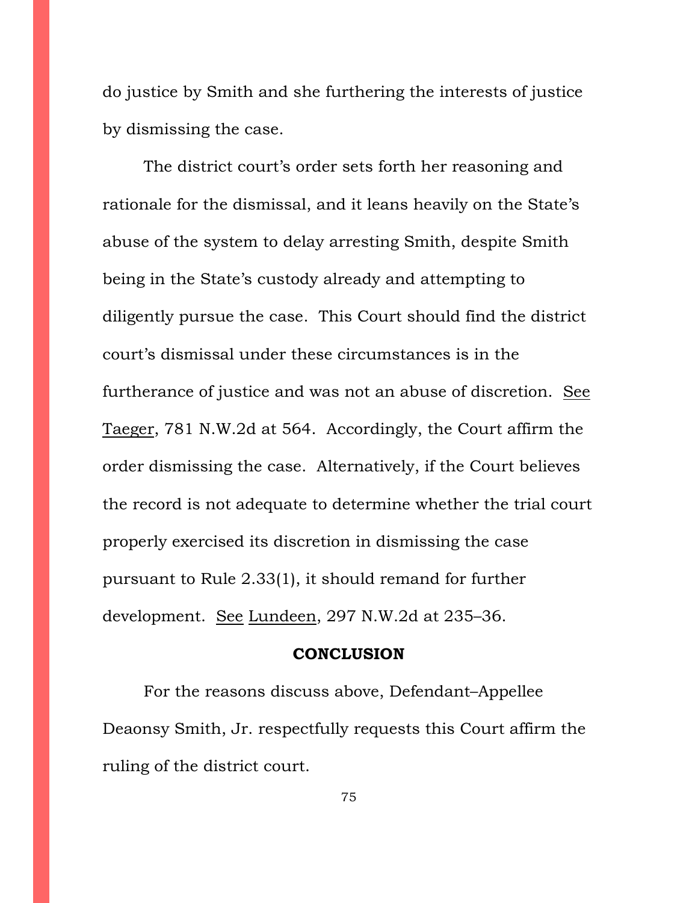do justice by Smith and she furthering the interests of justice by dismissing the case.

The district court's order sets forth her reasoning and rationale for the dismissal, and it leans heavily on the State's abuse of the system to delay arresting Smith, despite Smith being in the State's custody already and attempting to diligently pursue the case. This Court should find the district court's dismissal under these circumstances is in the furtherance of justice and was not an abuse of discretion. See Taeger, 781 N.W.2d at 564. Accordingly, the Court affirm the order dismissing the case. Alternatively, if the Court believes the record is not adequate to determine whether the trial court properly exercised its discretion in dismissing the case pursuant to Rule 2.33(1), it should remand for further development. See Lundeen, 297 N.W.2d at 235–36.

**CONCLUSION**

For the reasons discuss above, Defendant–Appellee Deaonsy Smith, Jr. respectfully requests this Court affirm the ruling of the district court.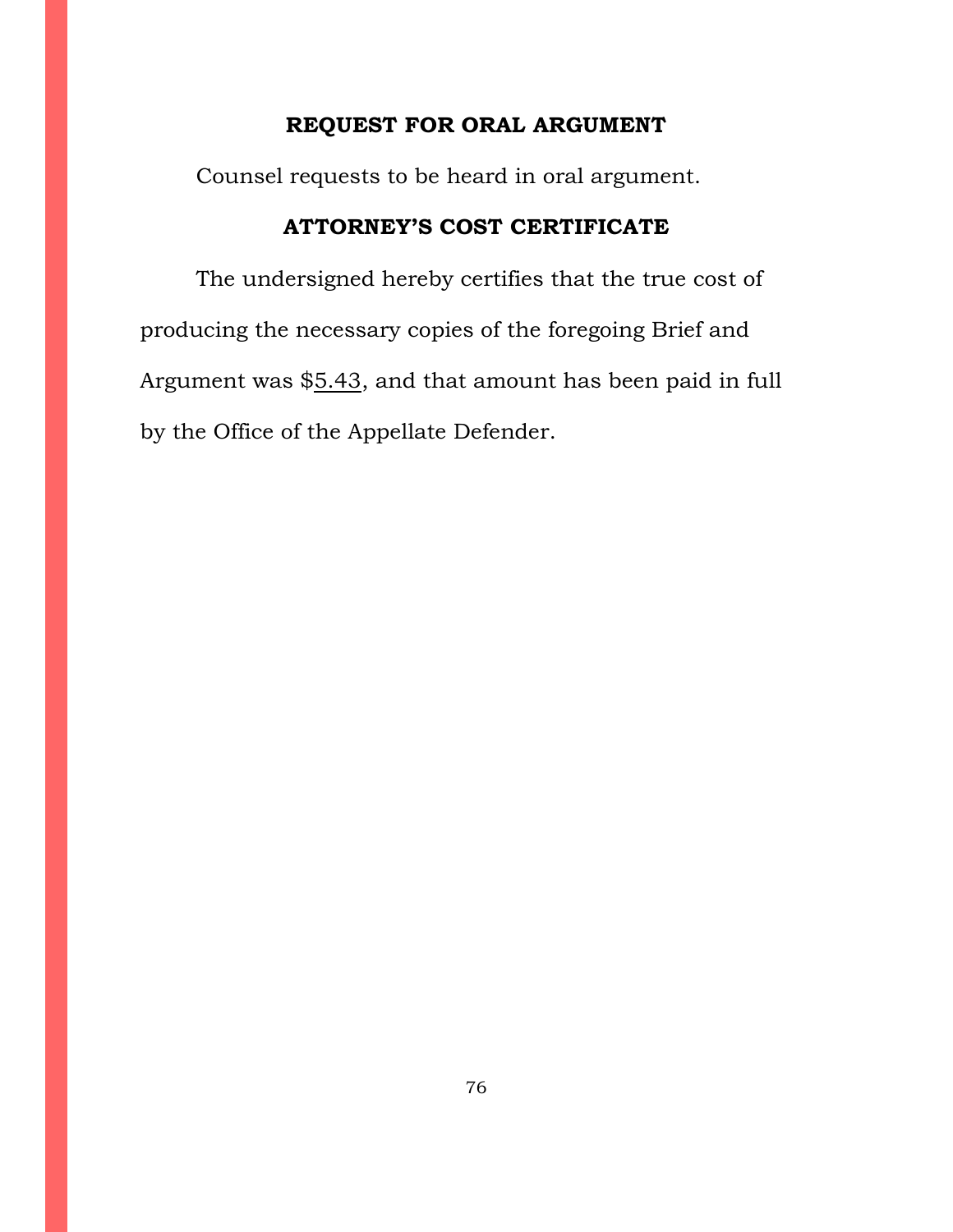## REQUEST FOR ORAL ARGUMENT

Counsel requests to be heard in oral argument.

## ATTORNEY'S COST CERTIFICATE

The undersigned hereby certifies that the true cost of producing the necessary copies of the foregoing Brief and Argument was $5.43, and that amount has been paid in full by the Office of the Appellate Defender.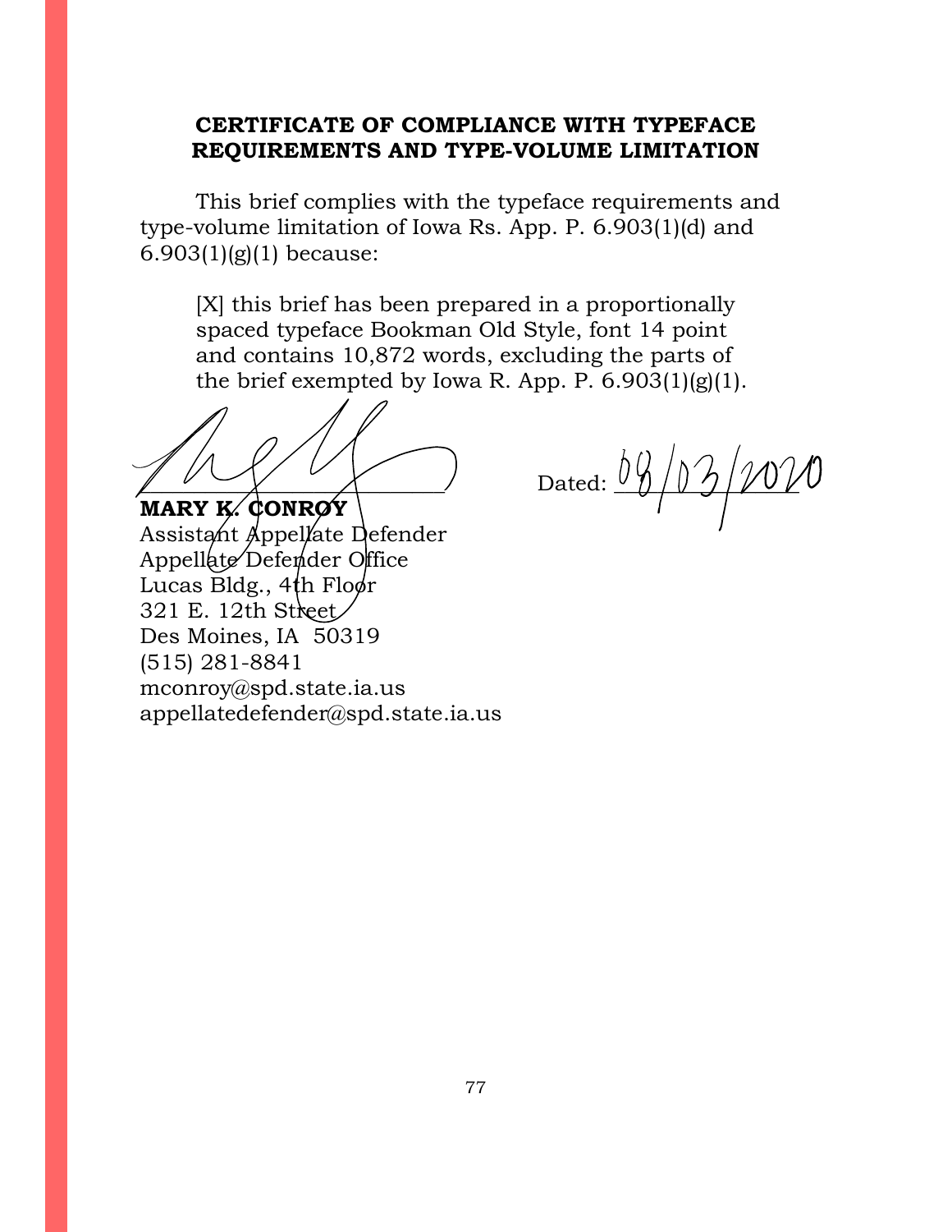## CERTIFICATE OF COMPLIANCE WITH TYPEFACE REQUIREMENTS AND TYPE-VOLUME LIMITATION

This brief complies with the typeface requirements and type-volume limitation of Iowa Rs. App. P. 6.903(1)(d) and 6.903(1)(g)(1) because:

[X] this brief has been prepared in a proportionally spaced typeface Bookman Old Style, font 14 point and contains 10,872 words, excluding the parts of the brief exempted by Iowa R. App. P. 6.903(1)(g)(1).

Dated: 08/03/2020

**MARY K. CONROY**
Assistant Appellate Defender
Appellate Defender Office
Lucas Bldg., 4th Floor
321 E. 12th Street
Des Moines, IA 50319
(515) 281-8841
mconroy@spd.state.ia.us
appellatedefender@spd.state.ia.us